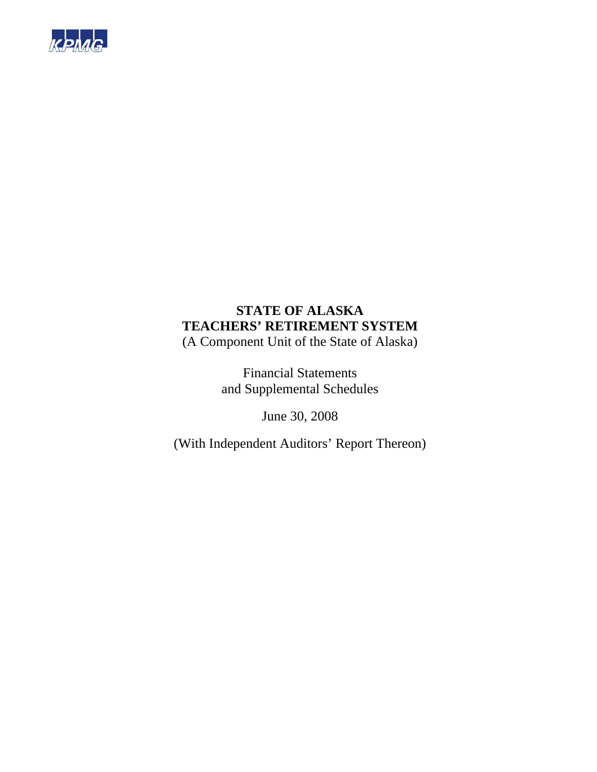KPMG

# STATE OF ALASKA
# TEACHERS' RETIREMENT SYSTEM

(A Component Unit of the State of Alaska)

Financial Statements
and Supplemental Schedules

June 30, 2008

(With Independent Auditors' Report Thereon)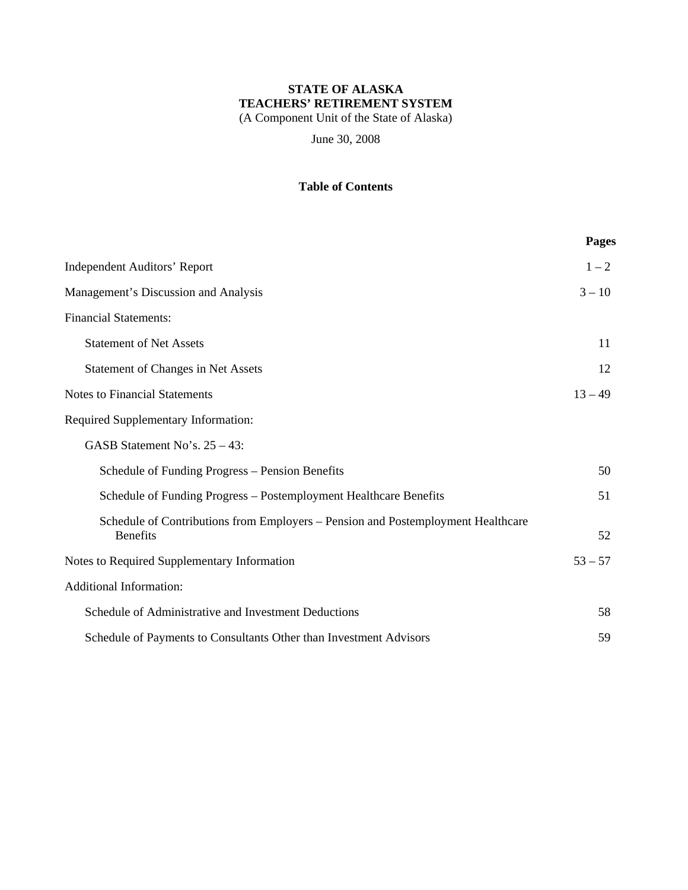**STATE OF ALASKA**
**TEACHERS' RETIREMENT SYSTEM**
(A Component Unit of the State of Alaska)

June 30, 2008

## Table of Contents

| | Pages |
|---|---|
| Independent Auditors' Report | 1 – 2 |
| Management's Discussion and Analysis | 3 – 10 |
| Financial Statements: | |
| Statement of Net Assets | 11 |
| Statement of Changes in Net Assets | 12 |
| Notes to Financial Statements | 13 – 49 |
| Required Supplementary Information: | |
| GASB Statement No's. 25 – 43: | |
| Schedule of Funding Progress – Pension Benefits | 50 |
| Schedule of Funding Progress – Postemployment Healthcare Benefits | 51 |
| Schedule of Contributions from Employers – Pension and Postemployment Healthcare Benefits | 52 |
| Notes to Required Supplementary Information | 53 – 57 |
| Additional Information: | |
| Schedule of Administrative and Investment Deductions | 58 |
| Schedule of Payments to Consultants Other than Investment Advisors | 59 |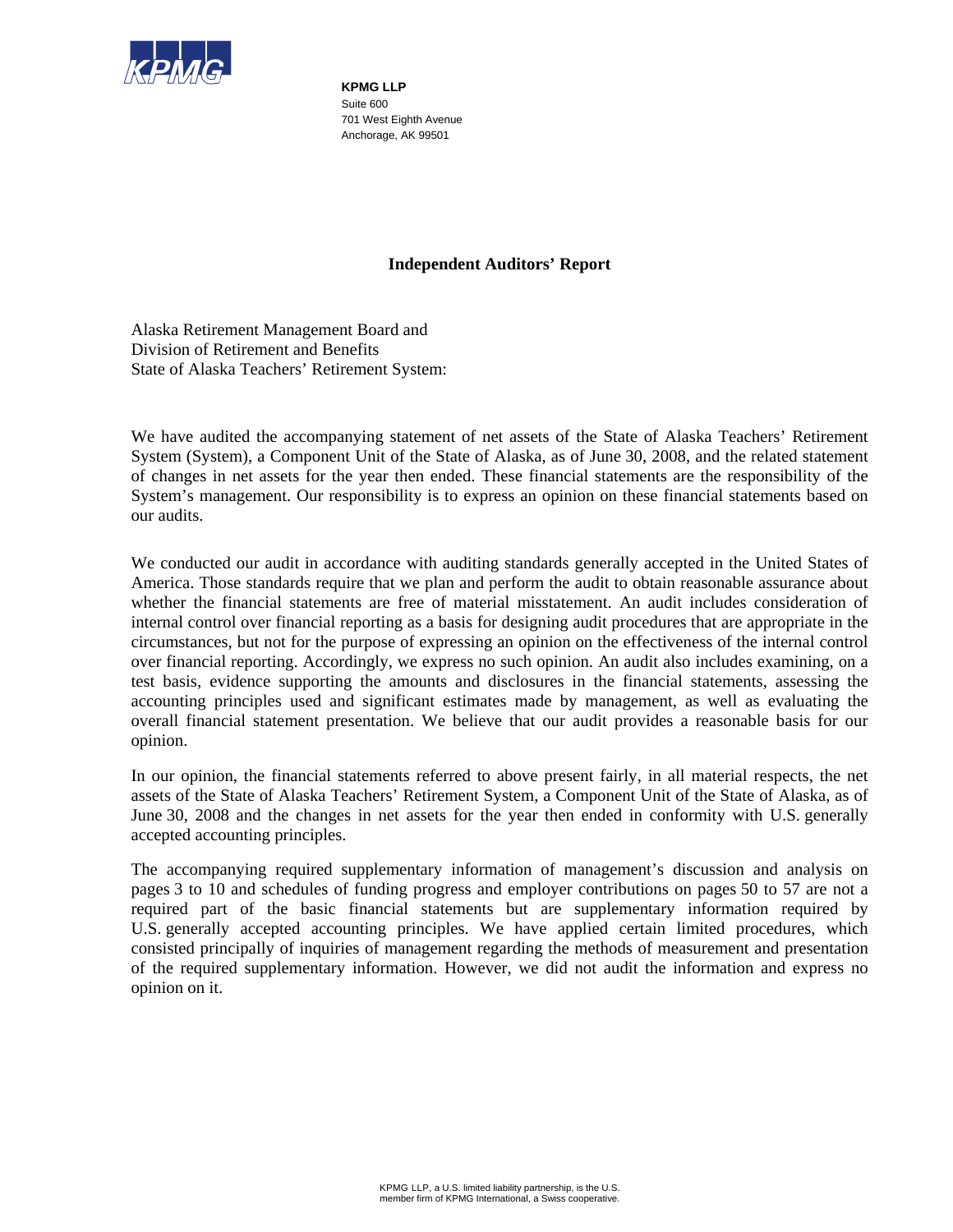**KPMG LLP**
Suite 600
701 West Eighth Avenue
Anchorage, AK 99501

## Independent Auditors' Report

Alaska Retirement Management Board and
Division of Retirement and Benefits
State of Alaska Teachers' Retirement System:

We have audited the accompanying statement of net assets of the State of Alaska Teachers' Retirement System (System), a Component Unit of the State of Alaska, as of June 30, 2008, and the related statement of changes in net assets for the year then ended. These financial statements are the responsibility of the System's management. Our responsibility is to express an opinion on these financial statements based on our audits.

We conducted our audit in accordance with auditing standards generally accepted in the United States of America. Those standards require that we plan and perform the audit to obtain reasonable assurance about whether the financial statements are free of material misstatement. An audit includes consideration of internal control over financial reporting as a basis for designing audit procedures that are appropriate in the circumstances, but not for the purpose of expressing an opinion on the effectiveness of the internal control over financial reporting. Accordingly, we express no such opinion. An audit also includes examining, on a test basis, evidence supporting the amounts and disclosures in the financial statements, assessing the accounting principles used and significant estimates made by management, as well as evaluating the overall financial statement presentation. We believe that our audit provides a reasonable basis for our opinion.

In our opinion, the financial statements referred to above present fairly, in all material respects, the net assets of the State of Alaska Teachers' Retirement System, a Component Unit of the State of Alaska, as of June 30, 2008 and the changes in net assets for the year then ended in conformity with U.S. generally accepted accounting principles.

The accompanying required supplementary information of management's discussion and analysis on pages 3 to 10 and schedules of funding progress and employer contributions on pages 50 to 57 are not a required part of the basic financial statements but are supplementary information required by U.S. generally accepted accounting principles. We have applied certain limited procedures, which consisted principally of inquiries of management regarding the methods of measurement and presentation of the required supplementary information. However, we did not audit the information and express no opinion on it.

KPMG LLP, a U.S. limited liability partnership, is the U.S. member firm of KPMG International, a Swiss cooperative.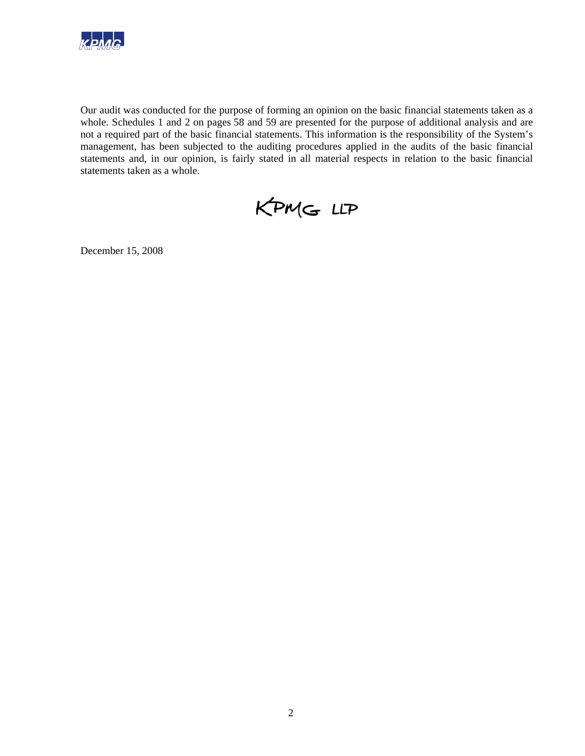Our audit was conducted for the purpose of forming an opinion on the basic financial statements taken as a whole. Schedules 1 and 2 on pages 58 and 59 are presented for the purpose of additional analysis and are not a required part of the basic financial statements. This information is the responsibility of the System's management, has been subjected to the auditing procedures applied in the audits of the basic financial statements and, in our opinion, is fairly stated in all material respects in relation to the basic financial statements taken as a whole.

KPMG LLP

December 15, 2008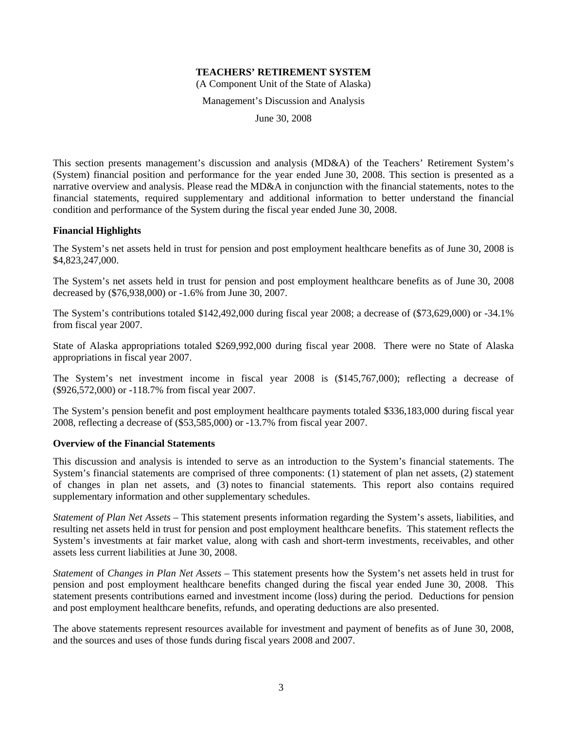**TEACHERS' RETIREMENT SYSTEM**

(A Component Unit of the State of Alaska)

Management's Discussion and Analysis

June 30, 2008

This section presents management's discussion and analysis (MD&A) of the Teachers' Retirement System's (System) financial position and performance for the year ended June 30, 2008. This section is presented as a narrative overview and analysis. Please read the MD&A in conjunction with the financial statements, notes to the financial statements, required supplementary and additional information to better understand the financial condition and performance of the System during the fiscal year ended June 30, 2008.

## Financial Highlights

The System's net assets held in trust for pension and post employment healthcare benefits as of June 30, 2008 is $4,823,247,000.

The System's net assets held in trust for pension and post employment healthcare benefits as of June 30, 2008 decreased by ($76,938,000) or -1.6% from June 30, 2007.

The System's contributions totaled $142,492,000 during fiscal year 2008; a decrease of ($73,629,000) or -34.1% from fiscal year 2007.

State of Alaska appropriations totaled $269,992,000 during fiscal year 2008. There were no State of Alaska appropriations in fiscal year 2007.

The System's net investment income in fiscal year 2008 is ($145,767,000); reflecting a decrease of ($926,572,000) or -118.7% from fiscal year 2007.

The System's pension benefit and post employment healthcare payments totaled $336,183,000 during fiscal year 2008, reflecting a decrease of ($53,585,000) or -13.7% from fiscal year 2007.

## Overview of the Financial Statements

This discussion and analysis is intended to serve as an introduction to the System's financial statements. The System's financial statements are comprised of three components: (1) statement of plan net assets, (2) statement of changes in plan net assets, and (3) notes to financial statements. This report also contains required supplementary information and other supplementary schedules.

*Statement of Plan Net Assets* – This statement presents information regarding the System's assets, liabilities, and resulting net assets held in trust for pension and post employment healthcare benefits. This statement reflects the System's investments at fair market value, along with cash and short-term investments, receivables, and other assets less current liabilities at June 30, 2008.

*Statement* of *Changes in Plan Net Assets* – This statement presents how the System's net assets held in trust for pension and post employment healthcare benefits changed during the fiscal year ended June 30, 2008. This statement presents contributions earned and investment income (loss) during the period. Deductions for pension and post employment healthcare benefits, refunds, and operating deductions are also presented.

The above statements represent resources available for investment and payment of benefits as of June 30, 2008, and the sources and uses of those funds during fiscal years 2008 and 2007.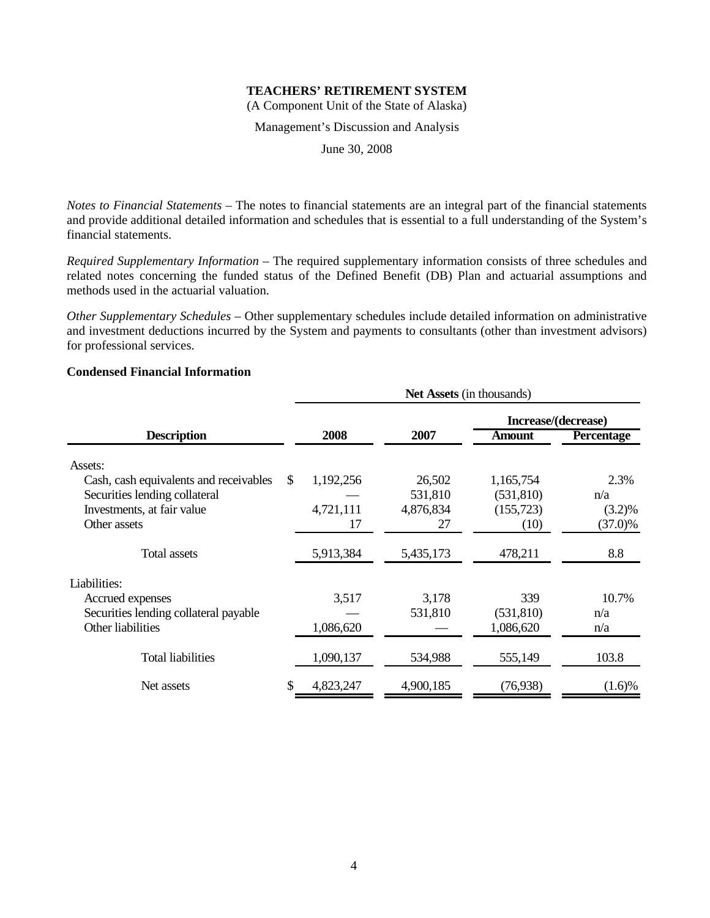# TEACHERS' RETIREMENT SYSTEM

(A Component Unit of the State of Alaska)

Management's Discussion and Analysis

June 30, 2008

*Notes to Financial Statements* – The notes to financial statements are an integral part of the financial statements and provide additional detailed information and schedules that is essential to a full understanding of the System's financial statements.

*Required Supplementary Information* – The required supplementary information consists of three schedules and related notes concerning the funded status of the Defined Benefit (DB) Plan and actuarial assumptions and methods used in the actuarial valuation.

*Other Supplementary Schedules* – Other supplementary schedules include detailed information on administrative and investment deductions incurred by the System and payments to consultants (other than investment advisors) for professional services.

**Condensed Financial Information**

| | **Net Assets** (in thousands) | | | |
|---|---|---|---|---|
| | | | **Increase/(decrease)** | |
| **Description** | **2008** | **2007** | **Amount** | **Percentage** |
| Assets: | | | | |
| Cash, cash equivalents and receivables | $ 1,192,256 | 26,502 | 1,165,754 | 2.3% |
| Securities lending collateral | — | 531,810 | (531,810) | n/a |
| Investments, at fair value | 4,721,111 | 4,876,834 | (155,723) | (3.2)% |
| Other assets | 17 | 27 | (10) | (37.0)% |
| Total assets | 5,913,384 | 5,435,173 | 478,211 | 8.8 |
| Liabilities: | | | | |
| Accrued expenses | 3,517 | 3,178 | 339 | 10.7% |
| Securities lending collateral payable | — | 531,810 | (531,810) | n/a |
| Other liabilities | 1,086,620 | — | 1,086,620 | n/a |
| Total liabilities | 1,090,137 | 534,988 | 555,149 | 103.8 |
| Net assets | $ 4,823,247 | 4,900,185 | (76,938) | (1.6)% |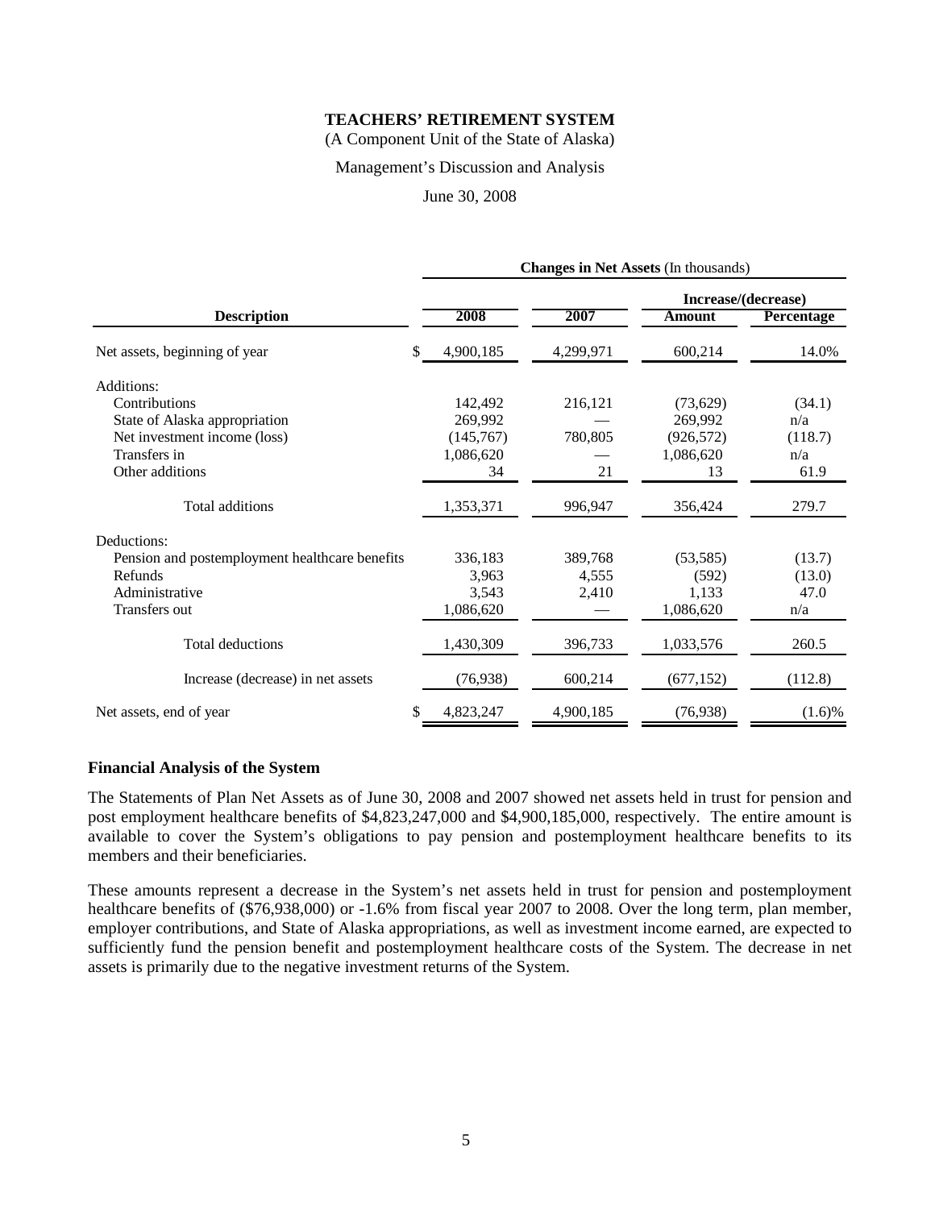**TEACHERS' RETIREMENT SYSTEM**

(A Component Unit of the State of Alaska)

Management's Discussion and Analysis

June 30, 2008

| | Changes in Net Assets (In thousands) | | | |
|---|---|---|---|---|
| | | | Increase/(decrease) | |
| **Description** | **2008** | **2007** | **Amount** | **Percentage** |
| Net assets, beginning of year | $ 4,900,185 | 4,299,971 | 600,214 | 14.0% |
| Additions: | | | | |
| Contributions | 142,492 | 216,121 | (73,629) | (34.1) |
| State of Alaska appropriation | 269,992 | — | 269,992 | n/a |
| Net investment income (loss) | (145,767) | 780,805 | (926,572) | (118.7) |
| Transfers in | 1,086,620 | — | 1,086,620 | n/a |
| Other additions | 34 | 21 | 13 | 61.9 |
| Total additions | 1,353,371 | 996,947 | 356,424 | 279.7 |
| Deductions: | | | | |
| Pension and postemployment healthcare benefits | 336,183 | 389,768 | (53,585) | (13.7) |
| Refunds | 3,963 | 4,555 | (592) | (13.0) |
| Administrative | 3,543 | 2,410 | 1,133 | 47.0 |
| Transfers out | 1,086,620 | — | 1,086,620 | n/a |
| Total deductions | 1,430,309 | 396,733 | 1,033,576 | 260.5 |
| Increase (decrease) in net assets | (76,938) | 600,214 | (677,152) | (112.8) |
| Net assets, end of year | $ 4,823,247 | 4,900,185 | (76,938) | (1.6)% |

**Financial Analysis of the System**

The Statements of Plan Net Assets as of June 30, 2008 and 2007 showed net assets held in trust for pension and post employment healthcare benefits of $4,823,247,000 and $4,900,185,000, respectively. The entire amount is available to cover the System's obligations to pay pension and postemployment healthcare benefits to its members and their beneficiaries.

These amounts represent a decrease in the System's net assets held in trust for pension and postemployment healthcare benefits of ($76,938,000) or -1.6% from fiscal year 2007 to 2008. Over the long term, plan member, employer contributions, and State of Alaska appropriations, as well as investment income earned, are expected to sufficiently fund the pension benefit and postemployment healthcare costs of the System. The decrease in net assets is primarily due to the negative investment returns of the System.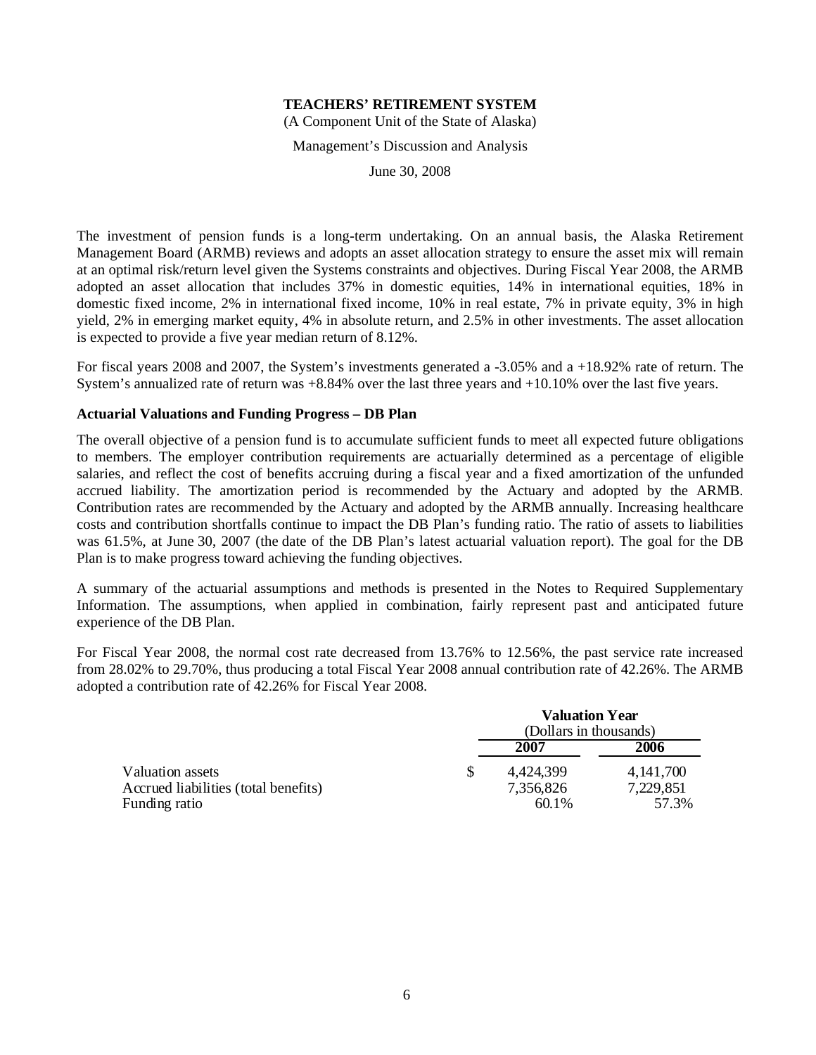**TEACHERS' RETIREMENT SYSTEM**

(A Component Unit of the State of Alaska)

Management's Discussion and Analysis

June 30, 2008

The investment of pension funds is a long-term undertaking. On an annual basis, the Alaska Retirement Management Board (ARMB) reviews and adopts an asset allocation strategy to ensure the asset mix will remain at an optimal risk/return level given the Systems constraints and objectives. During Fiscal Year 2008, the ARMB adopted an asset allocation that includes 37% in domestic equities, 14% in international equities, 18% in domestic fixed income, 2% in international fixed income, 10% in real estate, 7% in private equity, 3% in high yield, 2% in emerging market equity, 4% in absolute return, and 2.5% in other investments. The asset allocation is expected to provide a five year median return of 8.12%.

For fiscal years 2008 and 2007, the System's investments generated a -3.05% and a +18.92% rate of return. The System's annualized rate of return was +8.84% over the last three years and +10.10% over the last five years.

**Actuarial Valuations and Funding Progress – DB Plan**

The overall objective of a pension fund is to accumulate sufficient funds to meet all expected future obligations to members. The employer contribution requirements are actuarially determined as a percentage of eligible salaries, and reflect the cost of benefits accruing during a fiscal year and a fixed amortization of the unfunded accrued liability. The amortization period is recommended by the Actuary and adopted by the ARMB. Contribution rates are recommended by the Actuary and adopted by the ARMB annually. Increasing healthcare costs and contribution shortfalls continue to impact the DB Plan's funding ratio. The ratio of assets to liabilities was 61.5%, at June 30, 2007 (the date of the DB Plan's latest actuarial valuation report). The goal for the DB Plan is to make progress toward achieving the funding objectives.

A summary of the actuarial assumptions and methods is presented in the Notes to Required Supplementary Information. The assumptions, when applied in combination, fairly represent past and anticipated future experience of the DB Plan.

For Fiscal Year 2008, the normal cost rate decreased from 13.76% to 12.56%, the past service rate increased from 28.02% to 29.70%, thus producing a total Fiscal Year 2008 annual contribution rate of 42.26%. The ARMB adopted a contribution rate of 42.26% for Fiscal Year 2008.

| | Valuation Year (Dollars in thousands) | |
|---|---|---|
| | 2007 | 2006 |
| Valuation assets | $ 4,424,399 | 4,141,700 |
| Accrued liabilities (total benefits) | 7,356,826 | 7,229,851 |
| Funding ratio | 60.1% | 57.3% |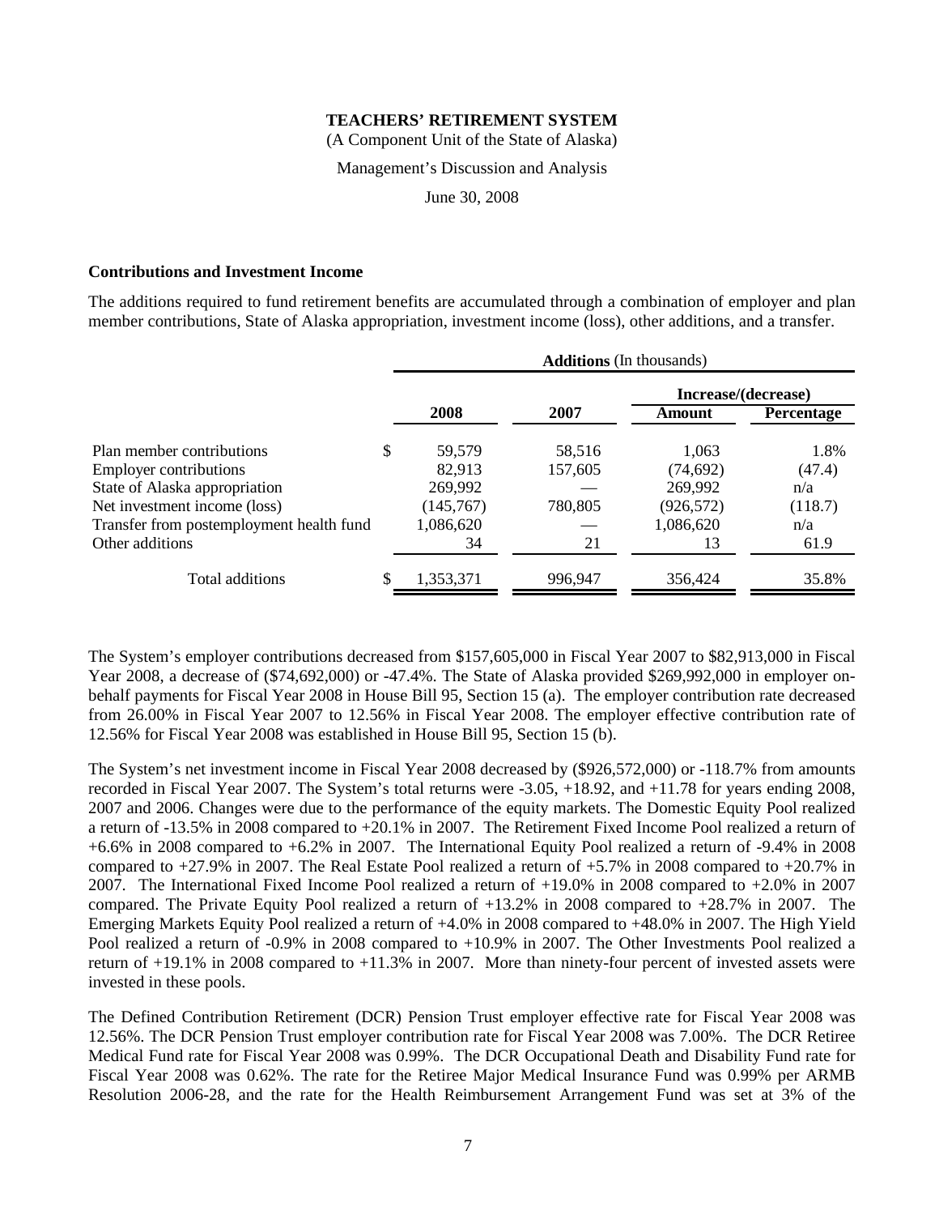**TEACHERS' RETIREMENT SYSTEM**

(A Component Unit of the State of Alaska)

Management's Discussion and Analysis

June 30, 2008

### Contributions and Investment Income

The additions required to fund retirement benefits are accumulated through a combination of employer and plan member contributions, State of Alaska appropriation, investment income (loss), other additions, and a transfer.

| | **Additions** (In thousands) | | | |
|---|---|---|---|---|
| | | | **Increase/(decrease)** | |
| | **2008** | **2007** | **Amount** | **Percentage** |
| Plan member contributions | $ 59,579 | 58,516 | 1,063 | 1.8% |
| Employer contributions | 82,913 | 157,605 | (74,692) | (47.4) |
| State of Alaska appropriation | 269,992 | — | 269,992 | n/a |
| Net investment income (loss) | (145,767) | 780,805 | (926,572) | (118.7) |
| Transfer from postemployment health fund | 1,086,620 | — | 1,086,620 | n/a |
| Other additions | 34 | 21 | 13 | 61.9 |
| Total additions | $ 1,353,371 | 996,947 | 356,424 | 35.8% |

The System's employer contributions decreased from $157,605,000 in Fiscal Year 2007 to $82,913,000 in Fiscal Year 2008, a decrease of ($74,692,000) or -47.4%. The State of Alaska provided $269,992,000 in employer on-behalf payments for Fiscal Year 2008 in House Bill 95, Section 15 (a). The employer contribution rate decreased from 26.00% in Fiscal Year 2007 to 12.56% in Fiscal Year 2008. The employer effective contribution rate of 12.56% for Fiscal Year 2008 was established in House Bill 95, Section 15 (b).

The System's net investment income in Fiscal Year 2008 decreased by ($926,572,000) or -118.7% from amounts recorded in Fiscal Year 2007. The System's total returns were -3.05, +18.92, and +11.78 for years ending 2008, 2007 and 2006. Changes were due to the performance of the equity markets. The Domestic Equity Pool realized a return of -13.5% in 2008 compared to +20.1% in 2007. The Retirement Fixed Income Pool realized a return of +6.6% in 2008 compared to +6.2% in 2007. The International Equity Pool realized a return of -9.4% in 2008 compared to +27.9% in 2007. The Real Estate Pool realized a return of +5.7% in 2008 compared to +20.7% in 2007. The International Fixed Income Pool realized a return of +19.0% in 2008 compared to +2.0% in 2007 compared. The Private Equity Pool realized a return of +13.2% in 2008 compared to +28.7% in 2007. The Emerging Markets Equity Pool realized a return of +4.0% in 2008 compared to +48.0% in 2007. The High Yield Pool realized a return of -0.9% in 2008 compared to +10.9% in 2007. The Other Investments Pool realized a return of +19.1% in 2008 compared to +11.3% in 2007. More than ninety-four percent of invested assets were invested in these pools.

The Defined Contribution Retirement (DCR) Pension Trust employer effective rate for Fiscal Year 2008 was 12.56%. The DCR Pension Trust employer contribution rate for Fiscal Year 2008 was 7.00%. The DCR Retiree Medical Fund rate for Fiscal Year 2008 was 0.99%. The DCR Occupational Death and Disability Fund rate for Fiscal Year 2008 was 0.62%. The rate for the Retiree Major Medical Insurance Fund was 0.99% per ARMB Resolution 2006-28, and the rate for the Health Reimbursement Arrangement Fund was set at 3% of the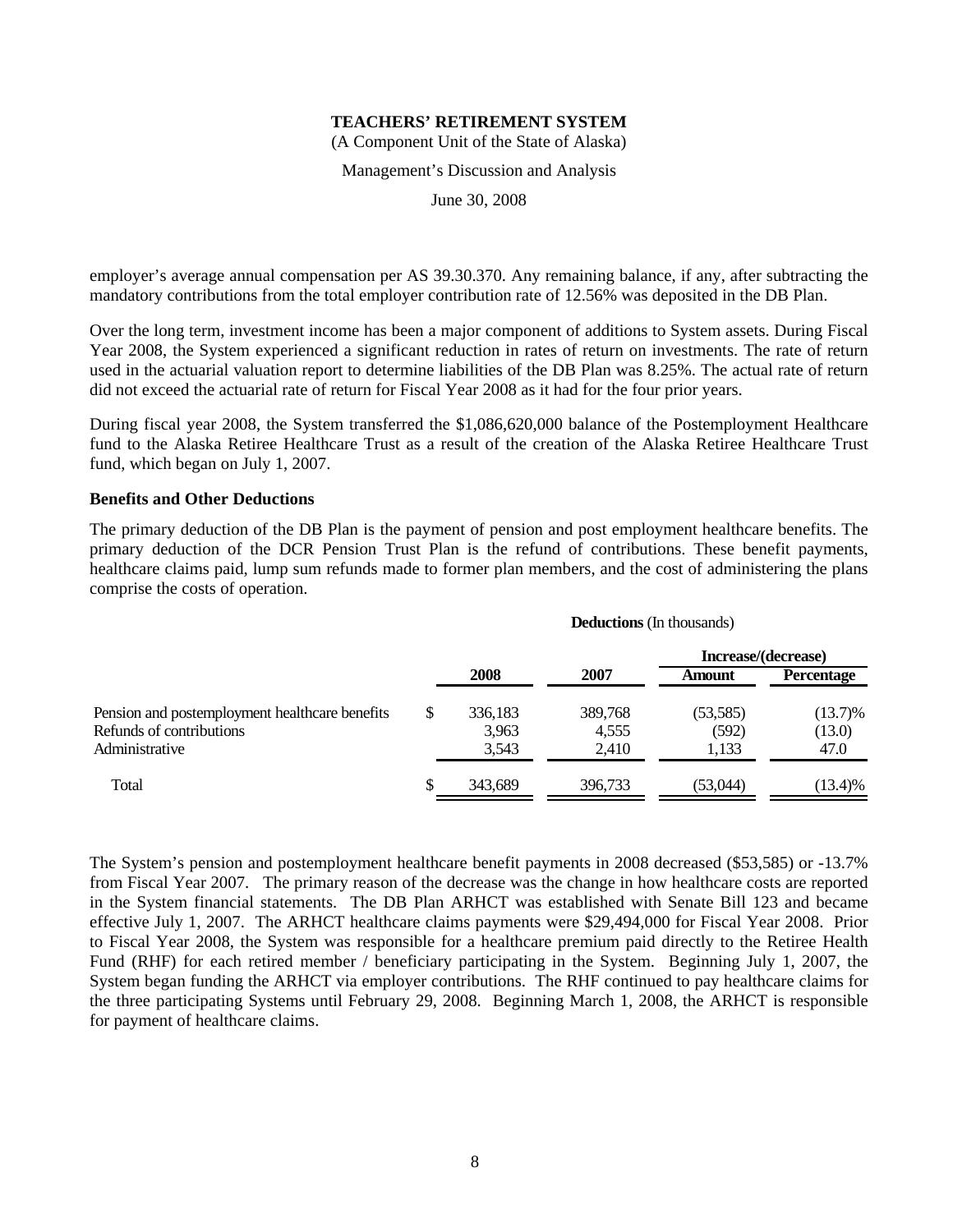employer's average annual compensation per AS 39.30.370. Any remaining balance, if any, after subtracting the mandatory contributions from the total employer contribution rate of 12.56% was deposited in the DB Plan.

Over the long term, investment income has been a major component of additions to System assets. During Fiscal Year 2008, the System experienced a significant reduction in rates of return on investments. The rate of return used in the actuarial valuation report to determine liabilities of the DB Plan was 8.25%. The actual rate of return did not exceed the actuarial rate of return for Fiscal Year 2008 as it had for the four prior years.

During fiscal year 2008, the System transferred the $1,086,620,000 balance of the Postemployment Healthcare fund to the Alaska Retiree Healthcare Trust as a result of the creation of the Alaska Retiree Healthcare Trust fund, which began on July 1, 2007.

**Benefits and Other Deductions**

The primary deduction of the DB Plan is the payment of pension and post employment healthcare benefits. The primary deduction of the DCR Pension Trust Plan is the refund of contributions. These benefit payments, healthcare claims paid, lump sum refunds made to former plan members, and the cost of administering the plans comprise the costs of operation.

**Deductions** (In thousands)

| | 2008 | 2007 | Increase/(decrease) Amount | Increase/(decrease) Percentage |
|---|---|---|---|---|
| Pension and postemployment healthcare benefits | $ 336,183 | 389,768 | (53,585) | (13.7)% |
| Refunds of contributions | 3,963 | 4,555 | (592) | (13.0) |
| Administrative | 3,543 | 2,410 | 1,133 | 47.0 |
| Total | $ 343,689 | 396,733 | (53,044) | (13.4)% |

The System's pension and postemployment healthcare benefit payments in 2008 decreased ($53,585) or -13.7% from Fiscal Year 2007. The primary reason of the decrease was the change in how healthcare costs are reported in the System financial statements. The DB Plan ARHCT was established with Senate Bill 123 and became effective July 1, 2007. The ARHCT healthcare claims payments were $29,494,000 for Fiscal Year 2008. Prior to Fiscal Year 2008, the System was responsible for a healthcare premium paid directly to the Retiree Health Fund (RHF) for each retired member / beneficiary participating in the System. Beginning July 1, 2007, the System began funding the ARHCT via employer contributions. The RHF continued to pay healthcare claims for the three participating Systems until February 29, 2008. Beginning March 1, 2008, the ARHCT is responsible for payment of healthcare claims.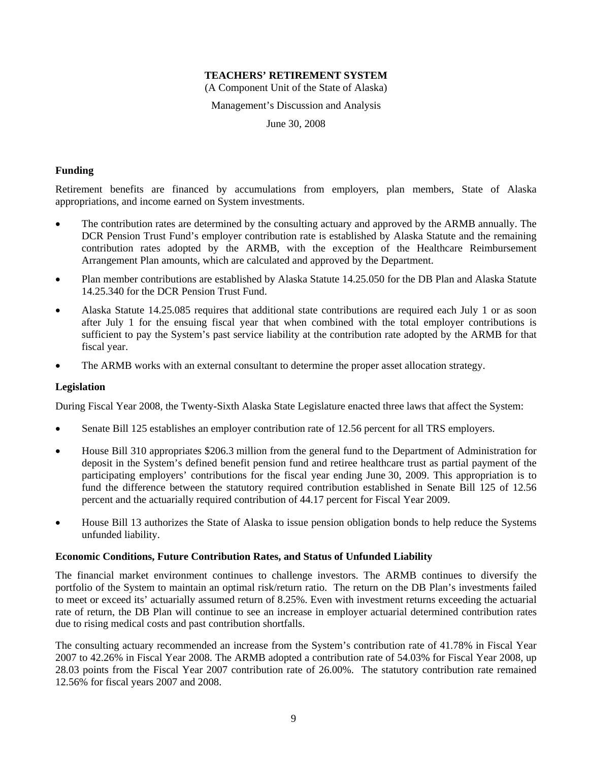# TEACHERS' RETIREMENT SYSTEM

(A Component Unit of the State of Alaska)

Management's Discussion and Analysis

June 30, 2008

### Funding

Retirement benefits are financed by accumulations from employers, plan members, State of Alaska appropriations, and income earned on System investments.

- The contribution rates are determined by the consulting actuary and approved by the ARMB annually. The DCR Pension Trust Fund's employer contribution rate is established by Alaska Statute and the remaining contribution rates adopted by the ARMB, with the exception of the Healthcare Reimbursement Arrangement Plan amounts, which are calculated and approved by the Department.
- Plan member contributions are established by Alaska Statute 14.25.050 for the DB Plan and Alaska Statute 14.25.340 for the DCR Pension Trust Fund.
- Alaska Statute 14.25.085 requires that additional state contributions are required each July 1 or as soon after July 1 for the ensuing fiscal year that when combined with the total employer contributions is sufficient to pay the System's past service liability at the contribution rate adopted by the ARMB for that fiscal year.
- The ARMB works with an external consultant to determine the proper asset allocation strategy.

### Legislation

During Fiscal Year 2008, the Twenty-Sixth Alaska State Legislature enacted three laws that affect the System:

- Senate Bill 125 establishes an employer contribution rate of 12.56 percent for all TRS employers.
- House Bill 310 appropriates $206.3 million from the general fund to the Department of Administration for deposit in the System's defined benefit pension fund and retiree healthcare trust as partial payment of the participating employers' contributions for the fiscal year ending June 30, 2009. This appropriation is to fund the difference between the statutory required contribution established in Senate Bill 125 of 12.56 percent and the actuarially required contribution of 44.17 percent for Fiscal Year 2009.
- House Bill 13 authorizes the State of Alaska to issue pension obligation bonds to help reduce the Systems unfunded liability.

### Economic Conditions, Future Contribution Rates, and Status of Unfunded Liability

The financial market environment continues to challenge investors. The ARMB continues to diversify the portfolio of the System to maintain an optimal risk/return ratio. The return on the DB Plan's investments failed to meet or exceed its' actuarially assumed return of 8.25%. Even with investment returns exceeding the actuarial rate of return, the DB Plan will continue to see an increase in employer actuarial determined contribution rates due to rising medical costs and past contribution shortfalls.

The consulting actuary recommended an increase from the System's contribution rate of 41.78% in Fiscal Year 2007 to 42.26% in Fiscal Year 2008. The ARMB adopted a contribution rate of 54.03% for Fiscal Year 2008, up 28.03 points from the Fiscal Year 2007 contribution rate of 26.00%. The statutory contribution rate remained 12.56% for fiscal years 2007 and 2008.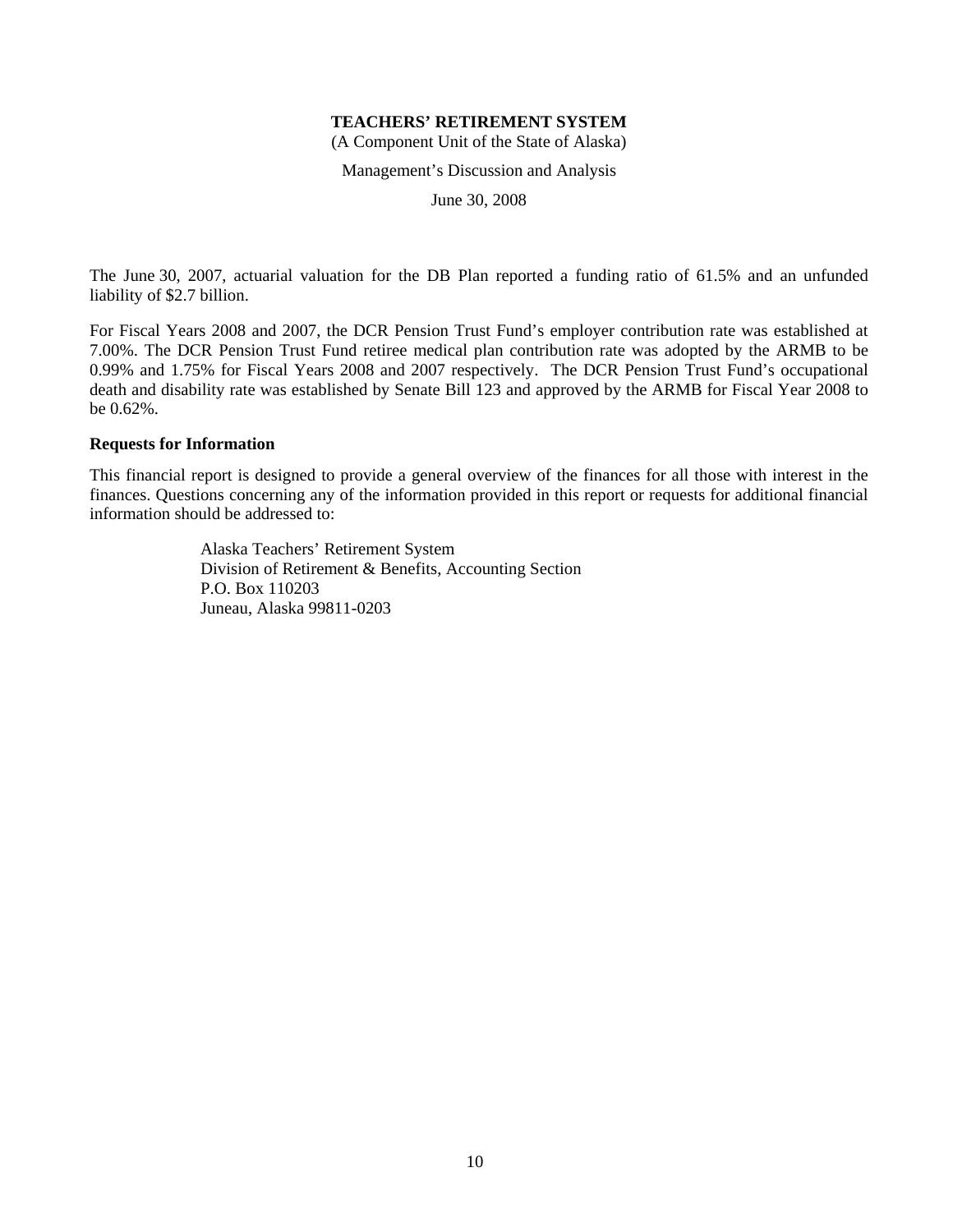The June 30, 2007, actuarial valuation for the DB Plan reported a funding ratio of 61.5% and an unfunded liability of $2.7 billion.

For Fiscal Years 2008 and 2007, the DCR Pension Trust Fund's employer contribution rate was established at 7.00%. The DCR Pension Trust Fund retiree medical plan contribution rate was adopted by the ARMB to be 0.99% and 1.75% for Fiscal Years 2008 and 2007 respectively. The DCR Pension Trust Fund's occupational death and disability rate was established by Senate Bill 123 and approved by the ARMB for Fiscal Year 2008 to be 0.62%.

**Requests for Information**

This financial report is designed to provide a general overview of the finances for all those with interest in the finances. Questions concerning any of the information provided in this report or requests for additional financial information should be addressed to:

Alaska Teachers' Retirement System
Division of Retirement & Benefits, Accounting Section
P.O. Box 110203
Juneau, Alaska 99811-0203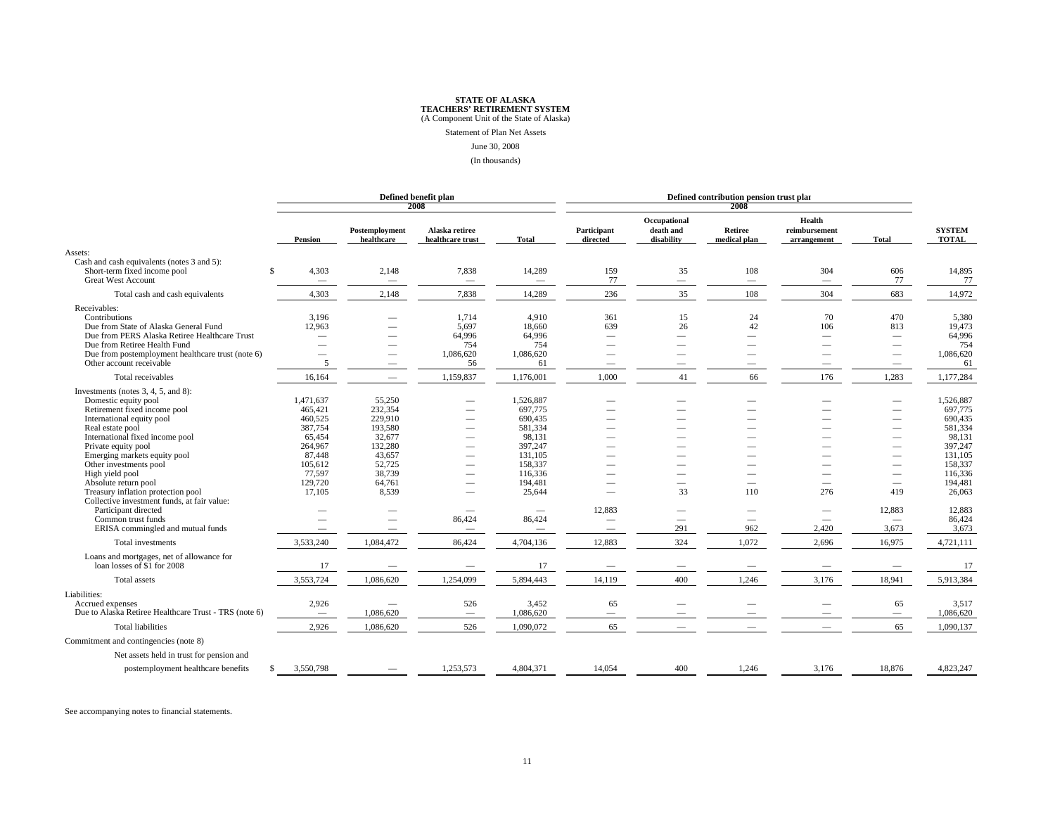**STATE OF ALASKA**
**TEACHERS' RETIREMENT SYSTEM**
(A Component Unit of the State of Alaska)

Statement of Plan Net Assets

June 30, 2008

(In thousands)

| | Defined benefit plan 2008 | | | | Defined contribution pension trust plan 2008 | | | | | |
|---|---|---|---|---|---|---|---|---|---|---|
| | Pension | Postemployment healthcare | Alaska retiree healthcare trust | Total | Participant directed | Occupational death and disability | Retiree medical plan | Health reimbursement arrangement | Total | SYSTEM TOTAL |
| Assets: | | | | | | | | | | |
| Cash and cash equivalents (notes 3 and 5): | | | | | | | | | | |
| Short-term fixed income pool | $ 4,303 | 2,148 | 7,838 | 14,289 | 159 | 35 | 108 | 304 | 606 | 14,895 |
| Great West Account | — | — | — | — | 77 | — | — | — | 77 | 77 |
| Total cash and cash equivalents | 4,303 | 2,148 | 7,838 | 14,289 | 236 | 35 | 108 | 304 | 683 | 14,972 |
| Receivables: | | | | | | | | | | |
| Contributions | 3,196 | — | 1,714 | 4,910 | 361 | 15 | 24 | 70 | 470 | 5,380 |
| Due from State of Alaska General Fund | 12,963 | — | 5,697 | 18,660 | 639 | 26 | 42 | 106 | 813 | 19,473 |
| Due from PERS Alaska Retiree Healthcare Trust | — | — | 64,996 | 64,996 | — | — | — | — | — | 64,996 |
| Due from Retiree Health Fund | — | — | 754 | 754 | — | — | — | — | — | 754 |
| Due from postemployment healthcare trust (note 6) | — | — | 1,086,620 | 1,086,620 | — | — | — | — | — | 1,086,620 |
| Other account receivable | 5 | — | 56 | 61 | — | — | — | — | — | 61 |
| Total receivables | 16,164 | — | 1,159,837 | 1,176,001 | 1,000 | 41 | 66 | 176 | 1,283 | 1,177,284 |
| Investments (notes 3, 4, 5, and 8): | | | | | | | | | | |
| Domestic equity pool | 1,471,637 | 55,250 | — | 1,526,887 | — | — | — | — | — | 1,526,887 |
| Retirement fixed income pool | 465,421 | 232,354 | — | 697,775 | — | — | — | — | — | 697,775 |
| International equity pool | 460,525 | 229,910 | — | 690,435 | — | — | — | — | — | 690,435 |
| Real estate pool | 387,754 | 193,580 | — | 581,334 | — | — | — | — | — | 581,334 |
| International fixed income pool | 65,454 | 32,677 | — | 98,131 | — | — | — | — | — | 98,131 |
| Private equity pool | 264,967 | 132,280 | — | 397,247 | — | — | — | — | — | 397,247 |
| Emerging markets equity pool | 87,448 | 43,657 | — | 131,105 | — | — | — | — | — | 131,105 |
| Other investments pool | 105,612 | 52,725 | — | 158,337 | — | — | — | — | — | 158,337 |
| High yield pool | 77,597 | 38,739 | — | 116,336 | — | — | — | — | — | 116,336 |
| Absolute return pool | 129,720 | 64,761 | — | 194,481 | — | — | — | — | — | 194,481 |
| Treasury inflation protection pool | 17,105 | 8,539 | — | 25,644 | — | 33 | 110 | 276 | 419 | 26,063 |
| Collective investment funds, at fair value: | | | | | | | | | | |
| Participant directed | — | — | — | — | 12,883 | — | — | — | 12,883 | 12,883 |
| Common trust funds | — | — | 86,424 | 86,424 | — | — | — | — | — | 86,424 |
| ERISA commingled and mutual funds | — | — | — | — | — | 291 | 962 | 2,420 | 3,673 | 3,673 |
| Total investments | 3,533,240 | 1,084,472 | 86,424 | 4,704,136 | 12,883 | 324 | 1,072 | 2,696 | 16,975 | 4,721,111 |
| Loans and mortgages, net of allowance for loan losses of $1 for 2008 | 17 | — | — | 17 | — | — | — | — | — | 17 |
| Total assets | 3,553,724 | 1,086,620 | 1,254,099 | 5,894,443 | 14,119 | 400 | 1,246 | 3,176 | 18,941 | 5,913,384 |
| Liabilities: | | | | | | | | | | |
| Accrued expenses | 2,926 | — | 526 | 3,452 | 65 | — | — | — | 65 | 3,517 |
| Due to Alaska Retiree Healthcare Trust - TRS (note 6) | — | 1,086,620 | — | 1,086,620 | — | — | — | — | — | 1,086,620 |
| Total liabilities | 2,926 | 1,086,620 | 526 | 1,090,072 | 65 | — | — | — | 65 | 1,090,137 |
| Commitment and contingencies (note 8) | | | | | | | | | | |
| Net assets held in trust for pension and postemployment healthcare benefits | $ 3,550,798 | — | 1,253,573 | 4,804,371 | 14,054 | 400 | 1,246 | 3,176 | 18,876 | 4,823,247 |

See accompanying notes to financial statements.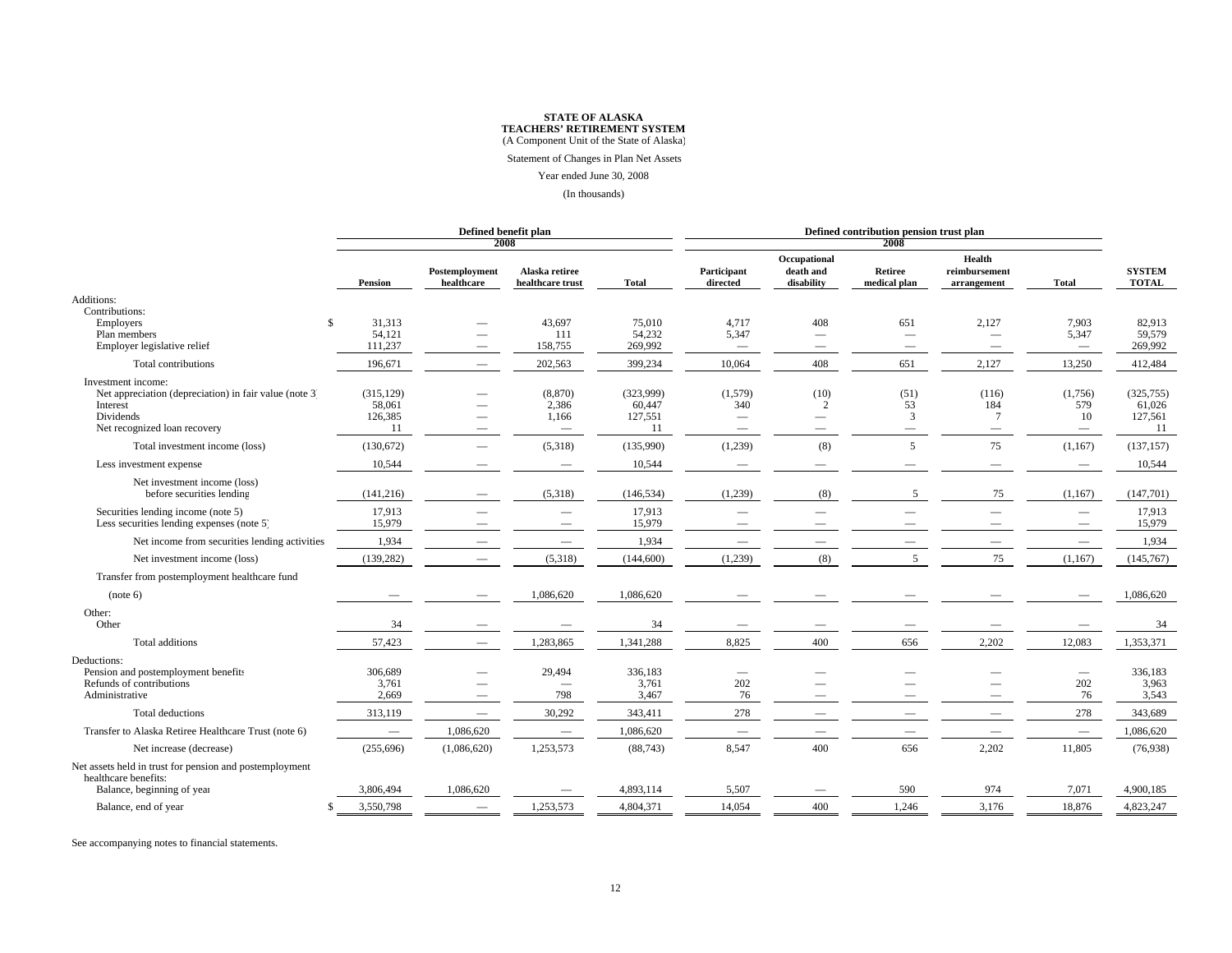**STATE OF ALASKA**
**TEACHERS' RETIREMENT SYSTEM**
(A Component Unit of the State of Alaska)

Statement of Changes in Plan Net Assets

Year ended June 30, 2008

(In thousands)

| | Defined benefit plan 2008 | | | | Defined contribution pension trust plan 2008 | | | | | |
|---|---|---|---|---|---|---|---|---|---|---|
| | **Pension** | **Postemployment healthcare** | **Alaska retiree healthcare trust** | **Total** | **Participant directed** | **Occupational death and disability** | **Retiree medical plan** | **Health reimbursement arrangement** | **Total** | **SYSTEM TOTAL** |
| Additions: | | | | | | | | | | |
| Contributions: | | | | | | | | | | |
| Employers | $ 31,313 | — | 43,697 | 75,010 | 4,717 | 408 | 651 | 2,127 | 7,903 | 82,913 |
| Plan members | 54,121 | — | 111 | 54,232 | 5,347 | — | — | — | 5,347 | 59,579 |
| Employer legislative relief | 111,237 | — | 158,755 | 269,992 | — | — | — | — | — | 269,992 |
| Total contributions | 196,671 | — | 202,563 | 399,234 | 10,064 | 408 | 651 | 2,127 | 13,250 | 412,484 |
| Investment income: | | | | | | | | | | |
| Net appreciation (depreciation) in fair value (note 3) | (315,129) | — | (8,870) | (323,999) | (1,579) | (10) | (51) | (116) | (1,756) | (325,755) |
| Interest | 58,061 | — | 2,386 | 60,447 | 340 | 2 | 53 | 184 | 579 | 61,026 |
| Dividends | 126,385 | — | 1,166 | 127,551 | — | — | 3 | 7 | 10 | 127,561 |
| Net recognized loan recovery | 11 | — | — | 11 | — | — | — | — | — | 11 |
| Total investment income (loss) | (130,672) | — | (5,318) | (135,990) | (1,239) | (8) | 5 | 75 | (1,167) | (137,157) |
| Less investment expense | 10,544 | — | — | 10,544 | — | — | — | — | — | 10,544 |
| Net investment income (loss) before securities lending | (141,216) | — | (5,318) | (146,534) | (1,239) | (8) | 5 | 75 | (1,167) | (147,701) |
| Securities lending income (note 5) | 17,913 | — | — | 17,913 | — | — | — | — | — | 17,913 |
| Less securities lending expenses (note 5) | 15,979 | — | — | 15,979 | — | — | — | — | — | 15,979 |
| Net income from securities lending activities | 1,934 | — | — | 1,934 | — | — | — | — | — | 1,934 |
| Net investment income (loss) | (139,282) | — | (5,318) | (144,600) | (1,239) | (8) | 5 | 75 | (1,167) | (145,767) |
| Transfer from postemployment healthcare fund (note 6) | — | — | 1,086,620 | 1,086,620 | — | — | — | — | — | 1,086,620 |
| Other: | | | | | | | | | | |
| Other | 34 | — | — | 34 | — | — | — | — | — | 34 |
| Total additions | 57,423 | — | 1,283,865 | 1,341,288 | 8,825 | 400 | 656 | 2,202 | 12,083 | 1,353,371 |
| Deductions: | | | | | | | | | | |
| Pension and postemployment benefits | 306,689 | — | 29,494 | 336,183 | — | — | — | — | — | 336,183 |
| Refunds of contributions | 3,761 | — | — | 3,761 | 202 | — | — | — | 202 | 3,963 |
| Administrative | 2,669 | — | 798 | 3,467 | 76 | — | — | — | 76 | 3,543 |
| Total deductions | 313,119 | — | 30,292 | 343,411 | 278 | — | — | — | 278 | 343,689 |
| Transfer to Alaska Retiree Healthcare Trust (note 6) | — | 1,086,620 | — | 1,086,620 | — | — | — | — | — | 1,086,620 |
| Net increase (decrease) | (255,696) | (1,086,620) | 1,253,573 | (88,743) | 8,547 | 400 | 656 | 2,202 | 11,805 | (76,938) |
| Net assets held in trust for pension and postemployment healthcare benefits: | | | | | | | | | | |
| Balance, beginning of year | 3,806,494 | 1,086,620 | — | 4,893,114 | 5,507 | — | 590 | 974 | 7,071 | 4,900,185 |
| Balance, end of year | $ 3,550,798 | — | 1,253,573 | 4,804,371 | 14,054 | 400 | 1,246 | 3,176 | 18,876 | 4,823,247 |

See accompanying notes to financial statements.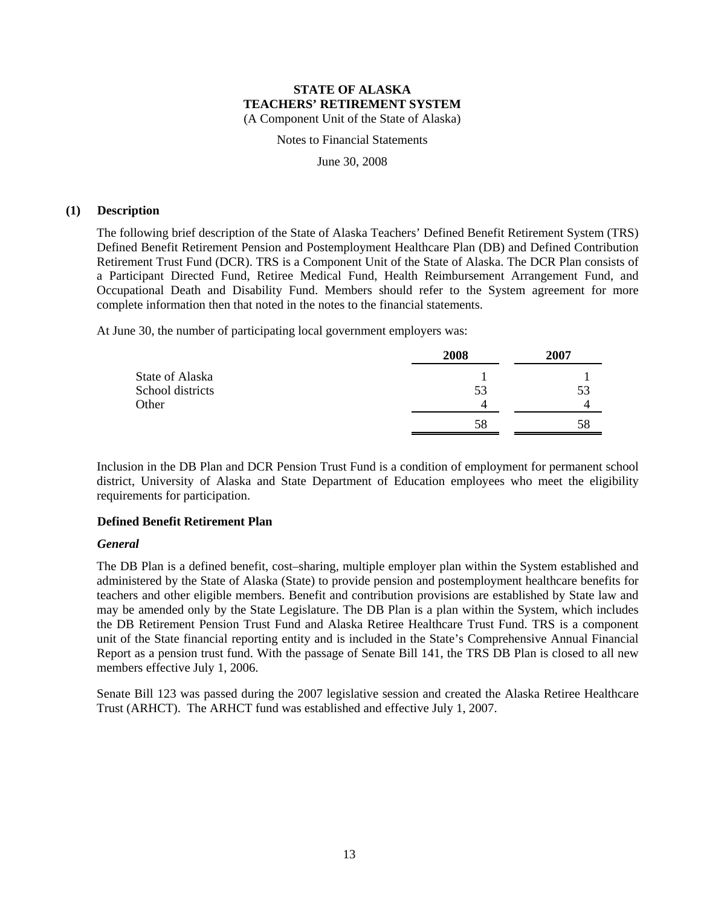# STATE OF ALASKA
# TEACHERS' RETIREMENT SYSTEM

(A Component Unit of the State of Alaska)

Notes to Financial Statements

June 30, 2008

## (1) Description

The following brief description of the State of Alaska Teachers' Defined Benefit Retirement System (TRS) Defined Benefit Retirement Pension and Postemployment Healthcare Plan (DB) and Defined Contribution Retirement Trust Fund (DCR). TRS is a Component Unit of the State of Alaska. The DCR Plan consists of a Participant Directed Fund, Retiree Medical Fund, Health Reimbursement Arrangement Fund, and Occupational Death and Disability Fund. Members should refer to the System agreement for more complete information then that noted in the notes to the financial statements.

At June 30, the number of participating local government employers was:

| | 2008 | 2007 |
|---|---|---|
| State of Alaska | 1 | 1 |
| School districts | 53 | 53 |
| Other | 4 | 4 |
| | 58 | 58 |

Inclusion in the DB Plan and DCR Pension Trust Fund is a condition of employment for permanent school district, University of Alaska and State Department of Education employees who meet the eligibility requirements for participation.

### Defined Benefit Retirement Plan

#### *General*

The DB Plan is a defined benefit, cost–sharing, multiple employer plan within the System established and administered by the State of Alaska (State) to provide pension and postemployment healthcare benefits for teachers and other eligible members. Benefit and contribution provisions are established by State law and may be amended only by the State Legislature. The DB Plan is a plan within the System, which includes the DB Retirement Pension Trust Fund and Alaska Retiree Healthcare Trust Fund. TRS is a component unit of the State financial reporting entity and is included in the State's Comprehensive Annual Financial Report as a pension trust fund. With the passage of Senate Bill 141, the TRS DB Plan is closed to all new members effective July 1, 2006.

Senate Bill 123 was passed during the 2007 legislative session and created the Alaska Retiree Healthcare Trust (ARHCT). The ARHCT fund was established and effective July 1, 2007.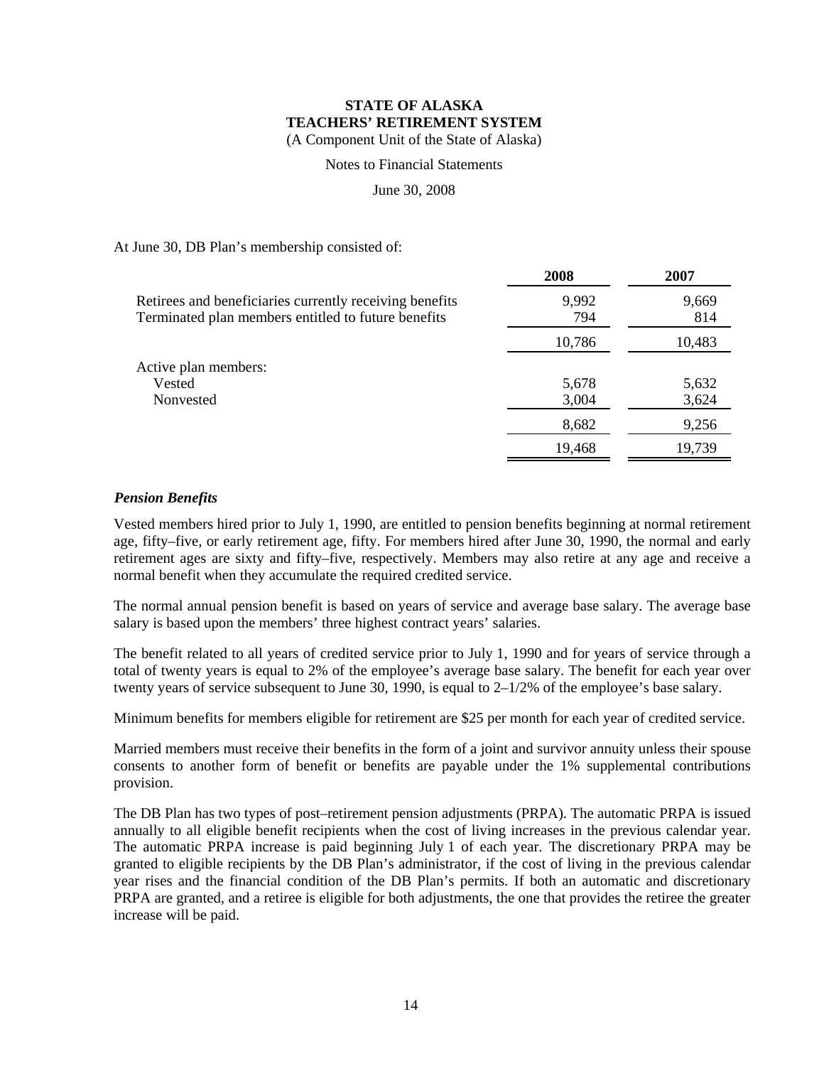**STATE OF ALASKA**
**TEACHERS' RETIREMENT SYSTEM**
(A Component Unit of the State of Alaska)

Notes to Financial Statements

June 30, 2008

At June 30, DB Plan's membership consisted of:

| | 2008 | 2007 |
|---|---|---|
| Retirees and beneficiaries currently receiving benefits | 9,992 | 9,669 |
| Terminated plan members entitled to future benefits | 794 | 814 |
| | 10,786 | 10,483 |
| Active plan members: | | |
| Vested | 5,678 | 5,632 |
| Nonvested | 3,004 | 3,624 |
| | 8,682 | 9,256 |
| | 19,468 | 19,739 |

***Pension Benefits***

Vested members hired prior to July 1, 1990, are entitled to pension benefits beginning at normal retirement age, fifty–five, or early retirement age, fifty. For members hired after June 30, 1990, the normal and early retirement ages are sixty and fifty–five, respectively. Members may also retire at any age and receive a normal benefit when they accumulate the required credited service.

The normal annual pension benefit is based on years of service and average base salary. The average base salary is based upon the members' three highest contract years' salaries.

The benefit related to all years of credited service prior to July 1, 1990 and for years of service through a total of twenty years is equal to 2% of the employee's average base salary. The benefit for each year over twenty years of service subsequent to June 30, 1990, is equal to 2–1/2% of the employee's base salary.

Minimum benefits for members eligible for retirement are $25 per month for each year of credited service.

Married members must receive their benefits in the form of a joint and survivor annuity unless their spouse consents to another form of benefit or benefits are payable under the 1% supplemental contributions provision.

The DB Plan has two types of post–retirement pension adjustments (PRPA). The automatic PRPA is issued annually to all eligible benefit recipients when the cost of living increases in the previous calendar year. The automatic PRPA increase is paid beginning July 1 of each year. The discretionary PRPA may be granted to eligible recipients by the DB Plan's administrator, if the cost of living in the previous calendar year rises and the financial condition of the DB Plan's permits. If both an automatic and discretionary PRPA are granted, and a retiree is eligible for both adjustments, the one that provides the retiree the greater increase will be paid.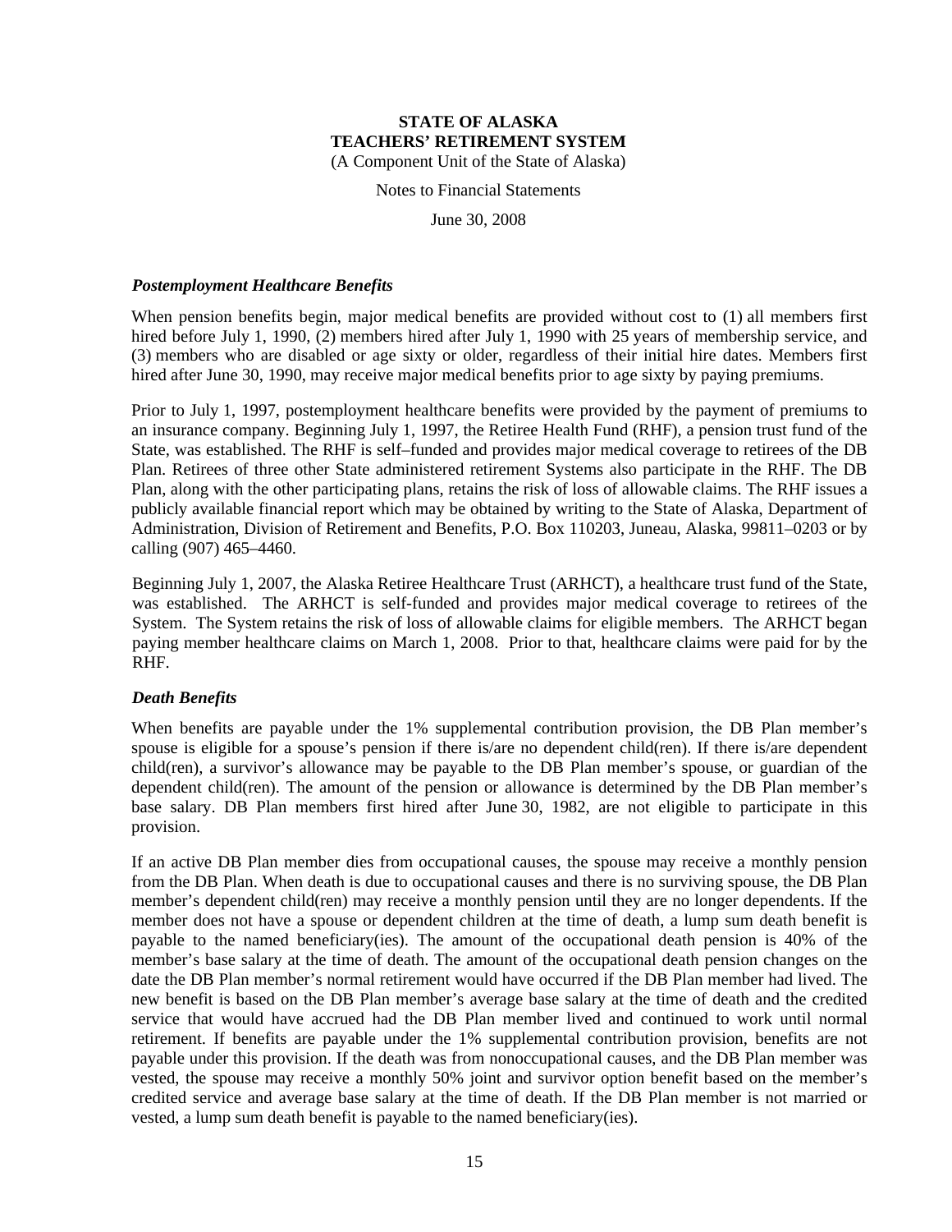### *Postemployment Healthcare Benefits*

When pension benefits begin, major medical benefits are provided without cost to (1) all members first hired before July 1, 1990, (2) members hired after July 1, 1990 with 25 years of membership service, and (3) members who are disabled or age sixty or older, regardless of their initial hire dates. Members first hired after June 30, 1990, may receive major medical benefits prior to age sixty by paying premiums.

Prior to July 1, 1997, postemployment healthcare benefits were provided by the payment of premiums to an insurance company. Beginning July 1, 1997, the Retiree Health Fund (RHF), a pension trust fund of the State, was established. The RHF is self–funded and provides major medical coverage to retirees of the DB Plan. Retirees of three other State administered retirement Systems also participate in the RHF. The DB Plan, along with the other participating plans, retains the risk of loss of allowable claims. The RHF issues a publicly available financial report which may be obtained by writing to the State of Alaska, Department of Administration, Division of Retirement and Benefits, P.O. Box 110203, Juneau, Alaska, 99811–0203 or by calling (907) 465–4460.

Beginning July 1, 2007, the Alaska Retiree Healthcare Trust (ARHCT), a healthcare trust fund of the State, was established. The ARHCT is self-funded and provides major medical coverage to retirees of the System. The System retains the risk of loss of allowable claims for eligible members. The ARHCT began paying member healthcare claims on March 1, 2008. Prior to that, healthcare claims were paid for by the RHF.

### *Death Benefits*

When benefits are payable under the 1% supplemental contribution provision, the DB Plan member's spouse is eligible for a spouse's pension if there is/are no dependent child(ren). If there is/are dependent child(ren), a survivor's allowance may be payable to the DB Plan member's spouse, or guardian of the dependent child(ren). The amount of the pension or allowance is determined by the DB Plan member's base salary. DB Plan members first hired after June 30, 1982, are not eligible to participate in this provision.

If an active DB Plan member dies from occupational causes, the spouse may receive a monthly pension from the DB Plan. When death is due to occupational causes and there is no surviving spouse, the DB Plan member's dependent child(ren) may receive a monthly pension until they are no longer dependents. If the member does not have a spouse or dependent children at the time of death, a lump sum death benefit is payable to the named beneficiary(ies). The amount of the occupational death pension is 40% of the member's base salary at the time of death. The amount of the occupational death pension changes on the date the DB Plan member's normal retirement would have occurred if the DB Plan member had lived. The new benefit is based on the DB Plan member's average base salary at the time of death and the credited service that would have accrued had the DB Plan member lived and continued to work until normal retirement. If benefits are payable under the 1% supplemental contribution provision, benefits are not payable under this provision. If the death was from nonoccupational causes, and the DB Plan member was vested, the spouse may receive a monthly 50% joint and survivor option benefit based on the member's credited service and average base salary at the time of death. If the DB Plan member is not married or vested, a lump sum death benefit is payable to the named beneficiary(ies).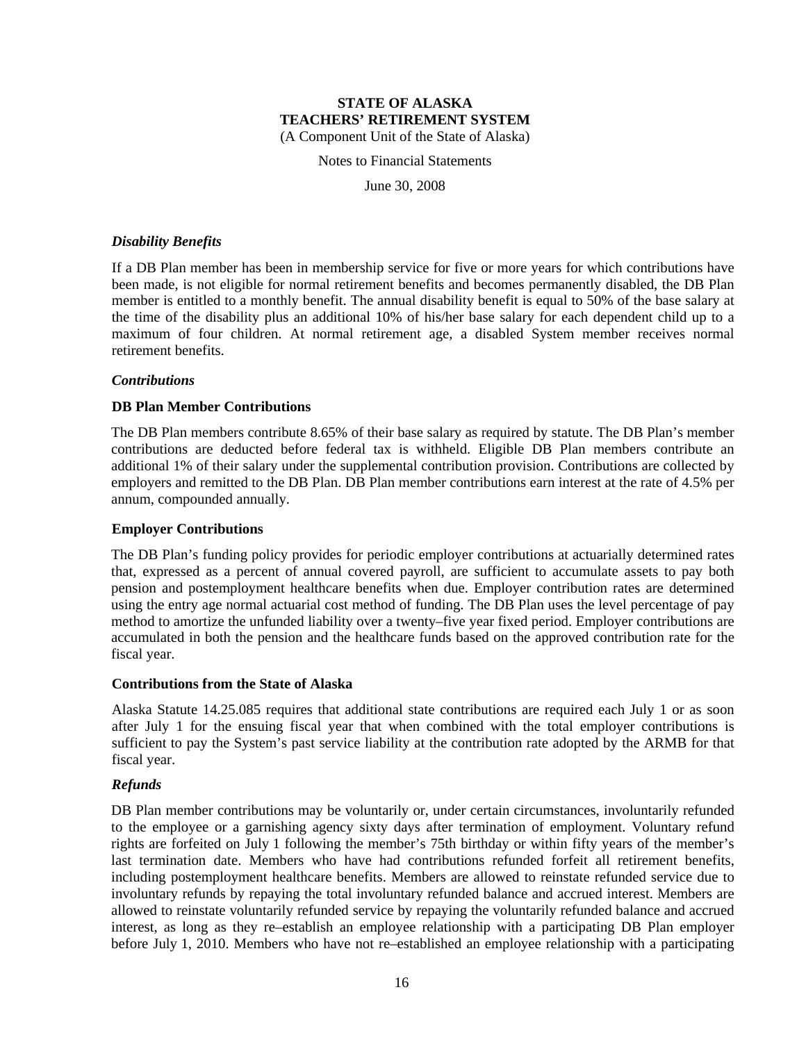### *Disability Benefits*

If a DB Plan member has been in membership service for five or more years for which contributions have been made, is not eligible for normal retirement benefits and becomes permanently disabled, the DB Plan member is entitled to a monthly benefit. The annual disability benefit is equal to 50% of the base salary at the time of the disability plus an additional 10% of his/her base salary for each dependent child up to a maximum of four children. At normal retirement age, a disabled System member receives normal retirement benefits.

### *Contributions*

#### DB Plan Member Contributions

The DB Plan members contribute 8.65% of their base salary as required by statute. The DB Plan's member contributions are deducted before federal tax is withheld. Eligible DB Plan members contribute an additional 1% of their salary under the supplemental contribution provision. Contributions are collected by employers and remitted to the DB Plan. DB Plan member contributions earn interest at the rate of 4.5% per annum, compounded annually.

#### Employer Contributions

The DB Plan's funding policy provides for periodic employer contributions at actuarially determined rates that, expressed as a percent of annual covered payroll, are sufficient to accumulate assets to pay both pension and postemployment healthcare benefits when due. Employer contribution rates are determined using the entry age normal actuarial cost method of funding. The DB Plan uses the level percentage of pay method to amortize the unfunded liability over a twenty–five year fixed period. Employer contributions are accumulated in both the pension and the healthcare funds based on the approved contribution rate for the fiscal year.

#### Contributions from the State of Alaska

Alaska Statute 14.25.085 requires that additional state contributions are required each July 1 or as soon after July 1 for the ensuing fiscal year that when combined with the total employer contributions is sufficient to pay the System's past service liability at the contribution rate adopted by the ARMB for that fiscal year.

### *Refunds*

DB Plan member contributions may be voluntarily or, under certain circumstances, involuntarily refunded to the employee or a garnishing agency sixty days after termination of employment. Voluntary refund rights are forfeited on July 1 following the member's 75th birthday or within fifty years of the member's last termination date. Members who have had contributions refunded forfeit all retirement benefits, including postemployment healthcare benefits. Members are allowed to reinstate refunded service due to involuntary refunds by repaying the total involuntary refunded balance and accrued interest. Members are allowed to reinstate voluntarily refunded service by repaying the voluntarily refunded balance and accrued interest, as long as they re–establish an employee relationship with a participating DB Plan employer before July 1, 2010. Members who have not re–established an employee relationship with a participating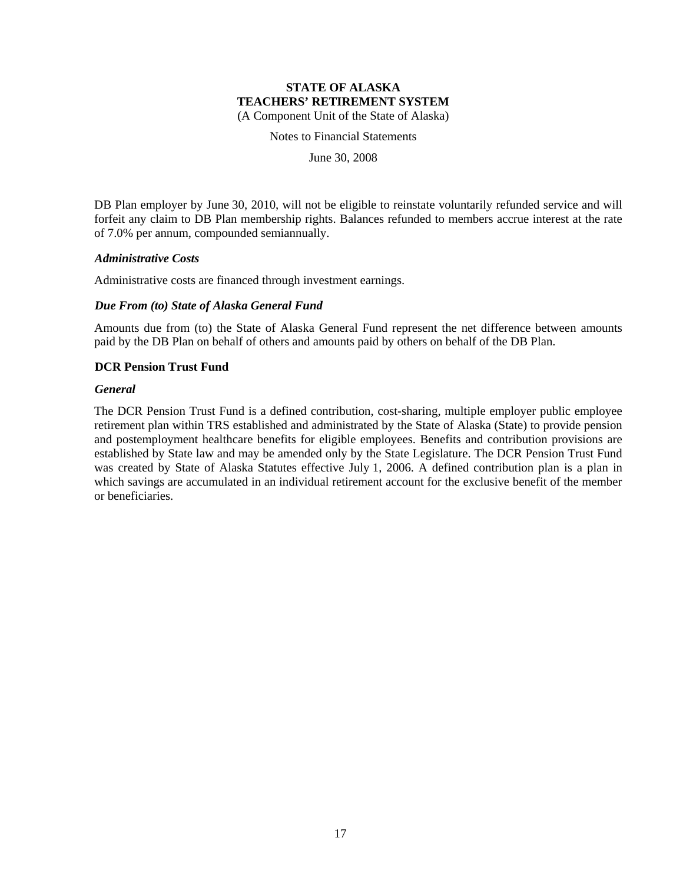DB Plan employer by June 30, 2010, will not be eligible to reinstate voluntarily refunded service and will forfeit any claim to DB Plan membership rights. Balances refunded to members accrue interest at the rate of 7.0% per annum, compounded semiannually.

***Administrative Costs***

Administrative costs are financed through investment earnings.

***Due From (to) State of Alaska General Fund***

Amounts due from (to) the State of Alaska General Fund represent the net difference between amounts paid by the DB Plan on behalf of others and amounts paid by others on behalf of the DB Plan.

**DCR Pension Trust Fund**

***General***

The DCR Pension Trust Fund is a defined contribution, cost-sharing, multiple employer public employee retirement plan within TRS established and administrated by the State of Alaska (State) to provide pension and postemployment healthcare benefits for eligible employees. Benefits and contribution provisions are established by State law and may be amended only by the State Legislature. The DCR Pension Trust Fund was created by State of Alaska Statutes effective July 1, 2006. A defined contribution plan is a plan in which savings are accumulated in an individual retirement account for the exclusive benefit of the member or beneficiaries.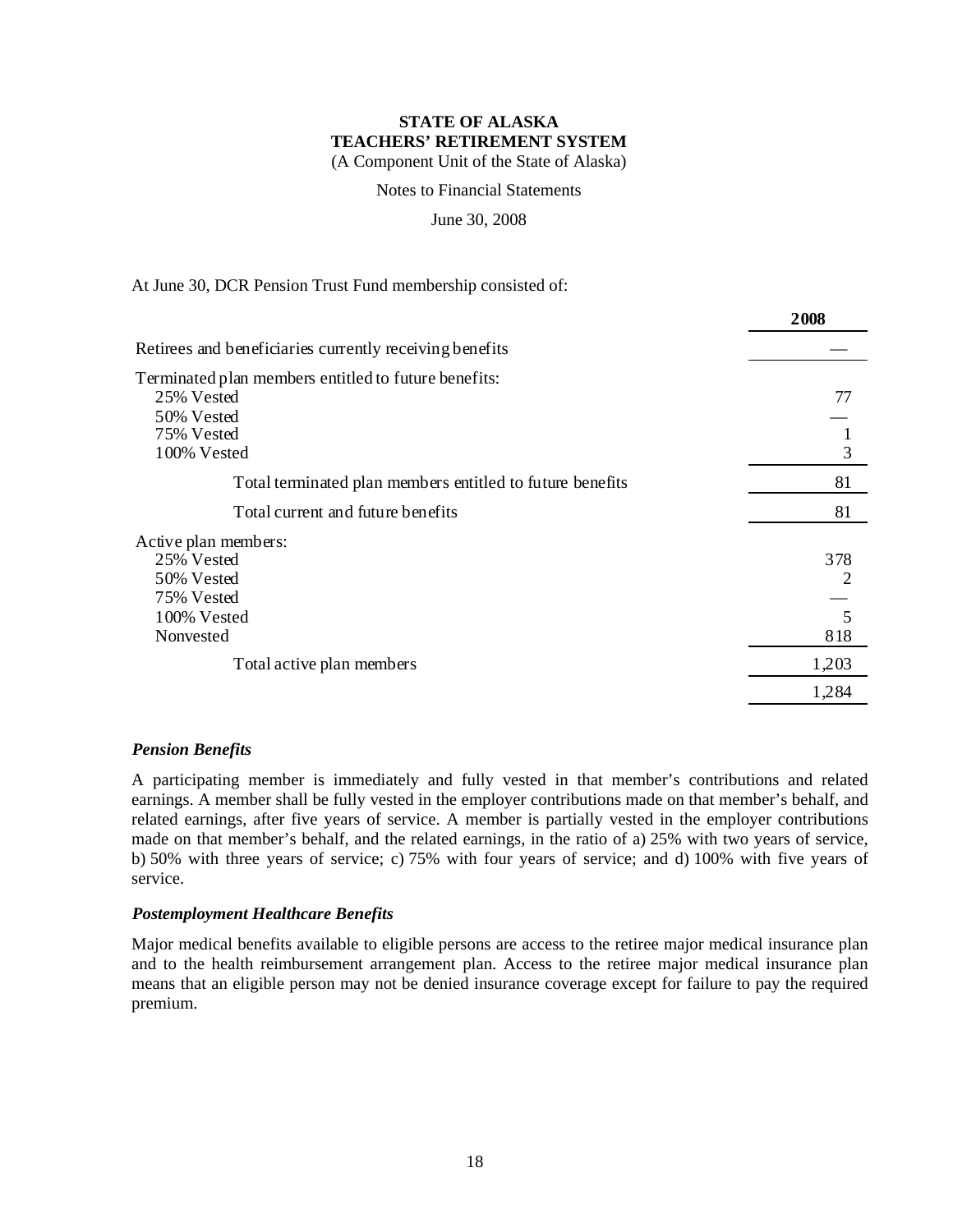At June 30, DCR Pension Trust Fund membership consisted of:

| | 2008 |
|---|---|
| Retirees and beneficiaries currently receiving benefits | — |
| Terminated plan members entitled to future benefits: | |
| 25% Vested | 77 |
| 50% Vested | — |
| 75% Vested | 1 |
| 100% Vested | 3 |
| Total terminated plan members entitled to future benefits | 81 |
| Total current and future benefits | 81 |
| Active plan members: | |
| 25% Vested | 378 |
| 50% Vested | 2 |
| 75% Vested | — |
| 100% Vested | 5 |
| Nonvested | 818 |
| Total active plan members | 1,203 |
| | 1,284 |

***Pension Benefits***

A participating member is immediately and fully vested in that member's contributions and related earnings. A member shall be fully vested in the employer contributions made on that member's behalf, and related earnings, after five years of service. A member is partially vested in the employer contributions made on that member's behalf, and the related earnings, in the ratio of a) 25% with two years of service, b) 50% with three years of service; c) 75% with four years of service; and d) 100% with five years of service.

***Postemployment Healthcare Benefits***

Major medical benefits available to eligible persons are access to the retiree major medical insurance plan and to the health reimbursement arrangement plan. Access to the retiree major medical insurance plan means that an eligible person may not be denied insurance coverage except for failure to pay the required premium.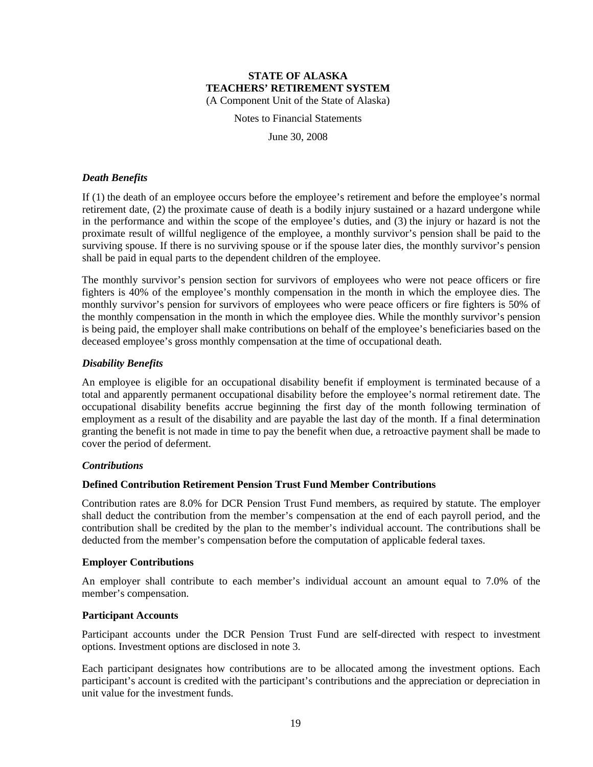# STATE OF ALASKA
# TEACHERS' RETIREMENT SYSTEM
(A Component Unit of the State of Alaska)

Notes to Financial Statements

June 30, 2008

### *Death Benefits*

If (1) the death of an employee occurs before the employee's retirement and before the employee's normal retirement date, (2) the proximate cause of death is a bodily injury sustained or a hazard undergone while in the performance and within the scope of the employee's duties, and (3) the injury or hazard is not the proximate result of willful negligence of the employee, a monthly survivor's pension shall be paid to the surviving spouse. If there is no surviving spouse or if the spouse later dies, the monthly survivor's pension shall be paid in equal parts to the dependent children of the employee.

The monthly survivor's pension section for survivors of employees who were not peace officers or fire fighters is 40% of the employee's monthly compensation in the month in which the employee dies. The monthly survivor's pension for survivors of employees who were peace officers or fire fighters is 50% of the monthly compensation in the month in which the employee dies. While the monthly survivor's pension is being paid, the employer shall make contributions on behalf of the employee's beneficiaries based on the deceased employee's gross monthly compensation at the time of occupational death.

### *Disability Benefits*

An employee is eligible for an occupational disability benefit if employment is terminated because of a total and apparently permanent occupational disability before the employee's normal retirement date. The occupational disability benefits accrue beginning the first day of the month following termination of employment as a result of the disability and are payable the last day of the month. If a final determination granting the benefit is not made in time to pay the benefit when due, a retroactive payment shall be made to cover the period of deferment.

### *Contributions*

#### Defined Contribution Retirement Pension Trust Fund Member Contributions

Contribution rates are 8.0% for DCR Pension Trust Fund members, as required by statute. The employer shall deduct the contribution from the member's compensation at the end of each payroll period, and the contribution shall be credited by the plan to the member's individual account. The contributions shall be deducted from the member's compensation before the computation of applicable federal taxes.

#### Employer Contributions

An employer shall contribute to each member's individual account an amount equal to 7.0% of the member's compensation.

#### Participant Accounts

Participant accounts under the DCR Pension Trust Fund are self-directed with respect to investment options. Investment options are disclosed in note 3.

Each participant designates how contributions are to be allocated among the investment options. Each participant's account is credited with the participant's contributions and the appreciation or depreciation in unit value for the investment funds.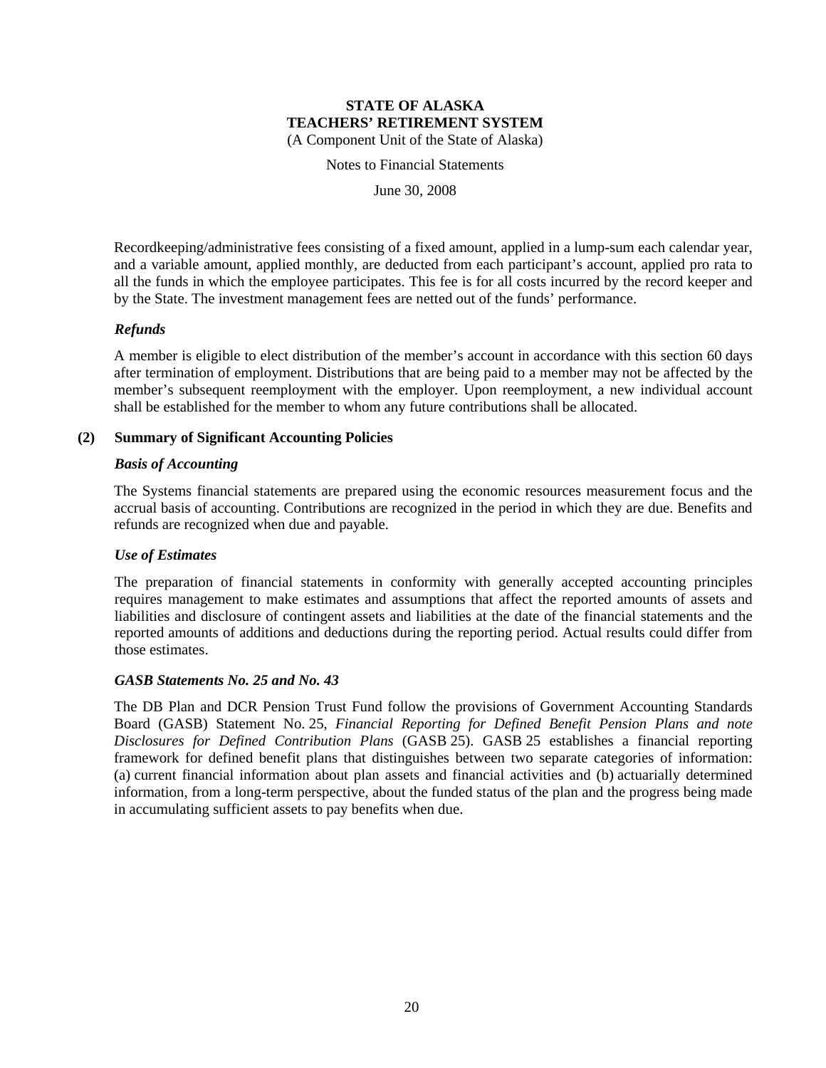Recordkeeping/administrative fees consisting of a fixed amount, applied in a lump-sum each calendar year, and a variable amount, applied monthly, are deducted from each participant's account, applied pro rata to all the funds in which the employee participates. This fee is for all costs incurred by the record keeper and by the State. The investment management fees are netted out of the funds' performance.

### *Refunds*

A member is eligible to elect distribution of the member's account in accordance with this section 60 days after termination of employment. Distributions that are being paid to a member may not be affected by the member's subsequent reemployment with the employer. Upon reemployment, a new individual account shall be established for the member to whom any future contributions shall be allocated.

## (2) Summary of Significant Accounting Policies

### *Basis of Accounting*

The Systems financial statements are prepared using the economic resources measurement focus and the accrual basis of accounting. Contributions are recognized in the period in which they are due. Benefits and refunds are recognized when due and payable.

### *Use of Estimates*

The preparation of financial statements in conformity with generally accepted accounting principles requires management to make estimates and assumptions that affect the reported amounts of assets and liabilities and disclosure of contingent assets and liabilities at the date of the financial statements and the reported amounts of additions and deductions during the reporting period. Actual results could differ from those estimates.

### *GASB Statements No. 25 and No. 43*

The DB Plan and DCR Pension Trust Fund follow the provisions of Government Accounting Standards Board (GASB) Statement No. 25, *Financial Reporting for Defined Benefit Pension Plans and note Disclosures for Defined Contribution Plans* (GASB 25). GASB 25 establishes a financial reporting framework for defined benefit plans that distinguishes between two separate categories of information: (a) current financial information about plan assets and financial activities and (b) actuarially determined information, from a long-term perspective, about the funded status of the plan and the progress being made in accumulating sufficient assets to pay benefits when due.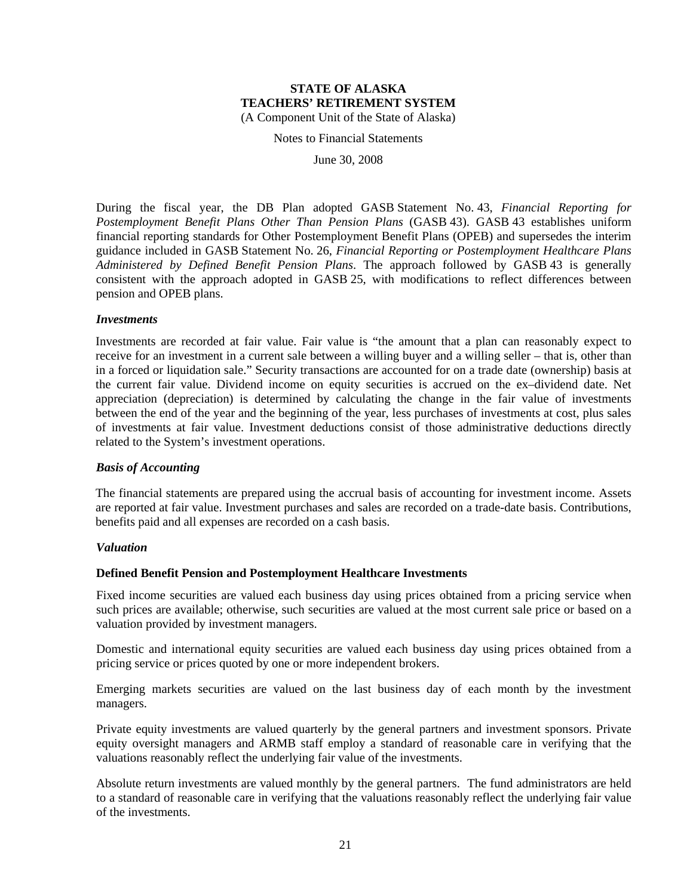# STATE OF ALASKA
# TEACHERS' RETIREMENT SYSTEM

(A Component Unit of the State of Alaska)

Notes to Financial Statements

June 30, 2008

During the fiscal year, the DB Plan adopted GASB Statement No. 43, *Financial Reporting for Postemployment Benefit Plans Other Than Pension Plans* (GASB 43). GASB 43 establishes uniform financial reporting standards for Other Postemployment Benefit Plans (OPEB) and supersedes the interim guidance included in GASB Statement No. 26, *Financial Reporting or Postemployment Healthcare Plans Administered by Defined Benefit Pension Plans*. The approach followed by GASB 43 is generally consistent with the approach adopted in GASB 25, with modifications to reflect differences between pension and OPEB plans.

### *Investments*

Investments are recorded at fair value. Fair value is "the amount that a plan can reasonably expect to receive for an investment in a current sale between a willing buyer and a willing seller – that is, other than in a forced or liquidation sale." Security transactions are accounted for on a trade date (ownership) basis at the current fair value. Dividend income on equity securities is accrued on the ex–dividend date. Net appreciation (depreciation) is determined by calculating the change in the fair value of investments between the end of the year and the beginning of the year, less purchases of investments at cost, plus sales of investments at fair value. Investment deductions consist of those administrative deductions directly related to the System's investment operations.

### *Basis of Accounting*

The financial statements are prepared using the accrual basis of accounting for investment income. Assets are reported at fair value. Investment purchases and sales are recorded on a trade-date basis. Contributions, benefits paid and all expenses are recorded on a cash basis.

### *Valuation*

**Defined Benefit Pension and Postemployment Healthcare Investments**

Fixed income securities are valued each business day using prices obtained from a pricing service when such prices are available; otherwise, such securities are valued at the most current sale price or based on a valuation provided by investment managers.

Domestic and international equity securities are valued each business day using prices obtained from a pricing service or prices quoted by one or more independent brokers.

Emerging markets securities are valued on the last business day of each month by the investment managers.

Private equity investments are valued quarterly by the general partners and investment sponsors. Private equity oversight managers and ARMB staff employ a standard of reasonable care in verifying that the valuations reasonably reflect the underlying fair value of the investments.

Absolute return investments are valued monthly by the general partners. The fund administrators are held to a standard of reasonable care in verifying that the valuations reasonably reflect the underlying fair value of the investments.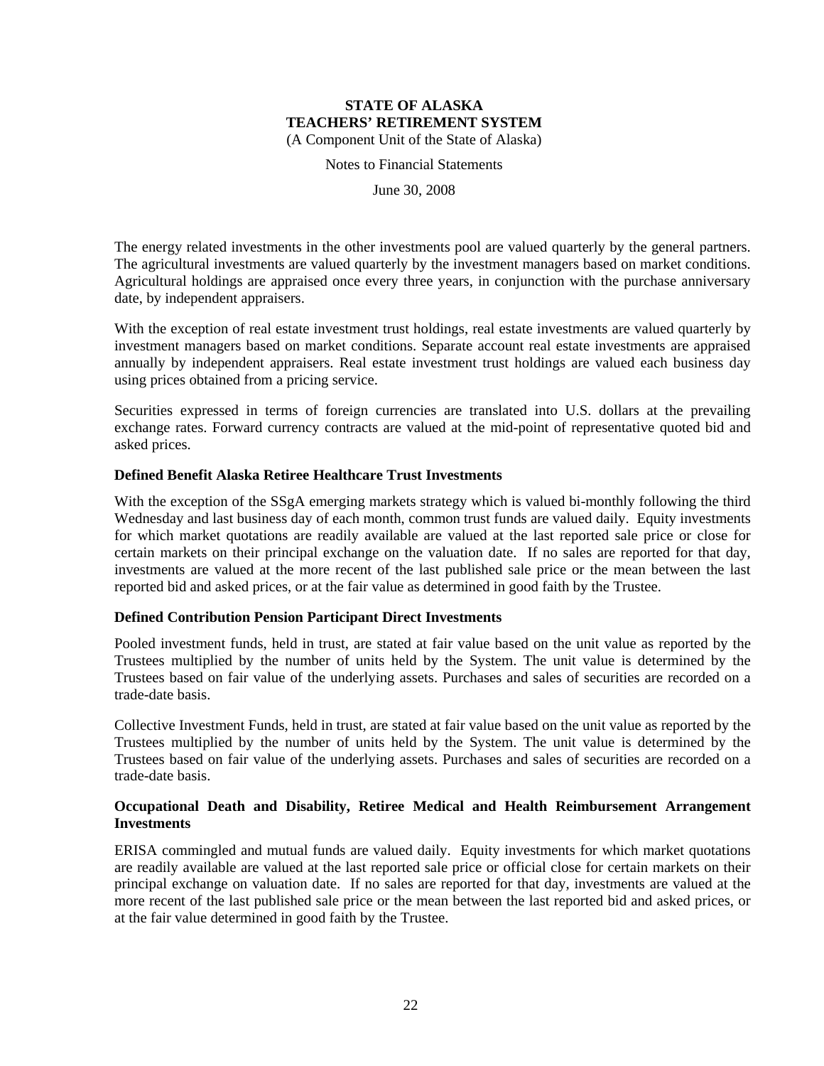The energy related investments in the other investments pool are valued quarterly by the general partners. The agricultural investments are valued quarterly by the investment managers based on market conditions. Agricultural holdings are appraised once every three years, in conjunction with the purchase anniversary date, by independent appraisers.

With the exception of real estate investment trust holdings, real estate investments are valued quarterly by investment managers based on market conditions. Separate account real estate investments are appraised annually by independent appraisers. Real estate investment trust holdings are valued each business day using prices obtained from a pricing service.

Securities expressed in terms of foreign currencies are translated into U.S. dollars at the prevailing exchange rates. Forward currency contracts are valued at the mid-point of representative quoted bid and asked prices.

**Defined Benefit Alaska Retiree Healthcare Trust Investments**

With the exception of the SSgA emerging markets strategy which is valued bi-monthly following the third Wednesday and last business day of each month, common trust funds are valued daily. Equity investments for which market quotations are readily available are valued at the last reported sale price or close for certain markets on their principal exchange on the valuation date. If no sales are reported for that day, investments are valued at the more recent of the last published sale price or the mean between the last reported bid and asked prices, or at the fair value as determined in good faith by the Trustee.

**Defined Contribution Pension Participant Direct Investments**

Pooled investment funds, held in trust, are stated at fair value based on the unit value as reported by the Trustees multiplied by the number of units held by the System. The unit value is determined by the Trustees based on fair value of the underlying assets. Purchases and sales of securities are recorded on a trade-date basis.

Collective Investment Funds, held in trust, are stated at fair value based on the unit value as reported by the Trustees multiplied by the number of units held by the System. The unit value is determined by the Trustees based on fair value of the underlying assets. Purchases and sales of securities are recorded on a trade-date basis.

**Occupational Death and Disability, Retiree Medical and Health Reimbursement Arrangement Investments**

ERISA commingled and mutual funds are valued daily. Equity investments for which market quotations are readily available are valued at the last reported sale price or official close for certain markets on their principal exchange on valuation date. If no sales are reported for that day, investments are valued at the more recent of the last published sale price or the mean between the last reported bid and asked prices, or at the fair value determined in good faith by the Trustee.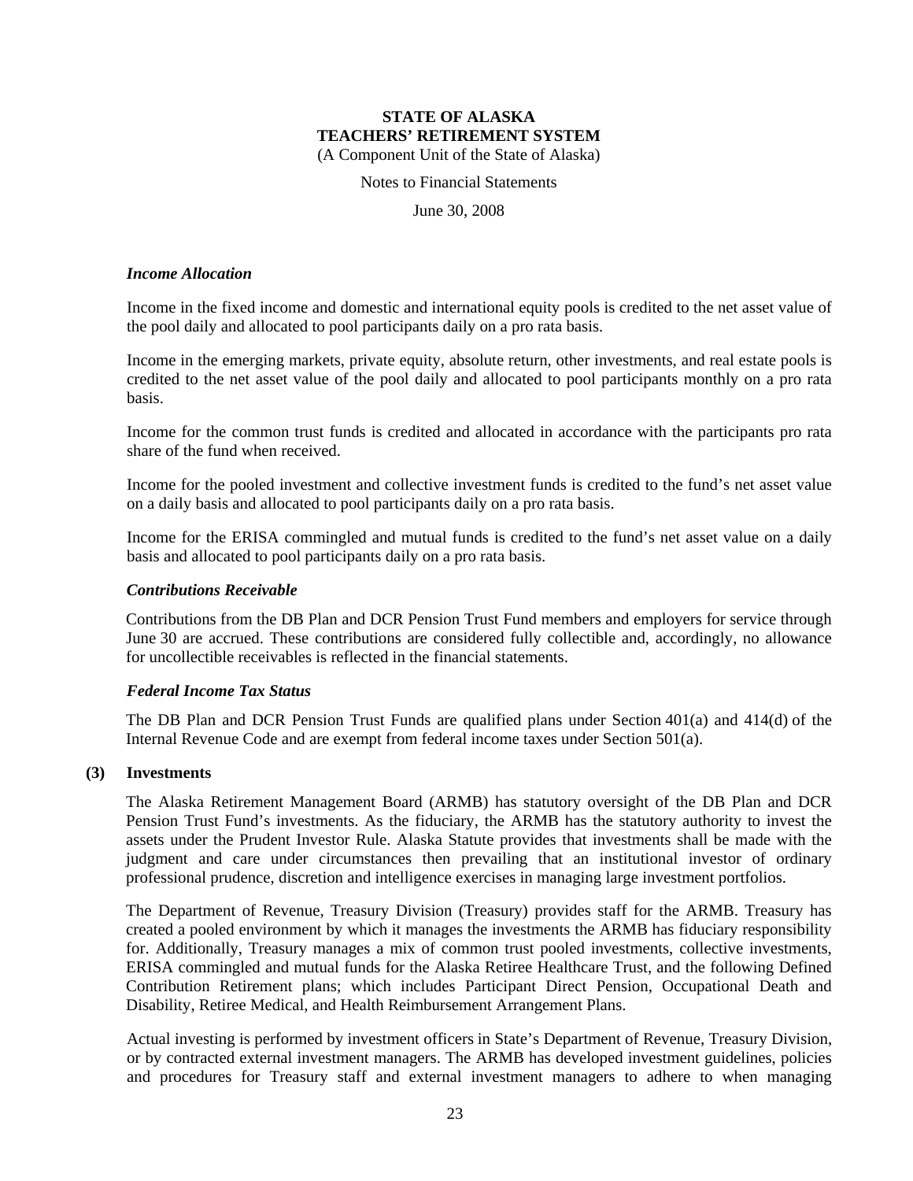### *Income Allocation*

Income in the fixed income and domestic and international equity pools is credited to the net asset value of the pool daily and allocated to pool participants daily on a pro rata basis.

Income in the emerging markets, private equity, absolute return, other investments, and real estate pools is credited to the net asset value of the pool daily and allocated to pool participants monthly on a pro rata basis.

Income for the common trust funds is credited and allocated in accordance with the participants pro rata share of the fund when received.

Income for the pooled investment and collective investment funds is credited to the fund's net asset value on a daily basis and allocated to pool participants daily on a pro rata basis.

Income for the ERISA commingled and mutual funds is credited to the fund's net asset value on a daily basis and allocated to pool participants daily on a pro rata basis.

### *Contributions Receivable*

Contributions from the DB Plan and DCR Pension Trust Fund members and employers for service through June 30 are accrued. These contributions are considered fully collectible and, accordingly, no allowance for uncollectible receivables is reflected in the financial statements.

### *Federal Income Tax Status*

The DB Plan and DCR Pension Trust Funds are qualified plans under Section 401(a) and 414(d) of the Internal Revenue Code and are exempt from federal income taxes under Section 501(a).

## (3) Investments

The Alaska Retirement Management Board (ARMB) has statutory oversight of the DB Plan and DCR Pension Trust Fund's investments. As the fiduciary, the ARMB has the statutory authority to invest the assets under the Prudent Investor Rule. Alaska Statute provides that investments shall be made with the judgment and care under circumstances then prevailing that an institutional investor of ordinary professional prudence, discretion and intelligence exercises in managing large investment portfolios.

The Department of Revenue, Treasury Division (Treasury) provides staff for the ARMB. Treasury has created a pooled environment by which it manages the investments the ARMB has fiduciary responsibility for. Additionally, Treasury manages a mix of common trust pooled investments, collective investments, ERISA commingled and mutual funds for the Alaska Retiree Healthcare Trust, and the following Defined Contribution Retirement plans; which includes Participant Direct Pension, Occupational Death and Disability, Retiree Medical, and Health Reimbursement Arrangement Plans.

Actual investing is performed by investment officers in State's Department of Revenue, Treasury Division, or by contracted external investment managers. The ARMB has developed investment guidelines, policies and procedures for Treasury staff and external investment managers to adhere to when managing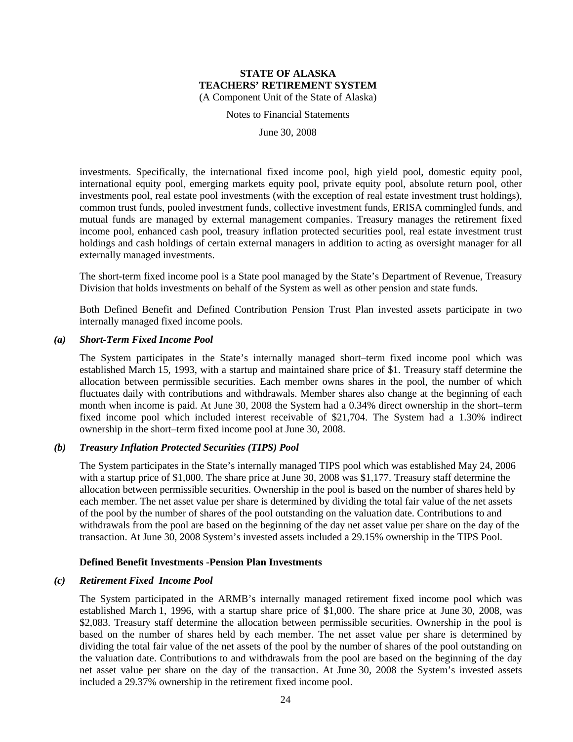investments. Specifically, the international fixed income pool, high yield pool, domestic equity pool, international equity pool, emerging markets equity pool, private equity pool, absolute return pool, other investments pool, real estate pool investments (with the exception of real estate investment trust holdings), common trust funds, pooled investment funds, collective investment funds, ERISA commingled funds, and mutual funds are managed by external management companies. Treasury manages the retirement fixed income pool, enhanced cash pool, treasury inflation protected securities pool, real estate investment trust holdings and cash holdings of certain external managers in addition to acting as oversight manager for all externally managed investments.

The short-term fixed income pool is a State pool managed by the State's Department of Revenue, Treasury Division that holds investments on behalf of the System as well as other pension and state funds.

Both Defined Benefit and Defined Contribution Pension Trust Plan invested assets participate in two internally managed fixed income pools.

***(a) Short-Term Fixed Income Pool***

The System participates in the State's internally managed short–term fixed income pool which was established March 15, 1993, with a startup and maintained share price of $1. Treasury staff determine the allocation between permissible securities. Each member owns shares in the pool, the number of which fluctuates daily with contributions and withdrawals. Member shares also change at the beginning of each month when income is paid. At June 30, 2008 the System had a 0.34% direct ownership in the short–term fixed income pool which included interest receivable of $21,704. The System had a 1.30% indirect ownership in the short–term fixed income pool at June 30, 2008.

***(b) Treasury Inflation Protected Securities (TIPS) Pool***

The System participates in the State's internally managed TIPS pool which was established May 24, 2006 with a startup price of $1,000. The share price at June 30, 2008 was $1,177. Treasury staff determine the allocation between permissible securities. Ownership in the pool is based on the number of shares held by each member. The net asset value per share is determined by dividing the total fair value of the net assets of the pool by the number of shares of the pool outstanding on the valuation date. Contributions to and withdrawals from the pool are based on the beginning of the day net asset value per share on the day of the transaction. At June 30, 2008 System's invested assets included a 29.15% ownership in the TIPS Pool.

**Defined Benefit Investments -Pension Plan Investments**

***(c) Retirement Fixed Income Pool***

The System participated in the ARMB's internally managed retirement fixed income pool which was established March 1, 1996, with a startup share price of $1,000. The share price at June 30, 2008, was $2,083. Treasury staff determine the allocation between permissible securities. Ownership in the pool is based on the number of shares held by each member. The net asset value per share is determined by dividing the total fair value of the net assets of the pool by the number of shares of the pool outstanding on the valuation date. Contributions to and withdrawals from the pool are based on the beginning of the day net asset value per share on the day of the transaction. At June 30, 2008 the System's invested assets included a 29.37% ownership in the retirement fixed income pool.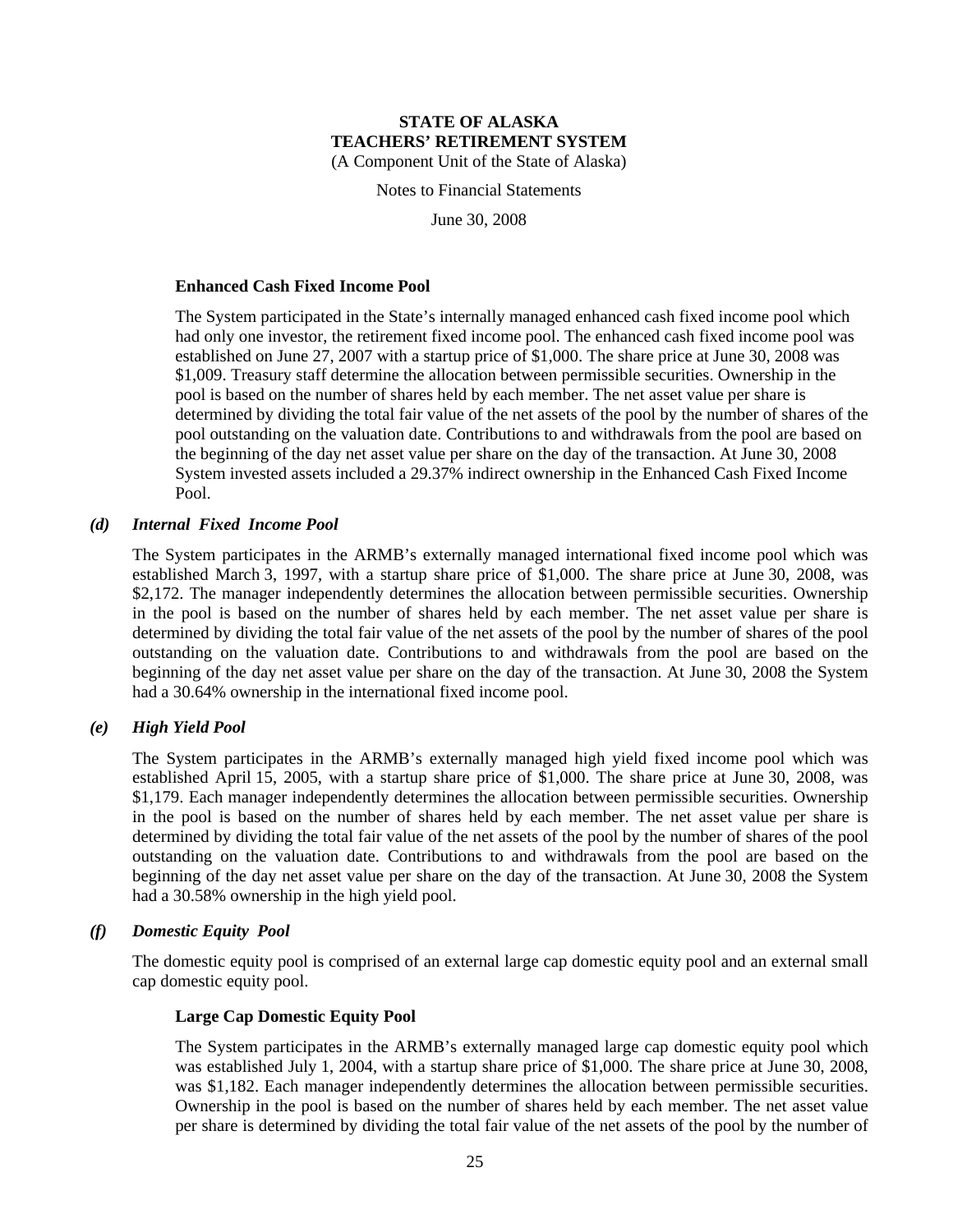#### Enhanced Cash Fixed Income Pool

The System participated in the State's internally managed enhanced cash fixed income pool which had only one investor, the retirement fixed income pool. The enhanced cash fixed income pool was established on June 27, 2007 with a startup price of $1,000. The share price at June 30, 2008 was $1,009. Treasury staff determine the allocation between permissible securities. Ownership in the pool is based on the number of shares held by each member. The net asset value per share is determined by dividing the total fair value of the net assets of the pool by the number of shares of the pool outstanding on the valuation date. Contributions to and withdrawals from the pool are based on the beginning of the day net asset value per share on the day of the transaction. At June 30, 2008 System invested assets included a 29.37% indirect ownership in the Enhanced Cash Fixed Income Pool.

### *(d) Internal Fixed Income Pool*

The System participates in the ARMB's externally managed international fixed income pool which was established March 3, 1997, with a startup share price of $1,000. The share price at June 30, 2008, was $2,172. The manager independently determines the allocation between permissible securities. Ownership in the pool is based on the number of shares held by each member. The net asset value per share is determined by dividing the total fair value of the net assets of the pool by the number of shares of the pool outstanding on the valuation date. Contributions to and withdrawals from the pool are based on the beginning of the day net asset value per share on the day of the transaction. At June 30, 2008 the System had a 30.64% ownership in the international fixed income pool.

### *(e) High Yield Pool*

The System participates in the ARMB's externally managed high yield fixed income pool which was established April 15, 2005, with a startup share price of $1,000. The share price at June 30, 2008, was $1,179. Each manager independently determines the allocation between permissible securities. Ownership in the pool is based on the number of shares held by each member. The net asset value per share is determined by dividing the total fair value of the net assets of the pool by the number of shares of the pool outstanding on the valuation date. Contributions to and withdrawals from the pool are based on the beginning of the day net asset value per share on the day of the transaction. At June 30, 2008 the System had a 30.58% ownership in the high yield pool.

### *(f) Domestic Equity Pool*

The domestic equity pool is comprised of an external large cap domestic equity pool and an external small cap domestic equity pool.

#### Large Cap Domestic Equity Pool

The System participates in the ARMB's externally managed large cap domestic equity pool which was established July 1, 2004, with a startup share price of $1,000. The share price at June 30, 2008, was $1,182. Each manager independently determines the allocation between permissible securities. Ownership in the pool is based on the number of shares held by each member. The net asset value per share is determined by dividing the total fair value of the net assets of the pool by the number of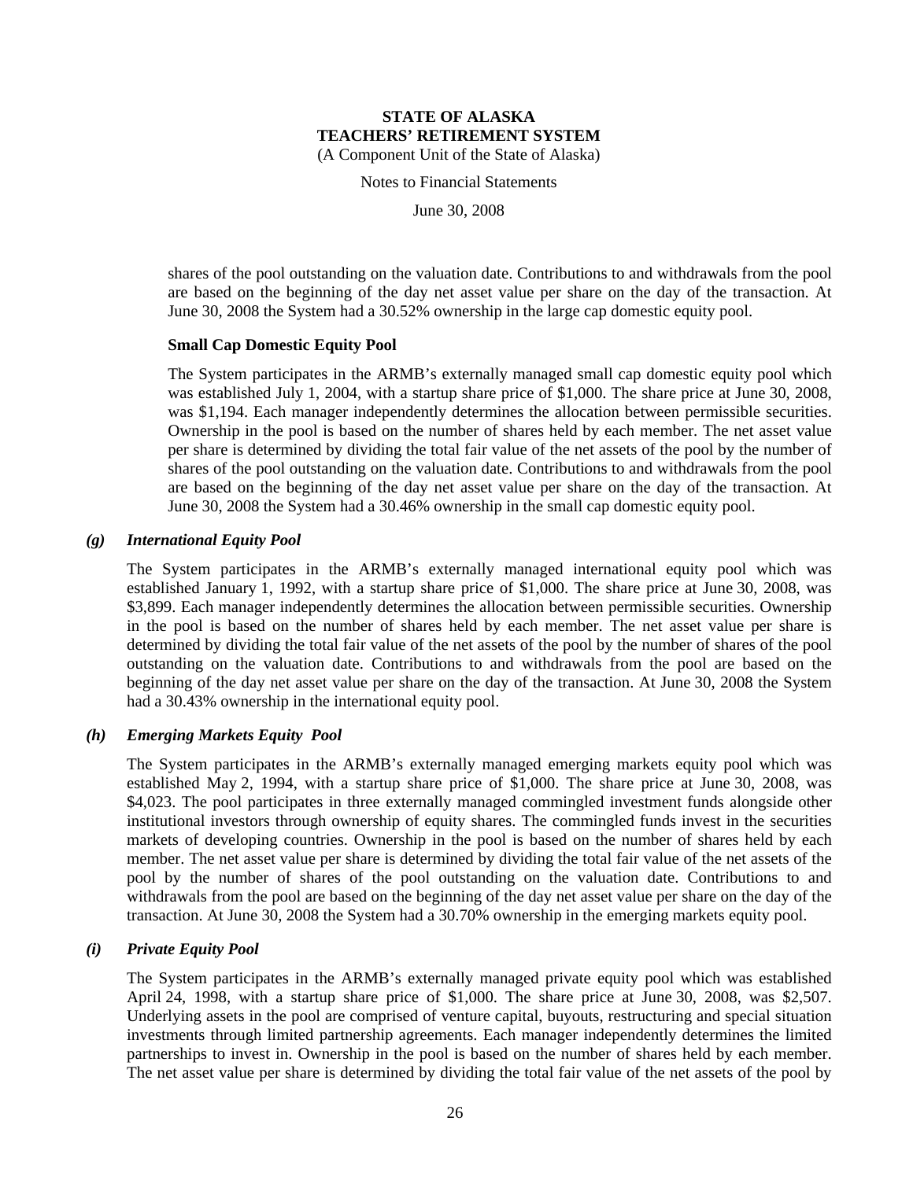shares of the pool outstanding on the valuation date. Contributions to and withdrawals from the pool are based on the beginning of the day net asset value per share on the day of the transaction. At June 30, 2008 the System had a 30.52% ownership in the large cap domestic equity pool.

**Small Cap Domestic Equity Pool**

The System participates in the ARMB's externally managed small cap domestic equity pool which was established July 1, 2004, with a startup share price of $1,000. The share price at June 30, 2008, was $1,194. Each manager independently determines the allocation between permissible securities. Ownership in the pool is based on the number of shares held by each member. The net asset value per share is determined by dividing the total fair value of the net assets of the pool by the number of shares of the pool outstanding on the valuation date. Contributions to and withdrawals from the pool are based on the beginning of the day net asset value per share on the day of the transaction. At June 30, 2008 the System had a 30.46% ownership in the small cap domestic equity pool.

### *(g) International Equity Pool*

The System participates in the ARMB's externally managed international equity pool which was established January 1, 1992, with a startup share price of $1,000. The share price at June 30, 2008, was $3,899. Each manager independently determines the allocation between permissible securities. Ownership in the pool is based on the number of shares held by each member. The net asset value per share is determined by dividing the total fair value of the net assets of the pool by the number of shares of the pool outstanding on the valuation date. Contributions to and withdrawals from the pool are based on the beginning of the day net asset value per share on the day of the transaction. At June 30, 2008 the System had a 30.43% ownership in the international equity pool.

### *(h) Emerging Markets Equity Pool*

The System participates in the ARMB's externally managed emerging markets equity pool which was established May 2, 1994, with a startup share price of $1,000. The share price at June 30, 2008, was $4,023. The pool participates in three externally managed commingled investment funds alongside other institutional investors through ownership of equity shares. The commingled funds invest in the securities markets of developing countries. Ownership in the pool is based on the number of shares held by each member. The net asset value per share is determined by dividing the total fair value of the net assets of the pool by the number of shares of the pool outstanding on the valuation date. Contributions to and withdrawals from the pool are based on the beginning of the day net asset value per share on the day of the transaction. At June 30, 2008 the System had a 30.70% ownership in the emerging markets equity pool.

### *(i) Private Equity Pool*

The System participates in the ARMB's externally managed private equity pool which was established April 24, 1998, with a startup share price of $1,000. The share price at June 30, 2008, was $2,507. Underlying assets in the pool are comprised of venture capital, buyouts, restructuring and special situation investments through limited partnership agreements. Each manager independently determines the limited partnerships to invest in. Ownership in the pool is based on the number of shares held by each member. The net asset value per share is determined by dividing the total fair value of the net assets of the pool by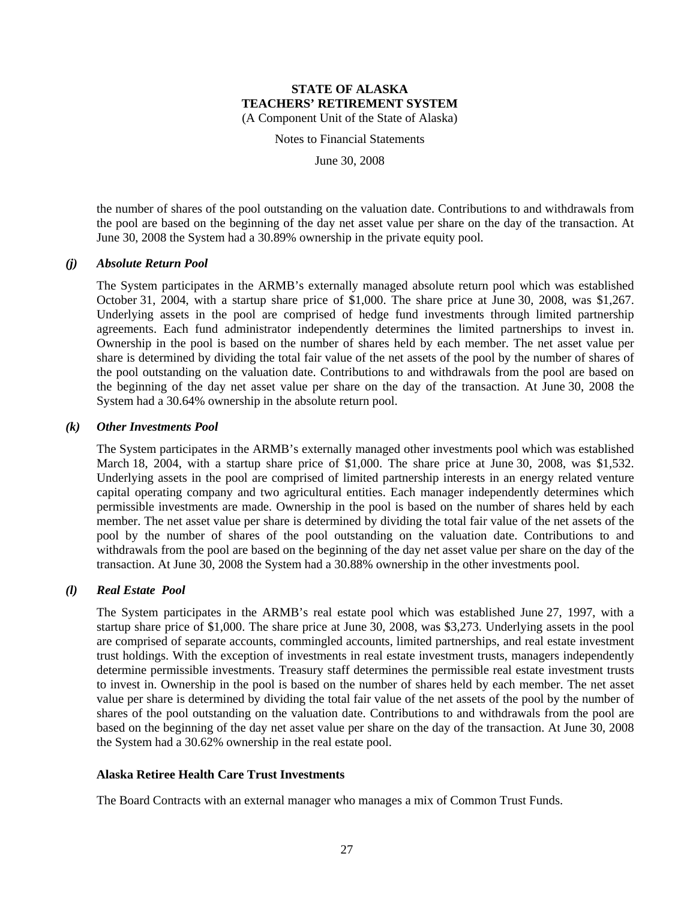the number of shares of the pool outstanding on the valuation date. Contributions to and withdrawals from the pool are based on the beginning of the day net asset value per share on the day of the transaction. At June 30, 2008 the System had a 30.89% ownership in the private equity pool.

### *(j) Absolute Return Pool*

The System participates in the ARMB's externally managed absolute return pool which was established October 31, 2004, with a startup share price of $1,000. The share price at June 30, 2008, was $1,267. Underlying assets in the pool are comprised of hedge fund investments through limited partnership agreements. Each fund administrator independently determines the limited partnerships to invest in. Ownership in the pool is based on the number of shares held by each member. The net asset value per share is determined by dividing the total fair value of the net assets of the pool by the number of shares of the pool outstanding on the valuation date. Contributions to and withdrawals from the pool are based on the beginning of the day net asset value per share on the day of the transaction. At June 30, 2008 the System had a 30.64% ownership in the absolute return pool.

### *(k) Other Investments Pool*

The System participates in the ARMB's externally managed other investments pool which was established March 18, 2004, with a startup share price of $1,000. The share price at June 30, 2008, was $1,532. Underlying assets in the pool are comprised of limited partnership interests in an energy related venture capital operating company and two agricultural entities. Each manager independently determines which permissible investments are made. Ownership in the pool is based on the number of shares held by each member. The net asset value per share is determined by dividing the total fair value of the net assets of the pool by the number of shares of the pool outstanding on the valuation date. Contributions to and withdrawals from the pool are based on the beginning of the day net asset value per share on the day of the transaction. At June 30, 2008 the System had a 30.88% ownership in the other investments pool.

### *(l) Real Estate Pool*

The System participates in the ARMB's real estate pool which was established June 27, 1997, with a startup share price of $1,000. The share price at June 30, 2008, was $3,273. Underlying assets in the pool are comprised of separate accounts, commingled accounts, limited partnerships, and real estate investment trust holdings. With the exception of investments in real estate investment trusts, managers independently determine permissible investments. Treasury staff determines the permissible real estate investment trusts to invest in. Ownership in the pool is based on the number of shares held by each member. The net asset value per share is determined by dividing the total fair value of the net assets of the pool by the number of shares of the pool outstanding on the valuation date. Contributions to and withdrawals from the pool are based on the beginning of the day net asset value per share on the day of the transaction. At June 30, 2008 the System had a 30.62% ownership in the real estate pool.

### Alaska Retiree Health Care Trust Investments

The Board Contracts with an external manager who manages a mix of Common Trust Funds.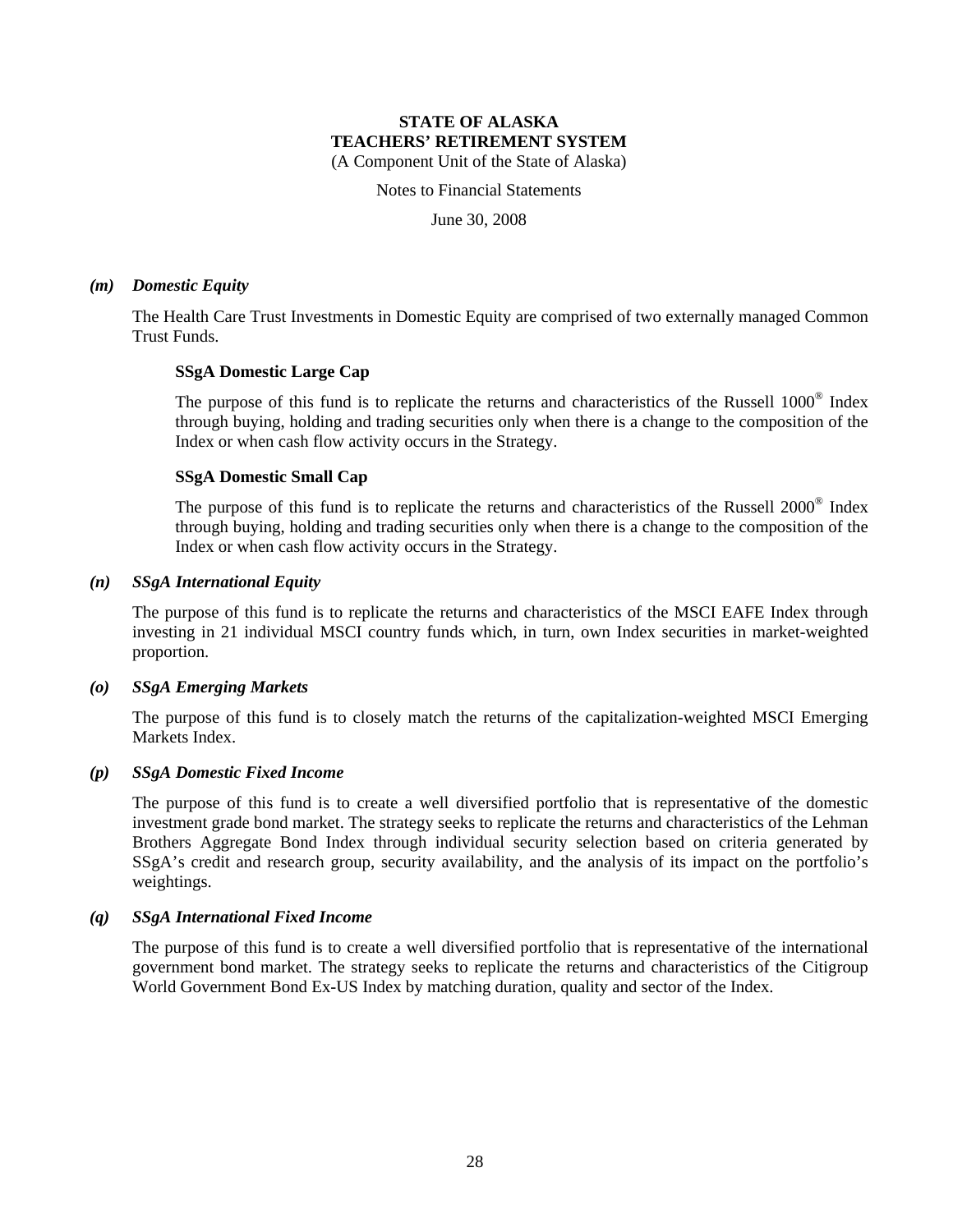# STATE OF ALASKA
# TEACHERS' RETIREMENT SYSTEM

(A Component Unit of the State of Alaska)

Notes to Financial Statements

June 30, 2008

### *(m) Domestic Equity*

The Health Care Trust Investments in Domestic Equity are comprised of two externally managed Common Trust Funds.

**SSgA Domestic Large Cap**

The purpose of this fund is to replicate the returns and characteristics of the Russell 1000® Index through buying, holding and trading securities only when there is a change to the composition of the Index or when cash flow activity occurs in the Strategy.

**SSgA Domestic Small Cap**

The purpose of this fund is to replicate the returns and characteristics of the Russell 2000® Index through buying, holding and trading securities only when there is a change to the composition of the Index or when cash flow activity occurs in the Strategy.

### *(n) SSgA International Equity*

The purpose of this fund is to replicate the returns and characteristics of the MSCI EAFE Index through investing in 21 individual MSCI country funds which, in turn, own Index securities in market-weighted proportion.

### *(o) SSgA Emerging Markets*

The purpose of this fund is to closely match the returns of the capitalization-weighted MSCI Emerging Markets Index.

### *(p) SSgA Domestic Fixed Income*

The purpose of this fund is to create a well diversified portfolio that is representative of the domestic investment grade bond market. The strategy seeks to replicate the returns and characteristics of the Lehman Brothers Aggregate Bond Index through individual security selection based on criteria generated by SSgA's credit and research group, security availability, and the analysis of its impact on the portfolio's weightings.

### *(q) SSgA International Fixed Income*

The purpose of this fund is to create a well diversified portfolio that is representative of the international government bond market. The strategy seeks to replicate the returns and characteristics of the Citigroup World Government Bond Ex-US Index by matching duration, quality and sector of the Index.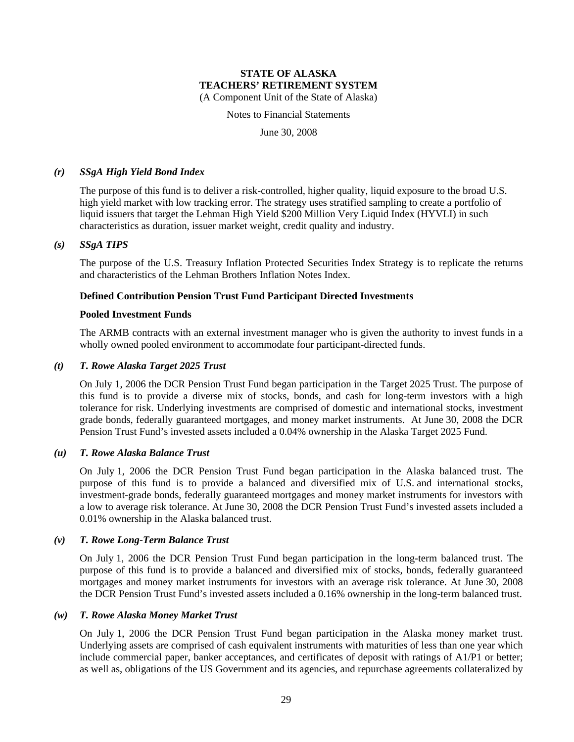### *(r) SSgA High Yield Bond Index*

The purpose of this fund is to deliver a risk-controlled, higher quality, liquid exposure to the broad U.S. high yield market with low tracking error. The strategy uses stratified sampling to create a portfolio of liquid issuers that target the Lehman High Yield $200 Million Very Liquid Index (HYVLI) in such characteristics as duration, issuer market weight, credit quality and industry.

### *(s) SSgA TIPS*

The purpose of the U.S. Treasury Inflation Protected Securities Index Strategy is to replicate the returns and characteristics of the Lehman Brothers Inflation Notes Index.

**Defined Contribution Pension Trust Fund Participant Directed Investments**

**Pooled Investment Funds**

The ARMB contracts with an external investment manager who is given the authority to invest funds in a wholly owned pooled environment to accommodate four participant-directed funds.

### *(t) T. Rowe Alaska Target 2025 Trust*

On July 1, 2006 the DCR Pension Trust Fund began participation in the Target 2025 Trust. The purpose of this fund is to provide a diverse mix of stocks, bonds, and cash for long-term investors with a high tolerance for risk. Underlying investments are comprised of domestic and international stocks, investment grade bonds, federally guaranteed mortgages, and money market instruments. At June 30, 2008 the DCR Pension Trust Fund's invested assets included a 0.04% ownership in the Alaska Target 2025 Fund.

### *(u) T. Rowe Alaska Balance Trust*

On July 1, 2006 the DCR Pension Trust Fund began participation in the Alaska balanced trust. The purpose of this fund is to provide a balanced and diversified mix of U.S. and international stocks, investment-grade bonds, federally guaranteed mortgages and money market instruments for investors with a low to average risk tolerance. At June 30, 2008 the DCR Pension Trust Fund's invested assets included a 0.01% ownership in the Alaska balanced trust.

### *(v) T. Rowe Long-Term Balance Trust*

On July 1, 2006 the DCR Pension Trust Fund began participation in the long-term balanced trust. The purpose of this fund is to provide a balanced and diversified mix of stocks, bonds, federally guaranteed mortgages and money market instruments for investors with an average risk tolerance. At June 30, 2008 the DCR Pension Trust Fund's invested assets included a 0.16% ownership in the long-term balanced trust.

### *(w) T. Rowe Alaska Money Market Trust*

On July 1, 2006 the DCR Pension Trust Fund began participation in the Alaska money market trust. Underlying assets are comprised of cash equivalent instruments with maturities of less than one year which include commercial paper, banker acceptances, and certificates of deposit with ratings of A1/P1 or better; as well as, obligations of the US Government and its agencies, and repurchase agreements collateralized by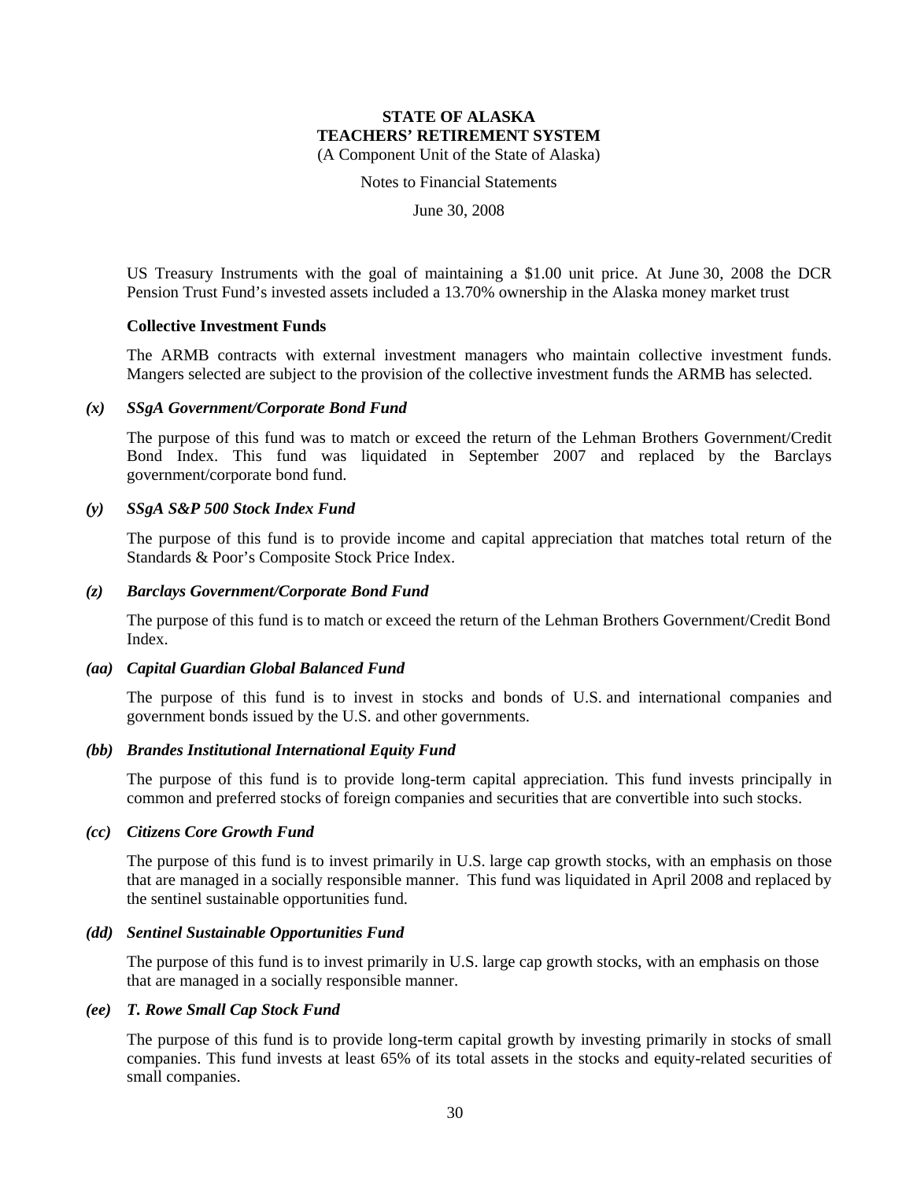US Treasury Instruments with the goal of maintaining a $1.00 unit price. At June 30, 2008 the DCR Pension Trust Fund's invested assets included a 13.70% ownership in the Alaska money market trust

**Collective Investment Funds**

The ARMB contracts with external investment managers who maintain collective investment funds. Mangers selected are subject to the provision of the collective investment funds the ARMB has selected.

***(x) SSgA Government/Corporate Bond Fund***

The purpose of this fund was to match or exceed the return of the Lehman Brothers Government/Credit Bond Index. This fund was liquidated in September 2007 and replaced by the Barclays government/corporate bond fund.

***(y) SSgA S&P 500 Stock Index Fund***

The purpose of this fund is to provide income and capital appreciation that matches total return of the Standards & Poor's Composite Stock Price Index.

***(z) Barclays Government/Corporate Bond Fund***

The purpose of this fund is to match or exceed the return of the Lehman Brothers Government/Credit Bond Index.

***(aa) Capital Guardian Global Balanced Fund***

The purpose of this fund is to invest in stocks and bonds of U.S. and international companies and government bonds issued by the U.S. and other governments.

***(bb) Brandes Institutional International Equity Fund***

The purpose of this fund is to provide long-term capital appreciation. This fund invests principally in common and preferred stocks of foreign companies and securities that are convertible into such stocks.

***(cc) Citizens Core Growth Fund***

The purpose of this fund is to invest primarily in U.S. large cap growth stocks, with an emphasis on those that are managed in a socially responsible manner. This fund was liquidated in April 2008 and replaced by the sentinel sustainable opportunities fund.

***(dd) Sentinel Sustainable Opportunities Fund***

The purpose of this fund is to invest primarily in U.S. large cap growth stocks, with an emphasis on those that are managed in a socially responsible manner.

***(ee) T. Rowe Small Cap Stock Fund***

The purpose of this fund is to provide long-term capital growth by investing primarily in stocks of small companies. This fund invests at least 65% of its total assets in the stocks and equity-related securities of small companies.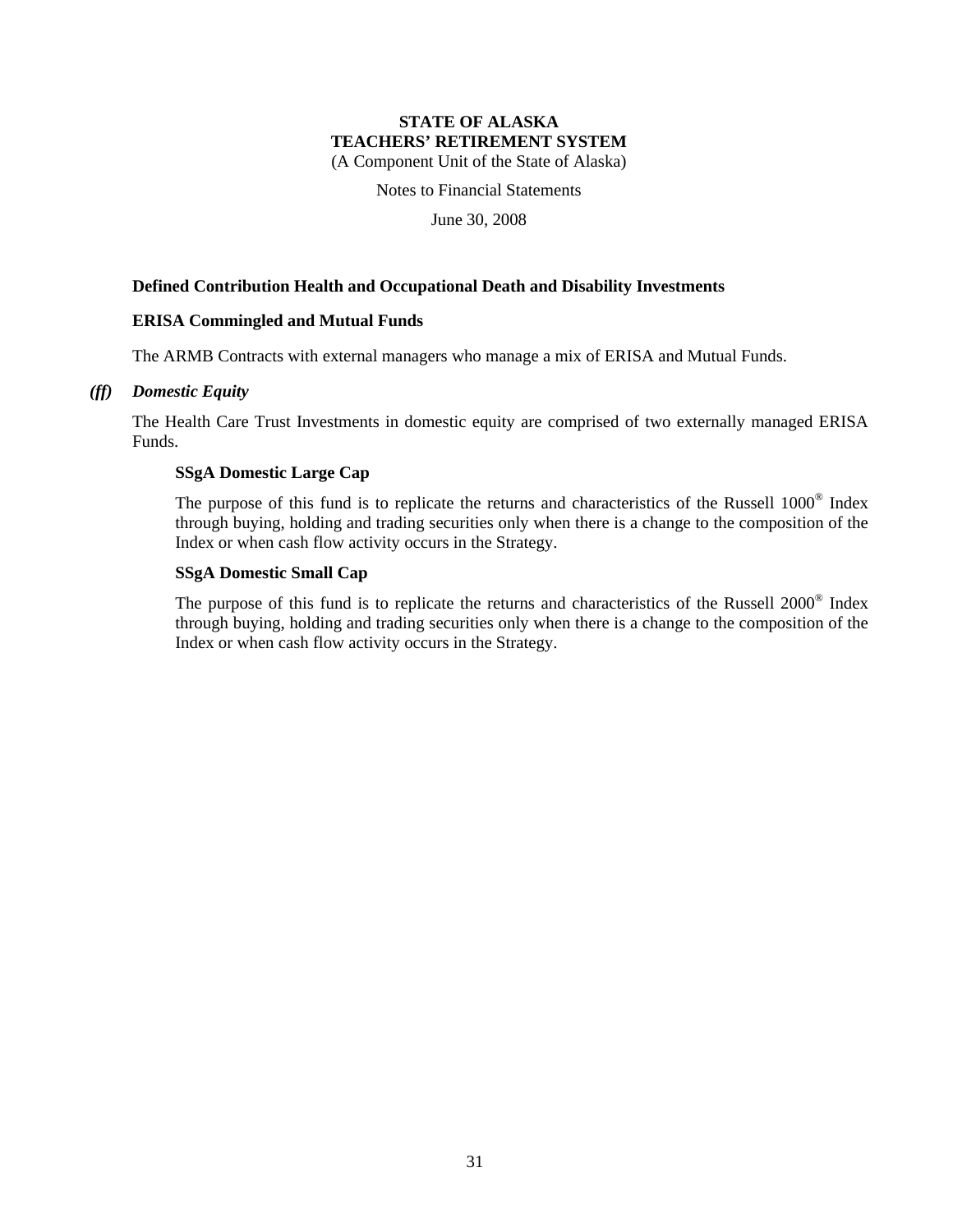**Defined Contribution Health and Occupational Death and Disability Investments**

**ERISA Commingled and Mutual Funds**

The ARMB Contracts with external managers who manage a mix of ERISA and Mutual Funds.

***(ff) Domestic Equity***

The Health Care Trust Investments in domestic equity are comprised of two externally managed ERISA Funds.

**SSgA Domestic Large Cap**

The purpose of this fund is to replicate the returns and characteristics of the Russell 1000® Index through buying, holding and trading securities only when there is a change to the composition of the Index or when cash flow activity occurs in the Strategy.

**SSgA Domestic Small Cap**

The purpose of this fund is to replicate the returns and characteristics of the Russell 2000® Index through buying, holding and trading securities only when there is a change to the composition of the Index or when cash flow activity occurs in the Strategy.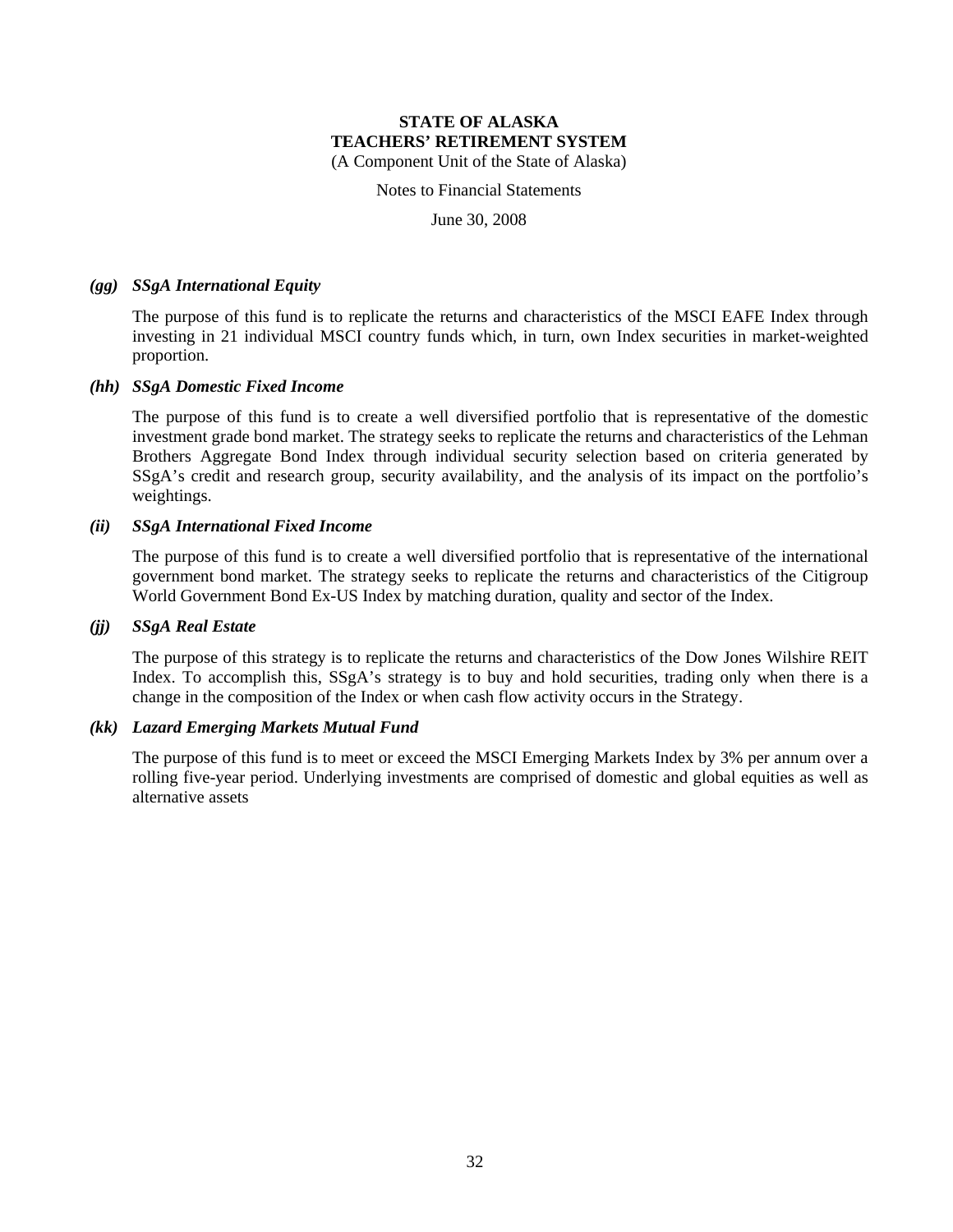**STATE OF ALASKA**
**TEACHERS' RETIREMENT SYSTEM**
(A Component Unit of the State of Alaska)

Notes to Financial Statements

June 30, 2008

***(gg) SSgA International Equity***

The purpose of this fund is to replicate the returns and characteristics of the MSCI EAFE Index through investing in 21 individual MSCI country funds which, in turn, own Index securities in market-weighted proportion.

***(hh) SSgA Domestic Fixed Income***

The purpose of this fund is to create a well diversified portfolio that is representative of the domestic investment grade bond market. The strategy seeks to replicate the returns and characteristics of the Lehman Brothers Aggregate Bond Index through individual security selection based on criteria generated by SSgA's credit and research group, security availability, and the analysis of its impact on the portfolio's weightings.

***(ii) SSgA International Fixed Income***

The purpose of this fund is to create a well diversified portfolio that is representative of the international government bond market. The strategy seeks to replicate the returns and characteristics of the Citigroup World Government Bond Ex-US Index by matching duration, quality and sector of the Index.

***(jj) SSgA Real Estate***

The purpose of this strategy is to replicate the returns and characteristics of the Dow Jones Wilshire REIT Index. To accomplish this, SSgA's strategy is to buy and hold securities, trading only when there is a change in the composition of the Index or when cash flow activity occurs in the Strategy.

***(kk) Lazard Emerging Markets Mutual Fund***

The purpose of this fund is to meet or exceed the MSCI Emerging Markets Index by 3% per annum over a rolling five-year period. Underlying investments are comprised of domestic and global equities as well as alternative assets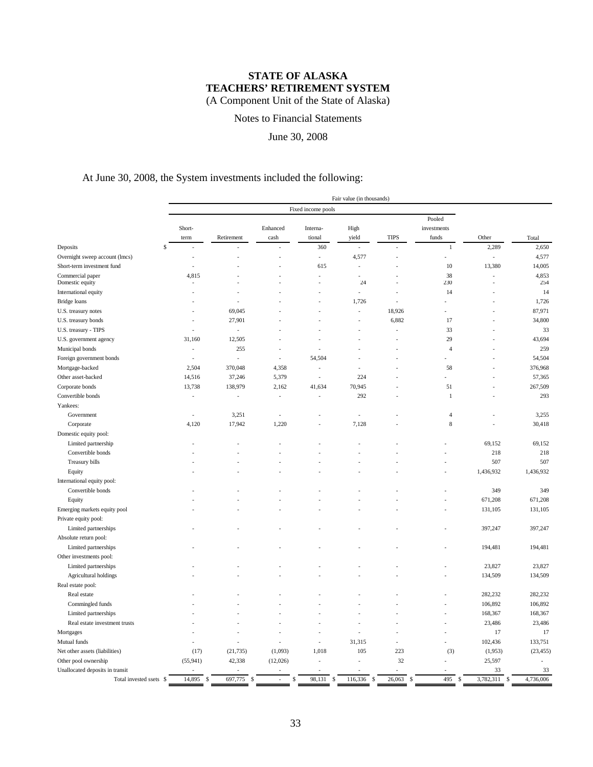# STATE OF ALASKA
# TEACHERS' RETIREMENT SYSTEM
(A Component Unit of the State of Alaska)

Notes to Financial Statements

June 30, 2008

At June 30, 2008, the System investments included the following:

| | Fair value (in thousands) | | | | | | | | |
|---|---|---|---|---|---|---|---|---|---|
| | Fixed income pools | | | | | | | | |
| | Short-term | Retirement | Enhanced cash | Interna-tional | High yield | TIPS | Pooled investments funds | Other | Total |
| Deposits | $ - | - | - | 360 | - | - | 1 | 2,289 | 2,650 |
| Overnight sweep account (lmcs) | - | - | - | - | 4,577 | - | - | - | 4,577 |
| Short-term investment fund | - | - | - | 615 | - | - | 10 | 13,380 | 14,005 |
| Commercial paper | 4,815 | - | - | - | - | - | 38 | - | 4,853 |
| Domestic equity | - | - | - | - | 24 | - | 230 | - | 254 |
| International equity | - | - | - | - | - | - | 14 | - | 14 |
| Bridge loans | - | - | - | - | 1,726 | - | - | - | 1,726 |
| U.S. treasury notes | - | 69,045 | - | - | - | 18,926 | - | - | 87,971 |
| U.S. treasury bonds | - | 27,901 | - | - | - | 6,882 | 17 | - | 34,800 |
| U.S. treasury - TIPS | - | - | - | - | - | - | 33 | - | 33 |
| U.S. government agency | 31,160 | 12,505 | - | - | - | - | 29 | - | 43,694 |
| Municipal bonds | - | 255 | - | - | - | - | 4 | - | 259 |
| Foreign government bonds | - | - | - | 54,504 | - | - | - | - | 54,504 |
| Mortgage-backed | 2,504 | 370,048 | 4,358 | - | - | - | 58 | - | 376,968 |
| Other asset-backed | 14,516 | 37,246 | 5,379 | - | 224 | - | - | - | 57,365 |
| Corporate bonds | 13,738 | 138,979 | 2,162 | 41,634 | 70,945 | - | 51 | - | 267,509 |
| Convertible bonds | - | - | - | - | 292 | - | 1 | - | 293 |
| Yankees: | | | | | | | | | |
| Government | - | 3,251 | - | - | - | - | 4 | - | 3,255 |
| Corporate | 4,120 | 17,942 | 1,220 | - | 7,128 | - | 8 | - | 30,418 |
| Domestic equity pool: | | | | | | | | | |
| Limited partnership | - | - | - | - | - | - | - | 69,152 | 69,152 |
| Convertible bonds | - | - | - | - | - | - | - | 218 | 218 |
| Treasury bills | - | - | - | - | - | - | - | 507 | 507 |
| Equity | - | - | - | - | - | - | - | 1,436,932 | 1,436,932 |
| International equity pool: | | | | | | | | | |
| Convertible bonds | - | - | - | - | - | - | - | 349 | 349 |
| Equity | - | - | - | - | - | - | - | 671,208 | 671,208 |
| Emerging markets equity pool | - | - | - | - | - | - | - | 131,105 | 131,105 |
| Private equity pool: | | | | | | | | | |
| Limited partnerships | - | - | - | - | - | - | - | 397,247 | 397,247 |
| Absolute return pool: | | | | | | | | | |
| Limited partnerships | - | - | - | - | - | - | - | 194,481 | 194,481 |
| Other investments pool: | | | | | | | | | |
| Limited partnerships | - | - | - | - | - | - | - | 23,827 | 23,827 |
| Agricultural holdings | - | - | - | - | - | - | - | 134,509 | 134,509 |
| Real estate pool: | | | | | | | | | |
| Real estate | - | - | - | - | - | - | - | 282,232 | 282,232 |
| Commingled funds | - | - | - | - | - | - | - | 106,892 | 106,892 |
| Limited partnerships | - | - | - | - | - | - | - | 168,367 | 168,367 |
| Real estate investment trusts | - | - | - | - | - | - | - | 23,486 | 23,486 |
| Mortgages | - | - | - | - | - | - | - | 17 | 17 |
| Mutual funds | - | - | - | - | 31,315 | - | - | 102,436 | 133,751 |
| Net other assets (liabilities) | (17) | (21,735) | (1,093) | 1,018 | 105 | 223 | (3) | (1,953) | (23,455) |
| Other pool ownership | (55,941) | 42,338 | (12,026) | - | - | 32 | - | 25,597 | - |
| Unallocated deposits in transit | - | - | - | - | - | - | - | 33 | 33 |
| Total invested ssets | $ 14,895 | $ 697,775 | $ - | $ 98,131 | $ 116,336 | $ 26,063 | $ 495 | $ 3,782,311 | $ 4,736,006 |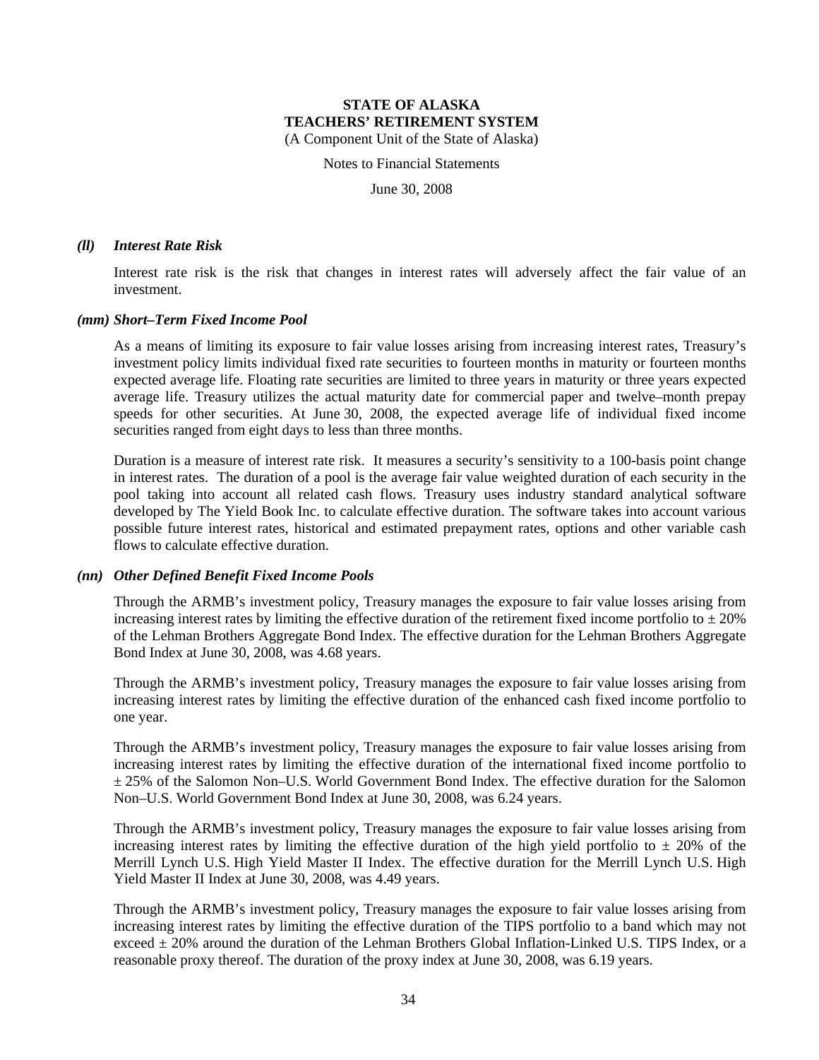#### *(ll) Interest Rate Risk*

Interest rate risk is the risk that changes in interest rates will adversely affect the fair value of an investment.

#### *(mm) Short–Term Fixed Income Pool*

As a means of limiting its exposure to fair value losses arising from increasing interest rates, Treasury's investment policy limits individual fixed rate securities to fourteen months in maturity or fourteen months expected average life. Floating rate securities are limited to three years in maturity or three years expected average life. Treasury utilizes the actual maturity date for commercial paper and twelve–month prepay speeds for other securities. At June 30, 2008, the expected average life of individual fixed income securities ranged from eight days to less than three months.

Duration is a measure of interest rate risk. It measures a security's sensitivity to a 100-basis point change in interest rates. The duration of a pool is the average fair value weighted duration of each security in the pool taking into account all related cash flows. Treasury uses industry standard analytical software developed by The Yield Book Inc. to calculate effective duration. The software takes into account various possible future interest rates, historical and estimated prepayment rates, options and other variable cash flows to calculate effective duration.

#### *(nn) Other Defined Benefit Fixed Income Pools*

Through the ARMB's investment policy, Treasury manages the exposure to fair value losses arising from increasing interest rates by limiting the effective duration of the retirement fixed income portfolio to ± 20% of the Lehman Brothers Aggregate Bond Index. The effective duration for the Lehman Brothers Aggregate Bond Index at June 30, 2008, was 4.68 years.

Through the ARMB's investment policy, Treasury manages the exposure to fair value losses arising from increasing interest rates by limiting the effective duration of the enhanced cash fixed income portfolio to one year.

Through the ARMB's investment policy, Treasury manages the exposure to fair value losses arising from increasing interest rates by limiting the effective duration of the international fixed income portfolio to ± 25% of the Salomon Non–U.S. World Government Bond Index. The effective duration for the Salomon Non–U.S. World Government Bond Index at June 30, 2008, was 6.24 years.

Through the ARMB's investment policy, Treasury manages the exposure to fair value losses arising from increasing interest rates by limiting the effective duration of the high yield portfolio to ± 20% of the Merrill Lynch U.S. High Yield Master II Index. The effective duration for the Merrill Lynch U.S. High Yield Master II Index at June 30, 2008, was 4.49 years.

Through the ARMB's investment policy, Treasury manages the exposure to fair value losses arising from increasing interest rates by limiting the effective duration of the TIPS portfolio to a band which may not exceed ± 20% around the duration of the Lehman Brothers Global Inflation-Linked U.S. TIPS Index, or a reasonable proxy thereof. The duration of the proxy index at June 30, 2008, was 6.19 years.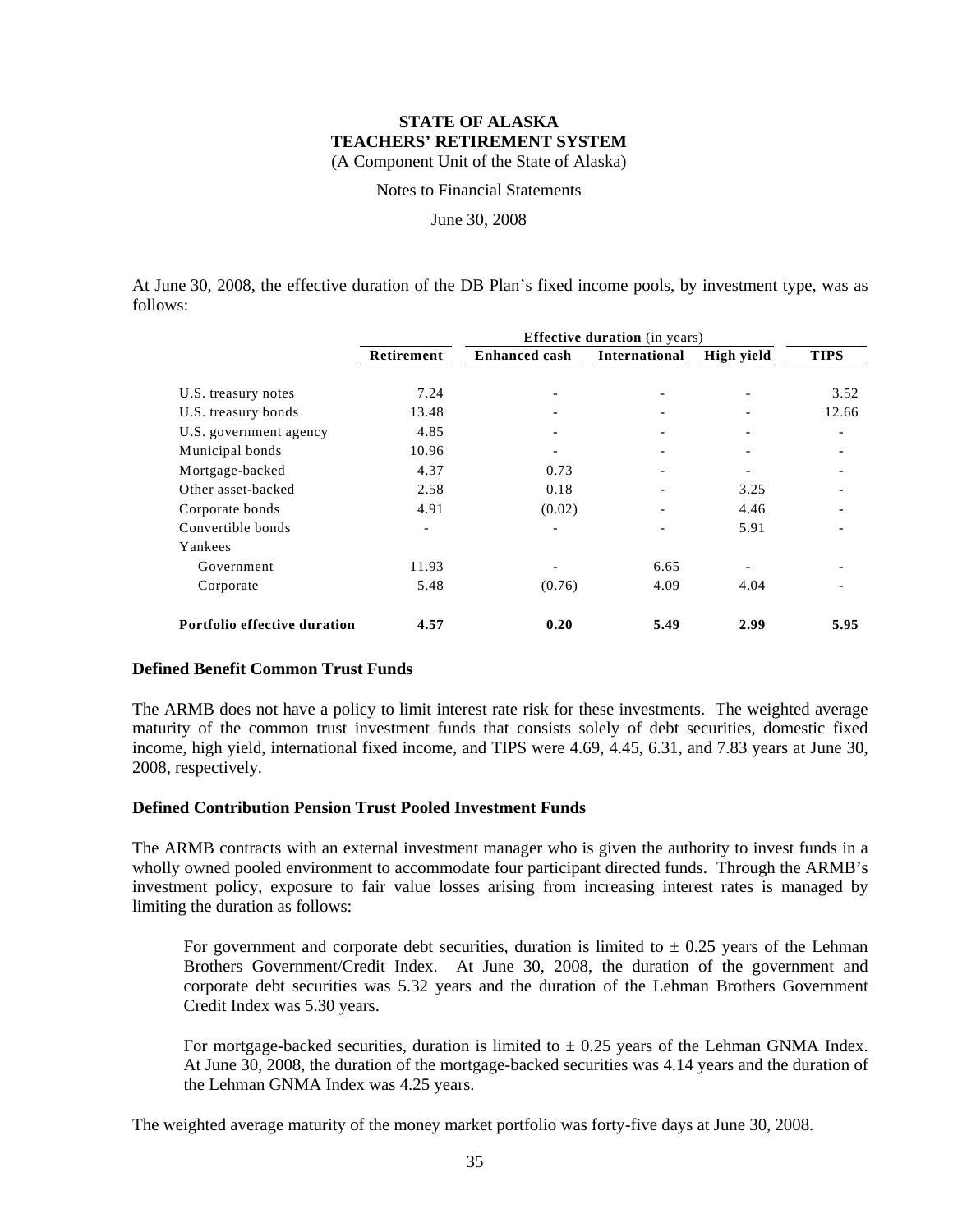At June 30, 2008, the effective duration of the DB Plan's fixed income pools, by investment type, was as follows:

| | Effective duration (in years) | | | | |
|---|---|---|---|---|---|
| | Retirement | Enhanced cash | International | High yield | TIPS |
| U.S. treasury notes | 7.24 | - | - | - | 3.52 |
| U.S. treasury bonds | 13.48 | - | - | - | 12.66 |
| U.S. government agency | 4.85 | - | - | - | - |
| Municipal bonds | 10.96 | - | - | - | - |
| Mortgage-backed | 4.37 | 0.73 | - | - | - |
| Other asset-backed | 2.58 | 0.18 | - | 3.25 | - |
| Corporate bonds | 4.91 | (0.02) | - | 4.46 | - |
| Convertible bonds | - | - | - | 5.91 | - |
| Yankees | | | | | |
| Government | 11.93 | - | 6.65 | - | - |
| Corporate | 5.48 | (0.76) | 4.09 | 4.04 | - |
| **Portfolio effective duration** | **4.57** | **0.20** | **5.49** | **2.99** | **5.95** |

**Defined Benefit Common Trust Funds**

The ARMB does not have a policy to limit interest rate risk for these investments. The weighted average maturity of the common trust investment funds that consists solely of debt securities, domestic fixed income, high yield, international fixed income, and TIPS were 4.69, 4.45, 6.31, and 7.83 years at June 30, 2008, respectively.

**Defined Contribution Pension Trust Pooled Investment Funds**

The ARMB contracts with an external investment manager who is given the authority to invest funds in a wholly owned pooled environment to accommodate four participant directed funds. Through the ARMB's investment policy, exposure to fair value losses arising from increasing interest rates is managed by limiting the duration as follows:

For government and corporate debt securities, duration is limited to ± 0.25 years of the Lehman Brothers Government/Credit Index. At June 30, 2008, the duration of the government and corporate debt securities was 5.32 years and the duration of the Lehman Brothers Government Credit Index was 5.30 years.

For mortgage-backed securities, duration is limited to ± 0.25 years of the Lehman GNMA Index. At June 30, 2008, the duration of the mortgage-backed securities was 4.14 years and the duration of the Lehman GNMA Index was 4.25 years.

The weighted average maturity of the money market portfolio was forty-five days at June 30, 2008.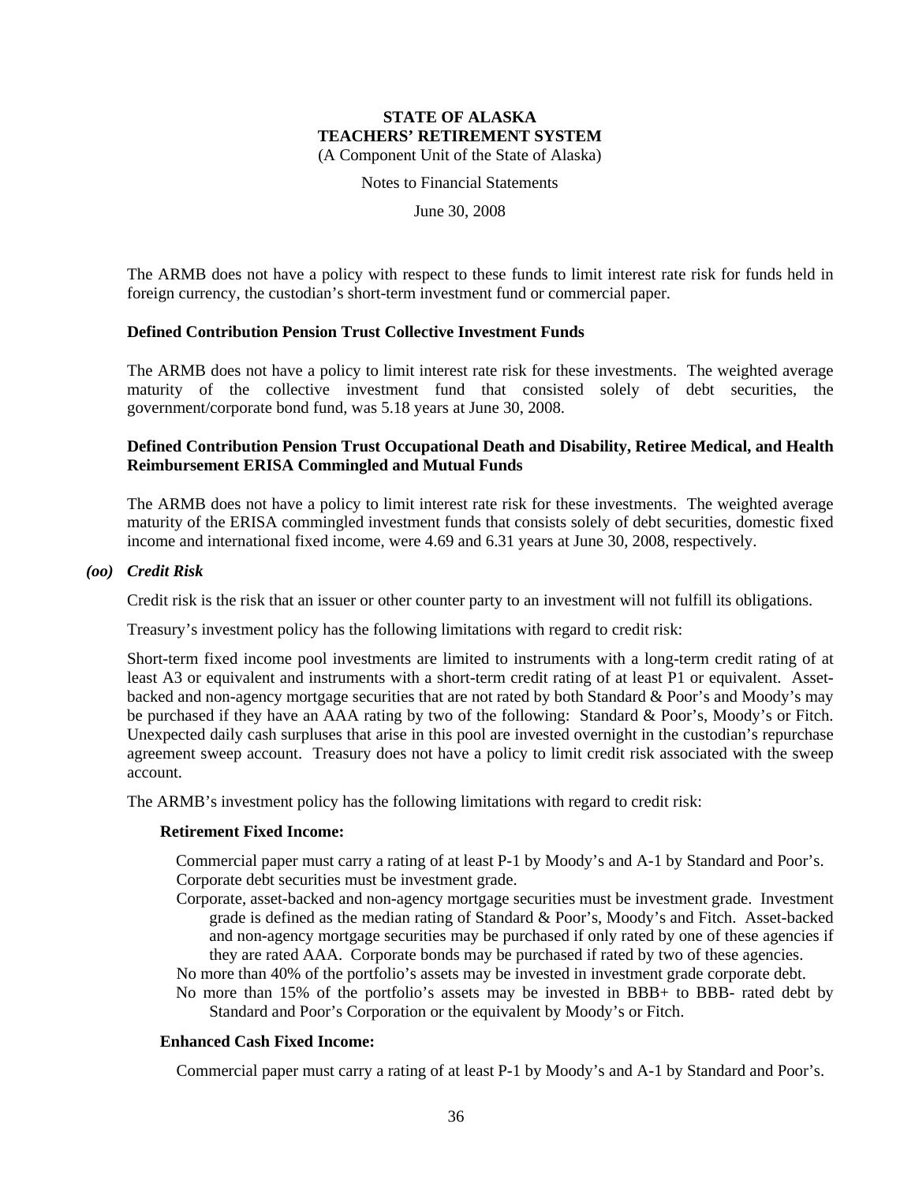The ARMB does not have a policy with respect to these funds to limit interest rate risk for funds held in foreign currency, the custodian's short-term investment fund or commercial paper.

**Defined Contribution Pension Trust Collective Investment Funds**

The ARMB does not have a policy to limit interest rate risk for these investments. The weighted average maturity of the collective investment fund that consisted solely of debt securities, the government/corporate bond fund, was 5.18 years at June 30, 2008.

**Defined Contribution Pension Trust Occupational Death and Disability, Retiree Medical, and Health Reimbursement ERISA Commingled and Mutual Funds**

The ARMB does not have a policy to limit interest rate risk for these investments. The weighted average maturity of the ERISA commingled investment funds that consists solely of debt securities, domestic fixed income and international fixed income, were 4.69 and 6.31 years at June 30, 2008, respectively.

***(oo) Credit Risk***

Credit risk is the risk that an issuer or other counter party to an investment will not fulfill its obligations.

Treasury's investment policy has the following limitations with regard to credit risk:

Short-term fixed income pool investments are limited to instruments with a long-term credit rating of at least A3 or equivalent and instruments with a short-term credit rating of at least P1 or equivalent. Asset-backed and non-agency mortgage securities that are not rated by both Standard & Poor's and Moody's may be purchased if they have an AAA rating by two of the following: Standard & Poor's, Moody's or Fitch. Unexpected daily cash surpluses that arise in this pool are invested overnight in the custodian's repurchase agreement sweep account. Treasury does not have a policy to limit credit risk associated with the sweep account.

The ARMB's investment policy has the following limitations with regard to credit risk:

**Retirement Fixed Income:**

Commercial paper must carry a rating of at least P-1 by Moody's and A-1 by Standard and Poor's.

Corporate debt securities must be investment grade.

Corporate, asset-backed and non-agency mortgage securities must be investment grade. Investment grade is defined as the median rating of Standard & Poor's, Moody's and Fitch. Asset-backed and non-agency mortgage securities may be purchased if only rated by one of these agencies if they are rated AAA. Corporate bonds may be purchased if rated by two of these agencies.

No more than 40% of the portfolio's assets may be invested in investment grade corporate debt.

No more than 15% of the portfolio's assets may be invested in BBB+ to BBB- rated debt by Standard and Poor's Corporation or the equivalent by Moody's or Fitch.

**Enhanced Cash Fixed Income:**

Commercial paper must carry a rating of at least P-1 by Moody's and A-1 by Standard and Poor's.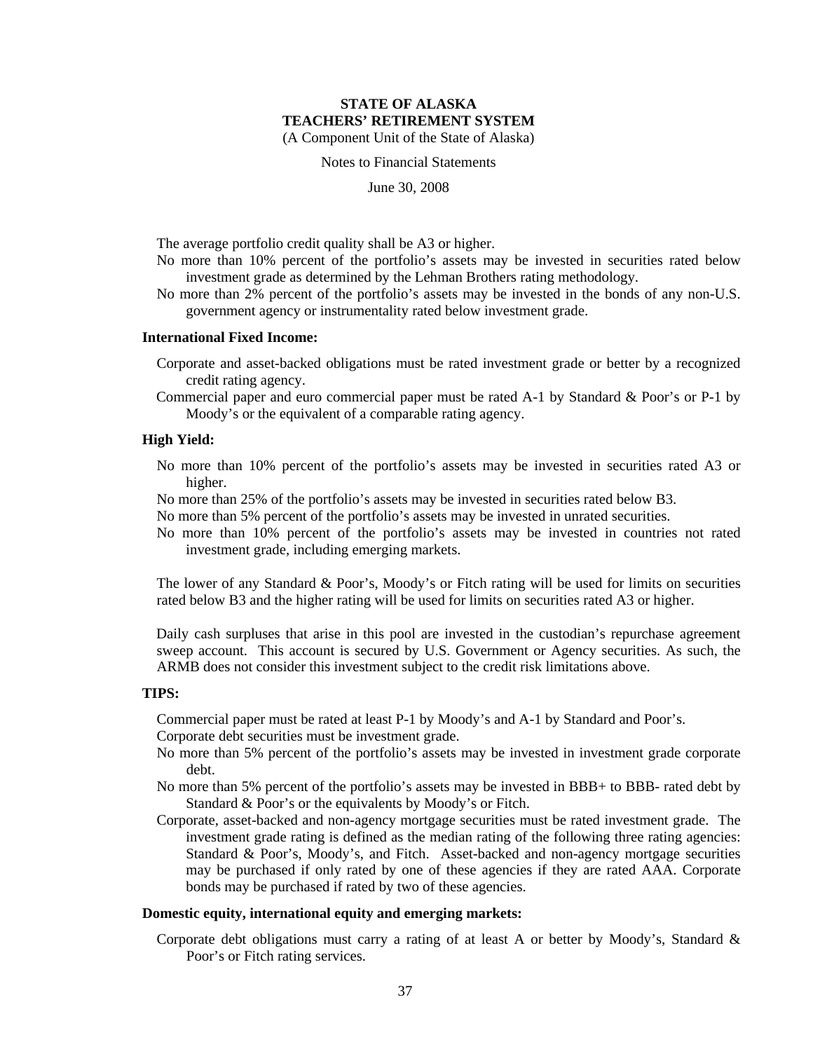The average portfolio credit quality shall be A3 or higher.

No more than 10% percent of the portfolio's assets may be invested in securities rated below investment grade as determined by the Lehman Brothers rating methodology.

No more than 2% percent of the portfolio's assets may be invested in the bonds of any non-U.S. government agency or instrumentality rated below investment grade.

**International Fixed Income:**

Corporate and asset-backed obligations must be rated investment grade or better by a recognized credit rating agency.

Commercial paper and euro commercial paper must be rated A-1 by Standard & Poor's or P-1 by Moody's or the equivalent of a comparable rating agency.

**High Yield:**

No more than 10% percent of the portfolio's assets may be invested in securities rated A3 or higher.

No more than 25% of the portfolio's assets may be invested in securities rated below B3.

No more than 5% percent of the portfolio's assets may be invested in unrated securities.

No more than 10% percent of the portfolio's assets may be invested in countries not rated investment grade, including emerging markets.

The lower of any Standard & Poor's, Moody's or Fitch rating will be used for limits on securities rated below B3 and the higher rating will be used for limits on securities rated A3 or higher.

Daily cash surpluses that arise in this pool are invested in the custodian's repurchase agreement sweep account. This account is secured by U.S. Government or Agency securities. As such, the ARMB does not consider this investment subject to the credit risk limitations above.

**TIPS:**

Commercial paper must be rated at least P-1 by Moody's and A-1 by Standard and Poor's.

Corporate debt securities must be investment grade.

No more than 5% percent of the portfolio's assets may be invested in investment grade corporate debt.

No more than 5% percent of the portfolio's assets may be invested in BBB+ to BBB- rated debt by Standard & Poor's or the equivalents by Moody's or Fitch.

Corporate, asset-backed and non-agency mortgage securities must be rated investment grade. The investment grade rating is defined as the median rating of the following three rating agencies: Standard & Poor's, Moody's, and Fitch. Asset-backed and non-agency mortgage securities may be purchased if only rated by one of these agencies if they are rated AAA. Corporate bonds may be purchased if rated by two of these agencies.

**Domestic equity, international equity and emerging markets:**

Corporate debt obligations must carry a rating of at least A or better by Moody's, Standard & Poor's or Fitch rating services.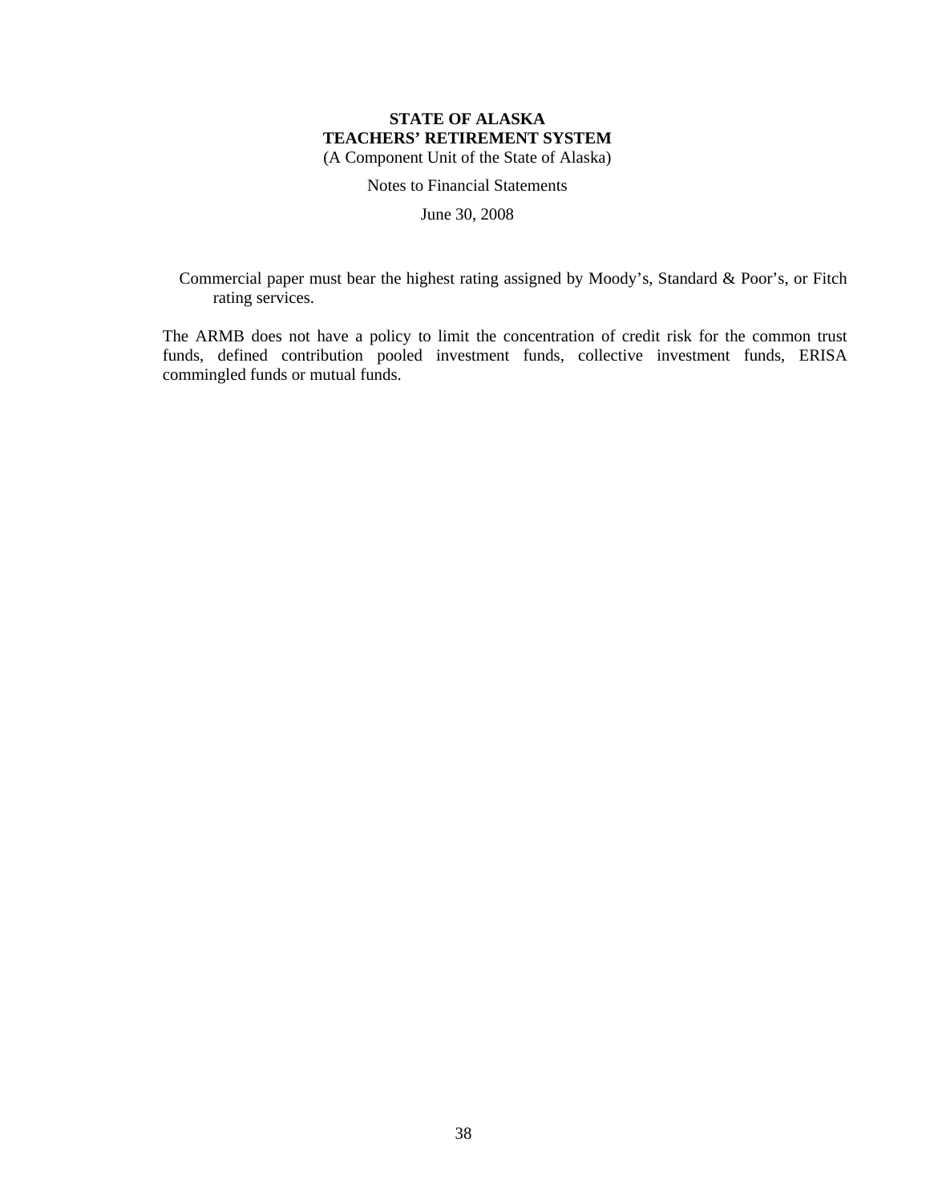Commercial paper must bear the highest rating assigned by Moody's, Standard & Poor's, or Fitch rating services.

The ARMB does not have a policy to limit the concentration of credit risk for the common trust funds, defined contribution pooled investment funds, collective investment funds, ERISA commingled funds or mutual funds.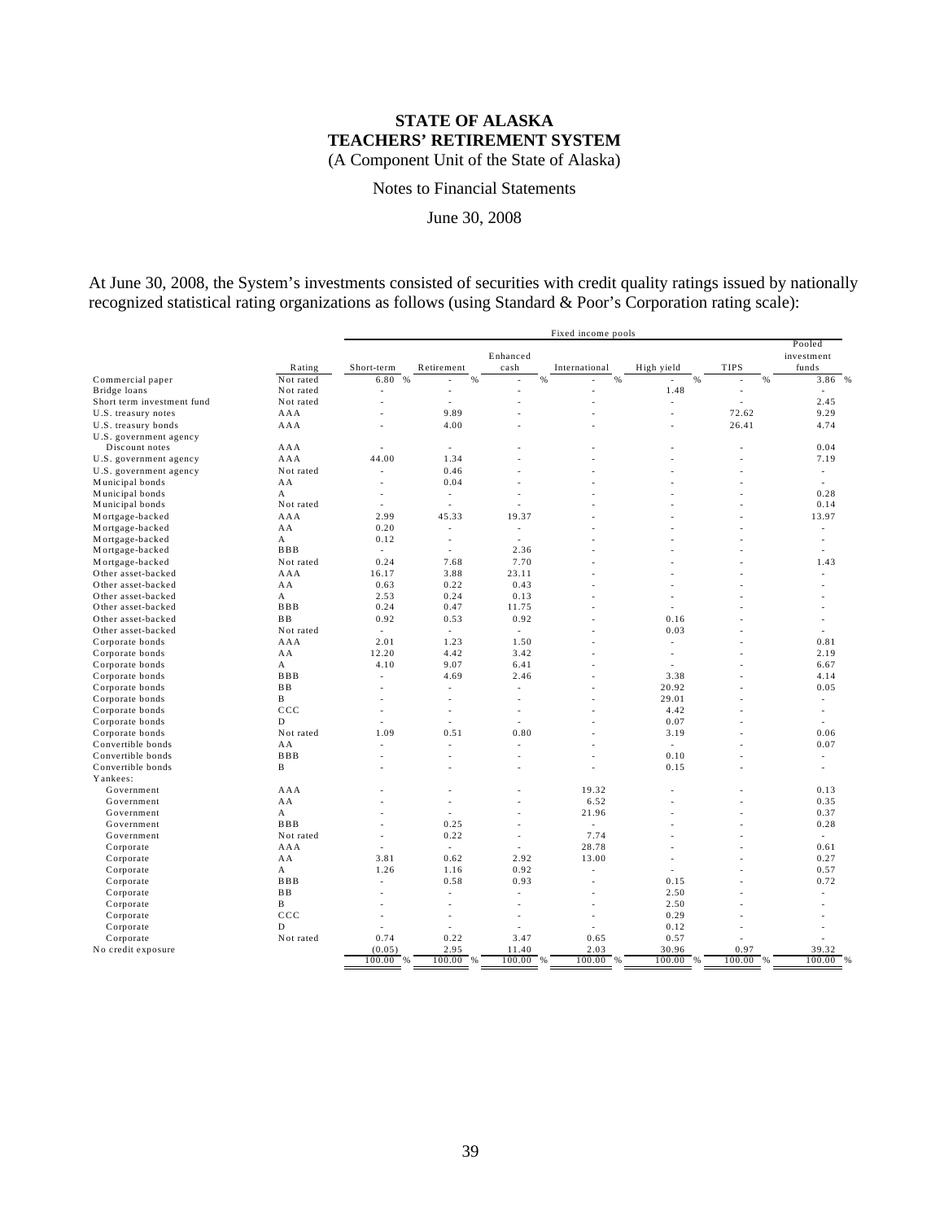# STATE OF ALASKA
# TEACHERS' RETIREMENT SYSTEM
(A Component Unit of the State of Alaska)

Notes to Financial Statements

June 30, 2008

At June 30, 2008, the System's investments consisted of securities with credit quality ratings issued by nationally recognized statistical rating organizations as follows (using Standard & Poor's Corporation rating scale):

| | | Fixed income pools | | | | | | |
|---|---|---|---|---|---|---|---|---|
| | Rating | Short-term | Retirement | Enhanced cash | International | High yield | TIPS | Pooled investment funds |
| Commercial paper | Not rated | 6.80 % | - % | - % | - % | - % | - % | 3.86 % |
| Bridge loans | Not rated | - | - | - | - | 1.48 | - | - |
| Short term investment fund | Not rated | - | - | - | - | - | - | 2.45 |
| U.S. treasury notes | AAA | - | 9.89 | - | - | - | 72.62 | 9.29 |
| U.S. treasury bonds | AAA | - | 4.00 | - | - | - | 26.41 | 4.74 |
| U.S. government agency Discount notes | AAA | - | - | - | - | - | - | 0.04 |
| U.S. government agency | AAA | 44.00 | 1.34 | - | - | - | - | 7.19 |
| U.S. government agency | Not rated | - | 0.46 | - | - | - | - | - |
| Municipal bonds | AA | - | 0.04 | - | - | - | - | - |
| Municipal bonds | A | - | - | - | - | - | - | 0.28 |
| Municipal bonds | Not rated | - | - | - | - | - | - | 0.14 |
| Mortgage-backed | AAA | 2.99 | 45.33 | 19.37 | - | - | - | 13.97 |
| Mortgage-backed | AA | 0.20 | - | - | - | - | - | - |
| Mortgage-backed | A | 0.12 | - | - | - | - | - | - |
| Mortgage-backed | BBB | - | - | 2.36 | - | - | - | - |
| Mortgage-backed | Not rated | 0.24 | 7.68 | 7.70 | - | - | - | 1.43 |
| Other asset-backed | AAA | 16.17 | 3.88 | 23.11 | - | - | - | - |
| Other asset-backed | AA | 0.63 | 0.22 | 0.43 | - | - | - | - |
| Other asset-backed | A | 2.53 | 0.24 | 0.13 | - | - | - | - |
| Other asset-backed | BBB | 0.24 | 0.47 | 11.75 | - | - | - | - |
| Other asset-backed | BB | 0.92 | 0.53 | 0.92 | - | 0.16 | - | - |
| Other asset-backed | Not rated | - | - | - | - | 0.03 | - | - |
| Corporate bonds | AAA | 2.01 | 1.23 | 1.50 | - | - | - | 0.81 |
| Corporate bonds | AA | 12.20 | 4.42 | 3.42 | - | - | - | 2.19 |
| Corporate bonds | A | 4.10 | 9.07 | 6.41 | - | - | - | 6.67 |
| Corporate bonds | BBB | - | 4.69 | 2.46 | - | 3.38 | - | 4.14 |
| Corporate bonds | BB | - | - | - | - | 20.92 | - | 0.05 |
| Corporate bonds | B | - | - | - | - | 29.01 | - | - |
| Corporate bonds | CCC | - | - | - | - | 4.42 | - | - |
| Corporate bonds | D | - | - | - | - | 0.07 | - | - |
| Corporate bonds | Not rated | 1.09 | 0.51 | 0.80 | - | 3.19 | - | 0.06 |
| Convertible bonds | AA | - | - | - | - | - | - | 0.07 |
| Convertible bonds | BBB | - | - | - | - | 0.10 | - | - |
| Convertible bonds | B | - | - | - | - | 0.15 | - | - |
| Yankees: | | | | | | | | |
| Government | AAA | - | - | - | 19.32 | - | - | 0.13 |
| Government | AA | - | - | - | 6.52 | - | - | 0.35 |
| Government | A | - | - | - | 21.96 | - | - | 0.37 |
| Government | BBB | - | 0.25 | - | - | - | - | 0.28 |
| Government | Not rated | - | 0.22 | - | 7.74 | - | - | - |
| Corporate | AAA | - | - | - | 28.78 | - | - | 0.61 |
| Corporate | AA | 3.81 | 0.62 | 2.92 | 13.00 | - | - | 0.27 |
| Corporate | A | 1.26 | 1.16 | 0.92 | - | - | - | 0.57 |
| Corporate | BBB | - | 0.58 | 0.93 | - | 0.15 | - | 0.72 |
| Corporate | BB | - | - | - | - | 2.50 | - | - |
| Corporate | B | - | - | - | - | 2.50 | - | - |
| Corporate | CCC | - | - | - | - | 0.29 | - | - |
| Corporate | D | - | - | - | - | 0.12 | - | - |
| Corporate | Not rated | 0.74 | 0.22 | 3.47 | 0.65 | 0.57 | - | - |
| No credit exposure | | (0.05) | 2.95 | 11.40 | 2.03 | 30.96 | 0.97 | 39.32 |
| | | 100.00 % | 100.00 % | 100.00 % | 100.00 % | 100.00 % | 100.00 % | 100.00 % |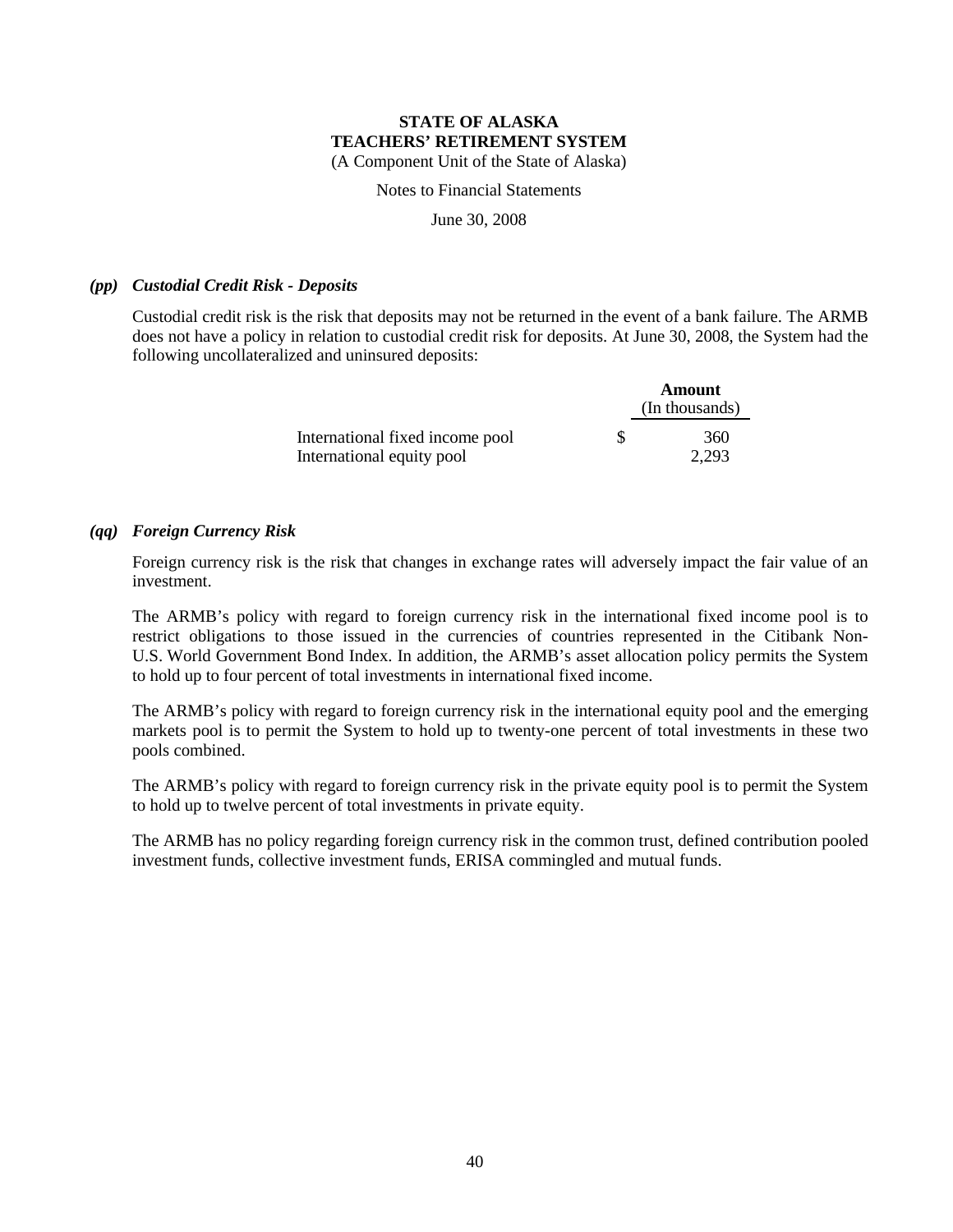**STATE OF ALASKA**
**TEACHERS' RETIREMENT SYSTEM**
(A Component Unit of the State of Alaska)

Notes to Financial Statements

June 30, 2008

### *(pp) Custodial Credit Risk - Deposits*

Custodial credit risk is the risk that deposits may not be returned in the event of a bank failure. The ARMB does not have a policy in relation to custodial credit risk for deposits. At June 30, 2008, the System had the following uncollateralized and uninsured deposits:

| | Amount (In thousands) |
|---|---|
| International fixed income pool | $ 360 |
| International equity pool | 2,293 |

### *(qq) Foreign Currency Risk*

Foreign currency risk is the risk that changes in exchange rates will adversely impact the fair value of an investment.

The ARMB's policy with regard to foreign currency risk in the international fixed income pool is to restrict obligations to those issued in the currencies of countries represented in the Citibank Non-U.S. World Government Bond Index. In addition, the ARMB's asset allocation policy permits the System to hold up to four percent of total investments in international fixed income.

The ARMB's policy with regard to foreign currency risk in the international equity pool and the emerging markets pool is to permit the System to hold up to twenty-one percent of total investments in these two pools combined.

The ARMB's policy with regard to foreign currency risk in the private equity pool is to permit the System to hold up to twelve percent of total investments in private equity.

The ARMB has no policy regarding foreign currency risk in the common trust, defined contribution pooled investment funds, collective investment funds, ERISA commingled and mutual funds.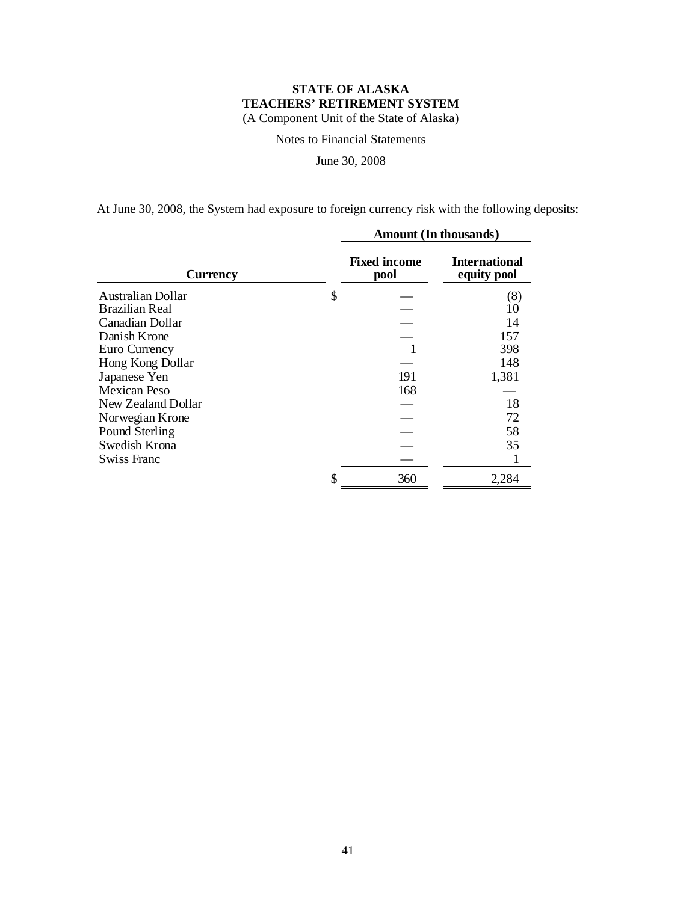**STATE OF ALASKA**
**TEACHERS' RETIREMENT SYSTEM**
(A Component Unit of the State of Alaska)

Notes to Financial Statements

June 30, 2008

At June 30, 2008, the System had exposure to foreign currency risk with the following deposits:

| | Amount (In thousands) | |
|---|---|---|
| **Currency** | **Fixed income pool** | **International equity pool** |
| Australian Dollar | $ — | (8) |
| Brazilian Real | — | 10 |
| Canadian Dollar | — | 14 |
| Danish Krone | — | 157 |
| Euro Currency | 1 | 398 |
| Hong Kong Dollar | — | 148 |
| Japanese Yen | 191 | 1,381 |
| Mexican Peso | 168 | — |
| New Zealand Dollar | — | 18 |
| Norwegian Krone | — | 72 |
| Pound Sterling | — | 58 |
| Swedish Krona | — | 35 |
| Swiss Franc | — | 1 |
| | $ 360 | 2,284 |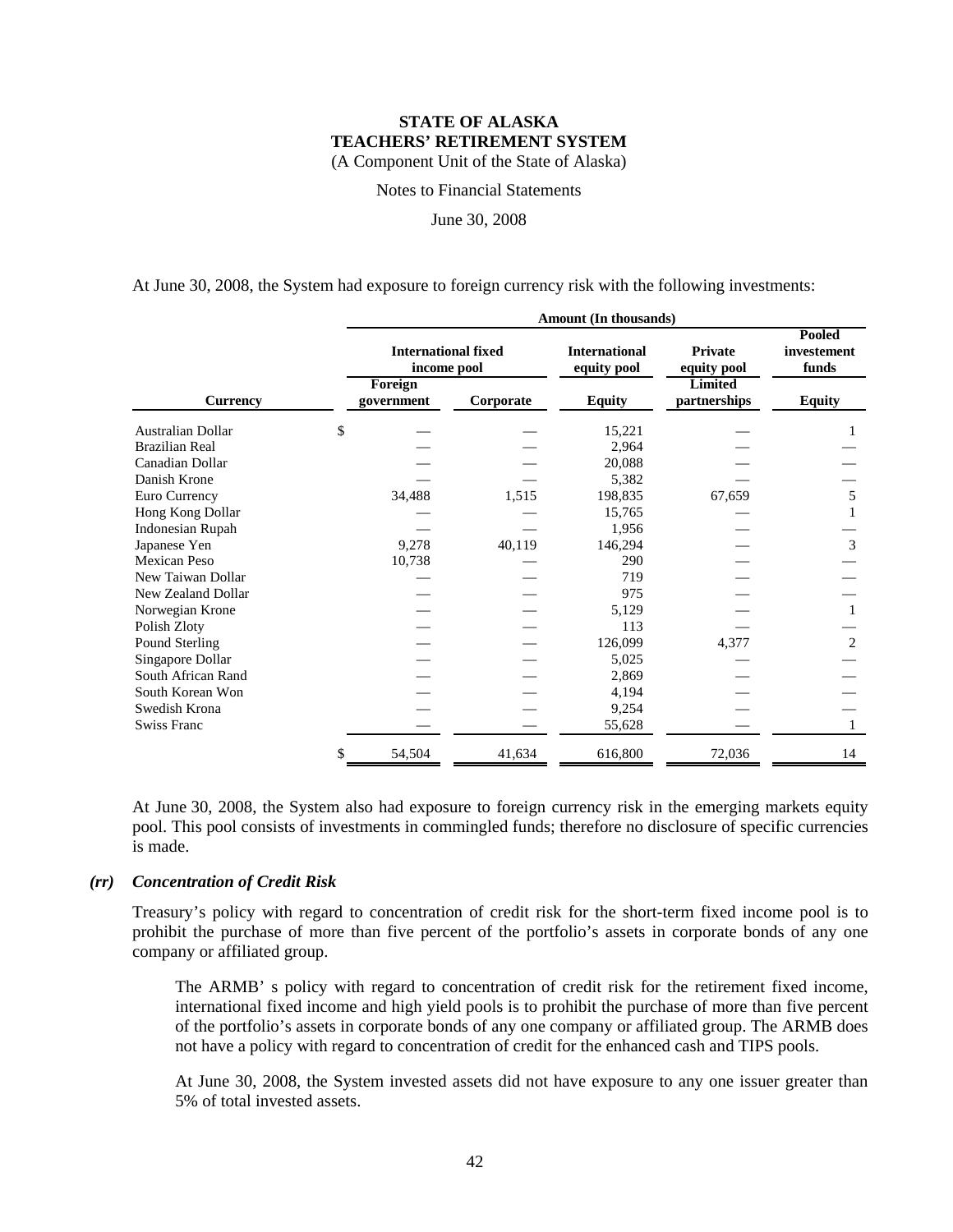At June 30, 2008, the System had exposure to foreign currency risk with the following investments:

| | Amount (In thousands) | | | | |
|---|---|---|---|---|---|
| | International fixed income pool | | International equity pool | Private equity pool | Pooled investement funds |
| Currency | Foreign government | Corporate | Equity | Limited partnerships | Equity |
| Australian Dollar | $ — | — | 15,221 | — | 1 |
| Brazilian Real | — | — | 2,964 | — | — |
| Canadian Dollar | — | — | 20,088 | — | — |
| Danish Krone | — | — | 5,382 | — | — |
| Euro Currency | 34,488 | 1,515 | 198,835 | 67,659 | 5 |
| Hong Kong Dollar | — | — | 15,765 | — | 1 |
| Indonesian Rupah | — | — | 1,956 | — | — |
| Japanese Yen | 9,278 | 40,119 | 146,294 | — | 3 |
| Mexican Peso | 10,738 | — | 290 | — | — |
| New Taiwan Dollar | — | — | 719 | — | — |
| New Zealand Dollar | — | — | 975 | — | — |
| Norwegian Krone | — | — | 5,129 | — | 1 |
| Polish Zloty | — | — | 113 | — | — |
| Pound Sterling | — | — | 126,099 | 4,377 | 2 |
| Singapore Dollar | — | — | 5,025 | — | — |
| South African Rand | — | — | 2,869 | — | — |
| South Korean Won | — | — | 4,194 | — | — |
| Swedish Krona | — | — | 9,254 | — | — |
| Swiss Franc | — | — | 55,628 | — | 1 |
| | $ 54,504 | 41,634 | 616,800 | 72,036 | 14 |

At June 30, 2008, the System also had exposure to foreign currency risk in the emerging markets equity pool. This pool consists of investments in commingled funds; therefore no disclosure of specific currencies is made.

### *(rr) Concentration of Credit Risk*

Treasury's policy with regard to concentration of credit risk for the short-term fixed income pool is to prohibit the purchase of more than five percent of the portfolio's assets in corporate bonds of any one company or affiliated group.

The ARMB' s policy with regard to concentration of credit risk for the retirement fixed income, international fixed income and high yield pools is to prohibit the purchase of more than five percent of the portfolio's assets in corporate bonds of any one company or affiliated group. The ARMB does not have a policy with regard to concentration of credit for the enhanced cash and TIPS pools.

At June 30, 2008, the System invested assets did not have exposure to any one issuer greater than 5% of total invested assets.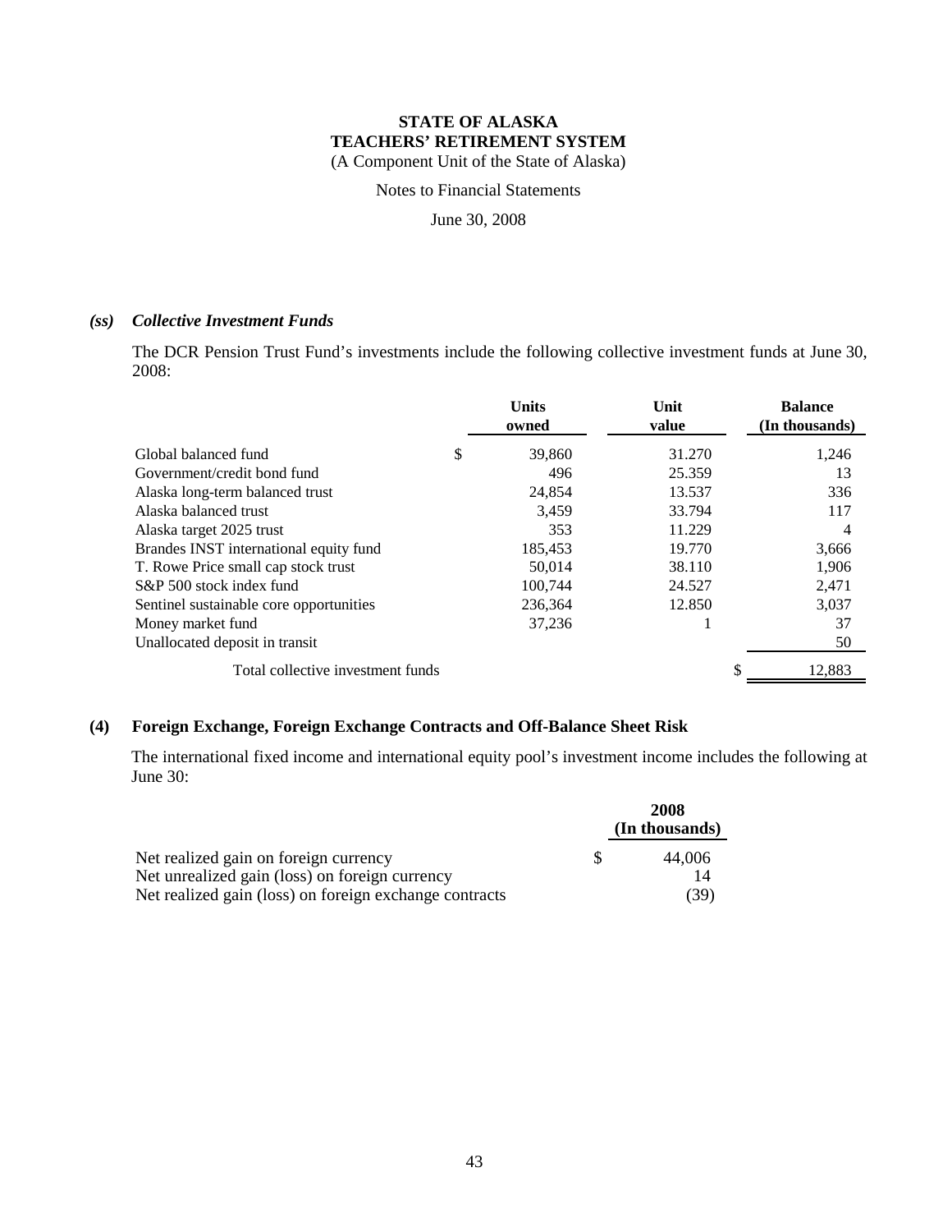**STATE OF ALASKA**
**TEACHERS' RETIREMENT SYSTEM**
(A Component Unit of the State of Alaska)

Notes to Financial Statements

June 30, 2008

### *(ss) Collective Investment Funds*

The DCR Pension Trust Fund's investments include the following collective investment funds at June 30, 2008:

| | Units owned | Unit value | Balance (In thousands) |
|---|---|---|---|
| Global balanced fund | $ 39,860 | 31.270 | 1,246 |
| Government/credit bond fund | 496 | 25.359 | 13 |
| Alaska long-term balanced trust | 24,854 | 13.537 | 336 |
| Alaska balanced trust | 3,459 | 33.794 | 117 |
| Alaska target 2025 trust | 353 | 11.229 | 4 |
| Brandes INST international equity fund | 185,453 | 19.770 | 3,666 |
| T. Rowe Price small cap stock trust | 50,014 | 38.110 | 1,906 |
| S&P 500 stock index fund | 100,744 | 24.527 | 2,471 |
| Sentinel sustainable core opportunities | 236,364 | 12.850 | 3,037 |
| Money market fund | 37,236 | 1 | 37 |
| Unallocated deposit in transit | | | 50 |
| Total collective investment funds | | | $ 12,883 |

## (4) Foreign Exchange, Foreign Exchange Contracts and Off-Balance Sheet Risk

The international fixed income and international equity pool's investment income includes the following at June 30:

| | 2008 (In thousands) |
|---|---|
| Net realized gain on foreign currency | $ 44,006 |
| Net unrealized gain (loss) on foreign currency | 14 |
| Net realized gain (loss) on foreign exchange contracts | (39) |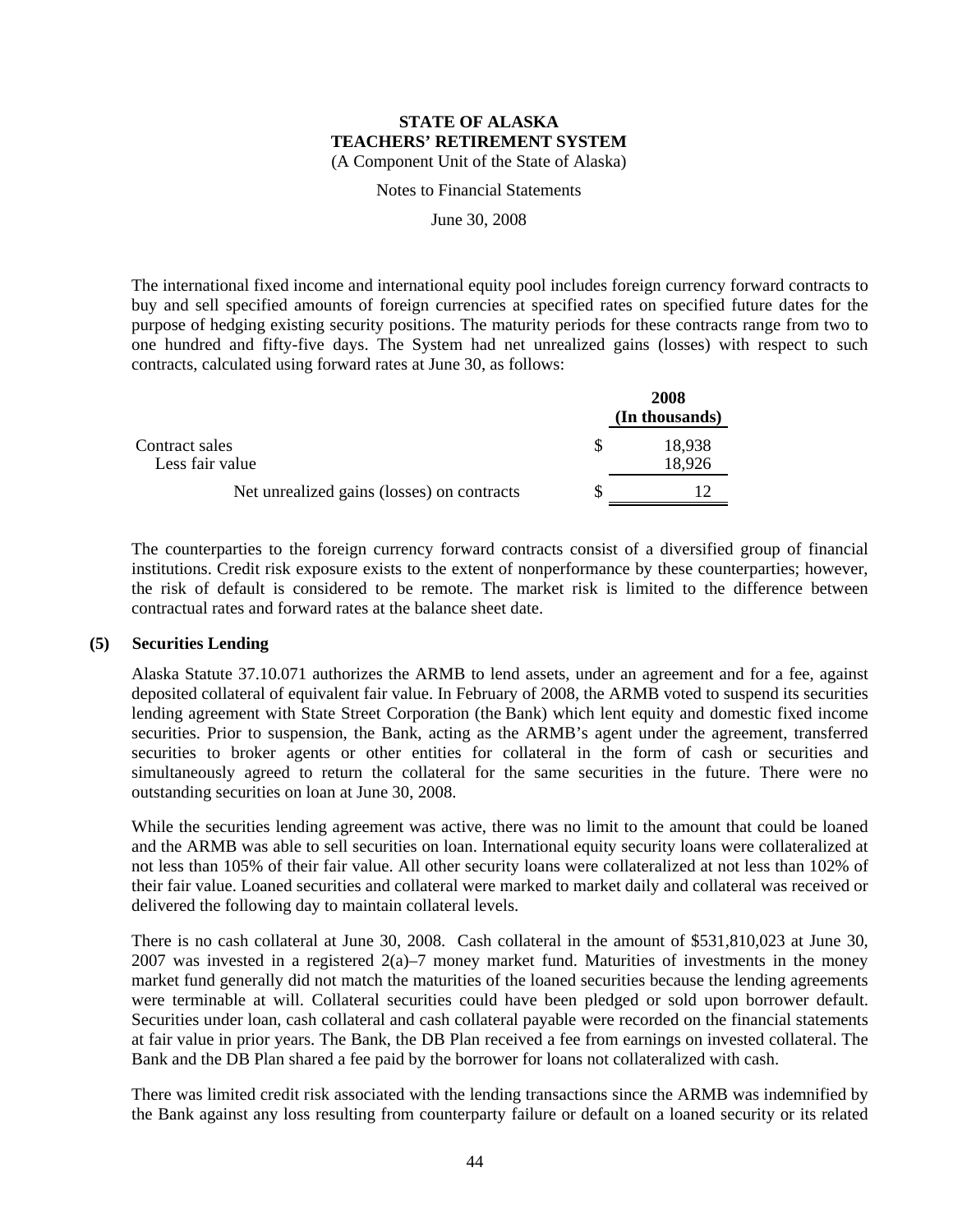The international fixed income and international equity pool includes foreign currency forward contracts to buy and sell specified amounts of foreign currencies at specified rates on specified future dates for the purpose of hedging existing security positions. The maturity periods for these contracts range from two to one hundred and fifty-five days. The System had net unrealized gains (losses) with respect to such contracts, calculated using forward rates at June 30, as follows:

| | 2008 (In thousands) |
|---|---|
| Contract sales | $ 18,938 |
| Less fair value | 18,926 |
| Net unrealized gains (losses) on contracts | $ 12 |

The counterparties to the foreign currency forward contracts consist of a diversified group of financial institutions. Credit risk exposure exists to the extent of nonperformance by these counterparties; however, the risk of default is considered to be remote. The market risk is limited to the difference between contractual rates and forward rates at the balance sheet date.

## (5) Securities Lending

Alaska Statute 37.10.071 authorizes the ARMB to lend assets, under an agreement and for a fee, against deposited collateral of equivalent fair value. In February of 2008, the ARMB voted to suspend its securities lending agreement with State Street Corporation (the Bank) which lent equity and domestic fixed income securities. Prior to suspension, the Bank, acting as the ARMB's agent under the agreement, transferred securities to broker agents or other entities for collateral in the form of cash or securities and simultaneously agreed to return the collateral for the same securities in the future. There were no outstanding securities on loan at June 30, 2008.

While the securities lending agreement was active, there was no limit to the amount that could be loaned and the ARMB was able to sell securities on loan. International equity security loans were collateralized at not less than 105% of their fair value. All other security loans were collateralized at not less than 102% of their fair value. Loaned securities and collateral were marked to market daily and collateral was received or delivered the following day to maintain collateral levels.

There is no cash collateral at June 30, 2008. Cash collateral in the amount of $531,810,023 at June 30, 2007 was invested in a registered 2(a)–7 money market fund. Maturities of investments in the money market fund generally did not match the maturities of the loaned securities because the lending agreements were terminable at will. Collateral securities could have been pledged or sold upon borrower default. Securities under loan, cash collateral and cash collateral payable were recorded on the financial statements at fair value in prior years. The Bank, the DB Plan received a fee from earnings on invested collateral. The Bank and the DB Plan shared a fee paid by the borrower for loans not collateralized with cash.

There was limited credit risk associated with the lending transactions since the ARMB was indemnified by the Bank against any loss resulting from counterparty failure or default on a loaned security or its related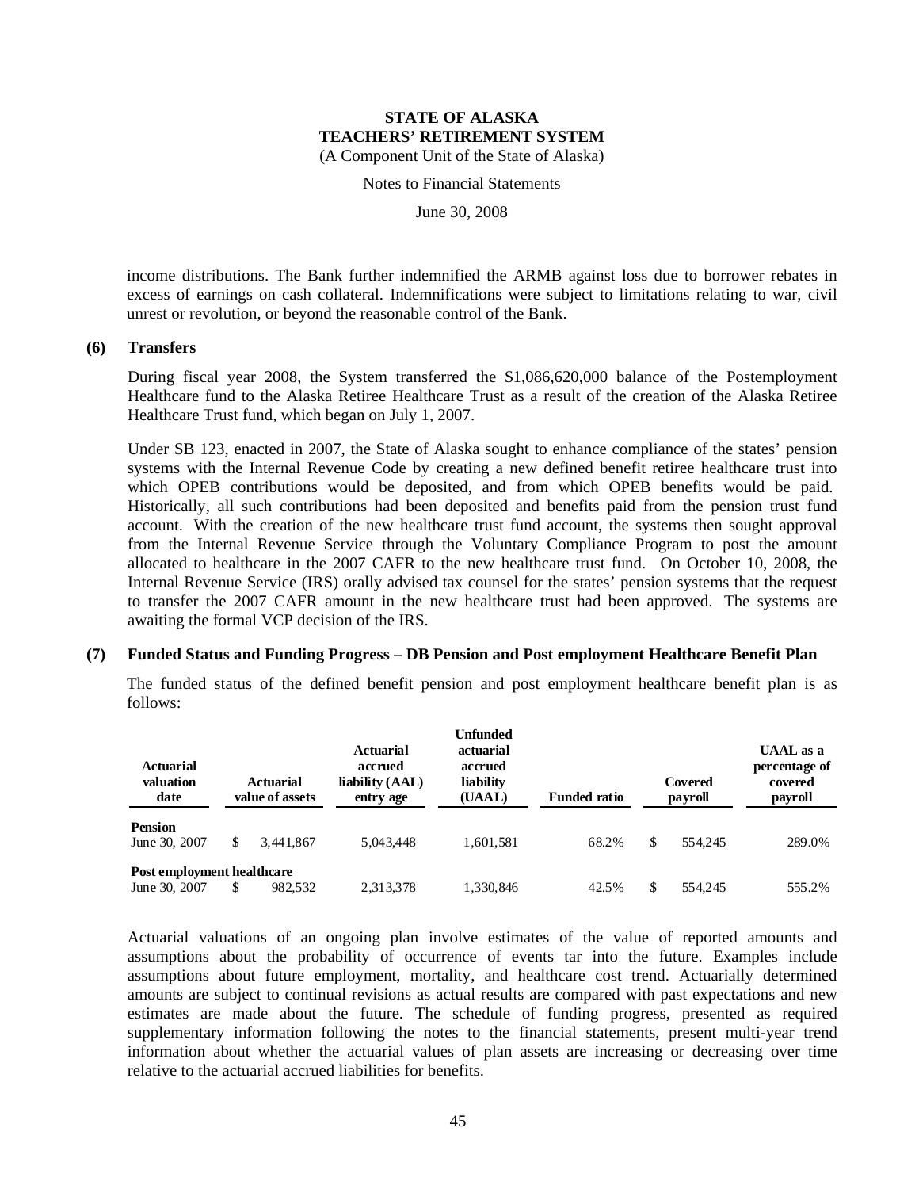income distributions. The Bank further indemnified the ARMB against loss due to borrower rebates in excess of earnings on cash collateral. Indemnifications were subject to limitations relating to war, civil unrest or revolution, or beyond the reasonable control of the Bank.

## (6) Transfers

During fiscal year 2008, the System transferred the $1,086,620,000 balance of the Postemployment Healthcare fund to the Alaska Retiree Healthcare Trust as a result of the creation of the Alaska Retiree Healthcare Trust fund, which began on July 1, 2007.

Under SB 123, enacted in 2007, the State of Alaska sought to enhance compliance of the states' pension systems with the Internal Revenue Code by creating a new defined benefit retiree healthcare trust into which OPEB contributions would be deposited, and from which OPEB benefits would be paid. Historically, all such contributions had been deposited and benefits paid from the pension trust fund account. With the creation of the new healthcare trust fund account, the systems then sought approval from the Internal Revenue Service through the Voluntary Compliance Program to post the amount allocated to healthcare in the 2007 CAFR to the new healthcare trust fund. On October 10, 2008, the Internal Revenue Service (IRS) orally advised tax counsel for the states' pension systems that the request to transfer the 2007 CAFR amount in the new healthcare trust had been approved. The systems are awaiting the formal VCP decision of the IRS.

## (7) Funded Status and Funding Progress – DB Pension and Post employment Healthcare Benefit Plan

The funded status of the defined benefit pension and post employment healthcare benefit plan is as follows:

| Actuarial valuation date | Actuarial value of assets | Actuarial accrued liability (AAL) entry age | Unfunded actuarial accrued liability (UAAL) | Funded ratio | Covered payroll | UAAL as a percentage of covered payroll |
|---|---|---|---|---|---|---|
| **Pension** | | | | | | |
| June 30, 2007 | $ 3,441,867 | 5,043,448 | 1,601,581 | 68.2% | $ 554,245 | 289.0% |
| **Post employment healthcare** | | | | | | |
| June 30, 2007 | $ 982,532 | 2,313,378 | 1,330,846 | 42.5% | $ 554,245 | 555.2% |

Actuarial valuations of an ongoing plan involve estimates of the value of reported amounts and assumptions about the probability of occurrence of events tar into the future. Examples include assumptions about future employment, mortality, and healthcare cost trend. Actuarially determined amounts are subject to continual revisions as actual results are compared with past expectations and new estimates are made about the future. The schedule of funding progress, presented as required supplementary information following the notes to the financial statements, present multi-year trend information about whether the actuarial values of plan assets are increasing or decreasing over time relative to the actuarial accrued liabilities for benefits.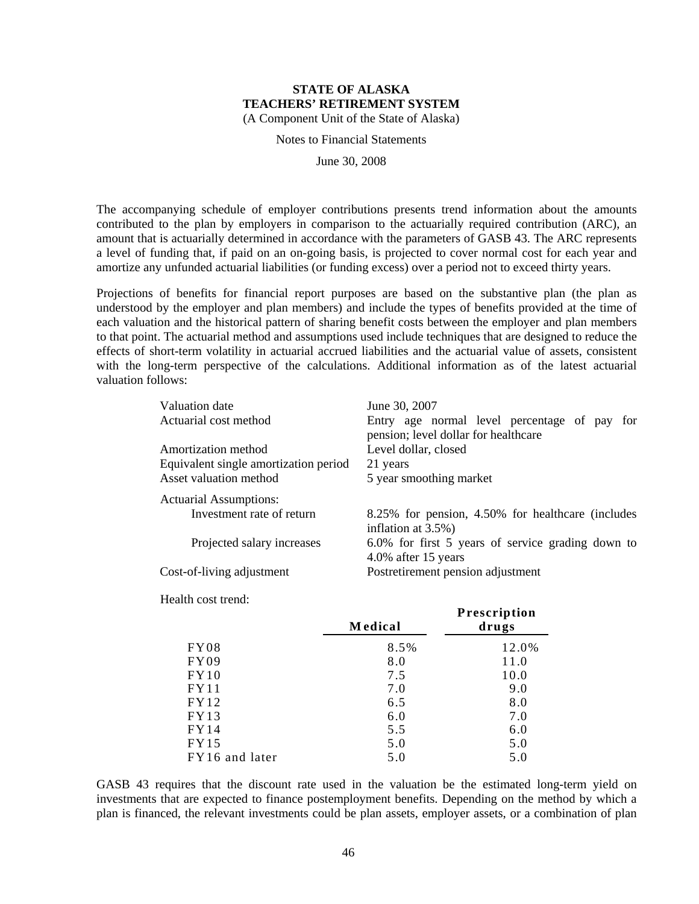**STATE OF ALASKA**
**TEACHERS' RETIREMENT SYSTEM**
(A Component Unit of the State of Alaska)

Notes to Financial Statements

June 30, 2008

The accompanying schedule of employer contributions presents trend information about the amounts contributed to the plan by employers in comparison to the actuarially required contribution (ARC), an amount that is actuarially determined in accordance with the parameters of GASB 43. The ARC represents a level of funding that, if paid on an on-going basis, is projected to cover normal cost for each year and amortize any unfunded actuarial liabilities (or funding excess) over a period not to exceed thirty years.

Projections of benefits for financial report purposes are based on the substantive plan (the plan as understood by the employer and plan members) and include the types of benefits provided at the time of each valuation and the historical pattern of sharing benefit costs between the employer and plan members to that point. The actuarial method and assumptions used include techniques that are designed to reduce the effects of short-term volatility in actuarial accrued liabilities and the actuarial value of assets, consistent with the long-term perspective of the calculations. Additional information as of the latest actuarial valuation follows:

| | |
|---|---|
| Valuation date | June 30, 2007 |
| Actuarial cost method | Entry age normal level percentage of pay for pension; level dollar for healthcare |
| Amortization method | Level dollar, closed |
| Equivalent single amortization period | 21 years |
| Asset valuation method | 5 year smoothing market |
| Actuarial Assumptions: | |
| Investment rate of return | 8.25% for pension, 4.50% for healthcare (includes inflation at 3.5%) |
| Projected salary increases | 6.0% for first 5 years of service grading down to 4.0% after 15 years |
| Cost-of-living adjustment | Postretirement pension adjustment |

Health cost trend:

| | Medical | Prescription drugs |
|---|---|---|
| FY08 | 8.5% | 12.0% |
| FY09 | 8.0 | 11.0 |
| FY10 | 7.5 | 10.0 |
| FY11 | 7.0 | 9.0 |
| FY12 | 6.5 | 8.0 |
| FY13 | 6.0 | 7.0 |
| FY14 | 5.5 | 6.0 |
| FY15 | 5.0 | 5.0 |
| FY16 and later | 5.0 | 5.0 |

GASB 43 requires that the discount rate used in the valuation be the estimated long-term yield on investments that are expected to finance postemployment benefits. Depending on the method by which a plan is financed, the relevant investments could be plan assets, employer assets, or a combination of plan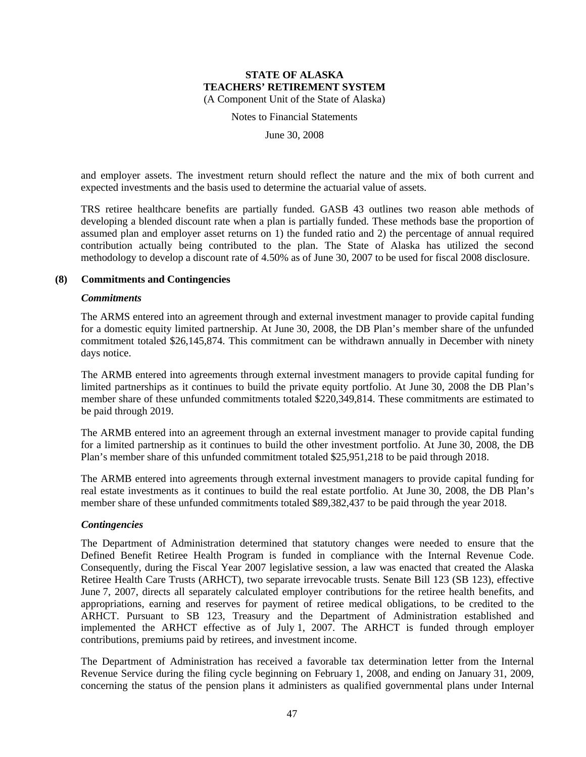and employer assets. The investment return should reflect the nature and the mix of both current and expected investments and the basis used to determine the actuarial value of assets.

TRS retiree healthcare benefits are partially funded. GASB 43 outlines two reason able methods of developing a blended discount rate when a plan is partially funded. These methods base the proportion of assumed plan and employer asset returns on 1) the funded ratio and 2) the percentage of annual required contribution actually being contributed to the plan. The State of Alaska has utilized the second methodology to develop a discount rate of 4.50% as of June 30, 2007 to be used for fiscal 2008 disclosure.

## (8) Commitments and Contingencies

### *Commitments*

The ARMS entered into an agreement through and external investment manager to provide capital funding for a domestic equity limited partnership. At June 30, 2008, the DB Plan's member share of the unfunded commitment totaled $26,145,874. This commitment can be withdrawn annually in December with ninety days notice.

The ARMB entered into agreements through external investment managers to provide capital funding for limited partnerships as it continues to build the private equity portfolio. At June 30, 2008 the DB Plan's member share of these unfunded commitments totaled $220,349,814. These commitments are estimated to be paid through 2019.

The ARMB entered into an agreement through an external investment manager to provide capital funding for a limited partnership as it continues to build the other investment portfolio. At June 30, 2008, the DB Plan's member share of this unfunded commitment totaled $25,951,218 to be paid through 2018.

The ARMB entered into agreements through external investment managers to provide capital funding for real estate investments as it continues to build the real estate portfolio. At June 30, 2008, the DB Plan's member share of these unfunded commitments totaled $89,382,437 to be paid through the year 2018.

### *Contingencies*

The Department of Administration determined that statutory changes were needed to ensure that the Defined Benefit Retiree Health Program is funded in compliance with the Internal Revenue Code. Consequently, during the Fiscal Year 2007 legislative session, a law was enacted that created the Alaska Retiree Health Care Trusts (ARHCT), two separate irrevocable trusts. Senate Bill 123 (SB 123), effective June 7, 2007, directs all separately calculated employer contributions for the retiree health benefits, and appropriations, earning and reserves for payment of retiree medical obligations, to be credited to the ARHCT. Pursuant to SB 123, Treasury and the Department of Administration established and implemented the ARHCT effective as of July 1, 2007. The ARHCT is funded through employer contributions, premiums paid by retirees, and investment income.

The Department of Administration has received a favorable tax determination letter from the Internal Revenue Service during the filing cycle beginning on February 1, 2008, and ending on January 31, 2009, concerning the status of the pension plans it administers as qualified governmental plans under Internal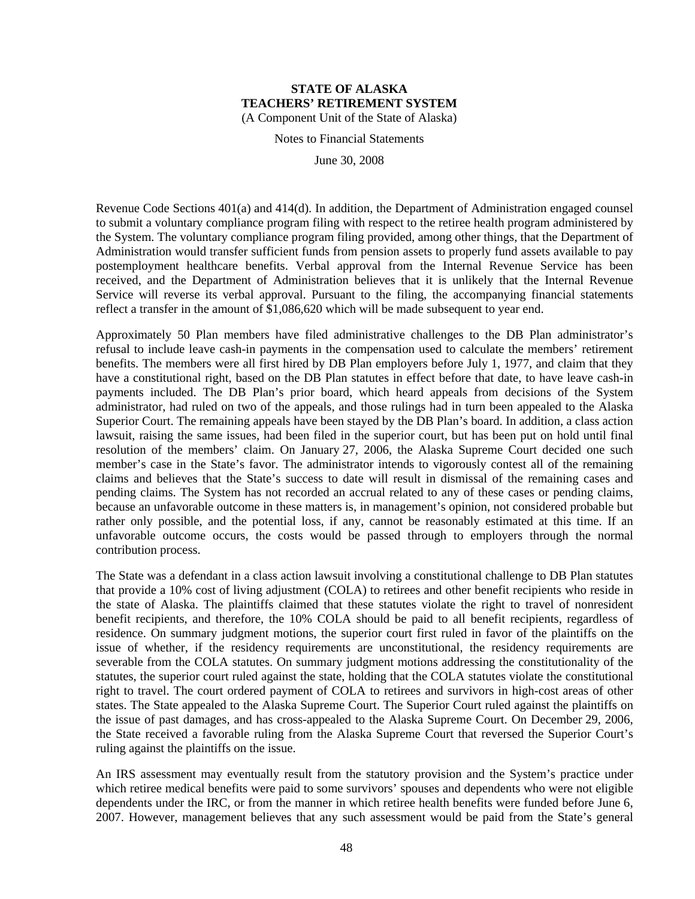Revenue Code Sections 401(a) and 414(d). In addition, the Department of Administration engaged counsel to submit a voluntary compliance program filing with respect to the retiree health program administered by the System. The voluntary compliance program filing provided, among other things, that the Department of Administration would transfer sufficient funds from pension assets to properly fund assets available to pay postemployment healthcare benefits. Verbal approval from the Internal Revenue Service has been received, and the Department of Administration believes that it is unlikely that the Internal Revenue Service will reverse its verbal approval. Pursuant to the filing, the accompanying financial statements reflect a transfer in the amount of $1,086,620 which will be made subsequent to year end.

Approximately 50 Plan members have filed administrative challenges to the DB Plan administrator's refusal to include leave cash-in payments in the compensation used to calculate the members' retirement benefits. The members were all first hired by DB Plan employers before July 1, 1977, and claim that they have a constitutional right, based on the DB Plan statutes in effect before that date, to have leave cash-in payments included. The DB Plan's prior board, which heard appeals from decisions of the System administrator, had ruled on two of the appeals, and those rulings had in turn been appealed to the Alaska Superior Court. The remaining appeals have been stayed by the DB Plan's board. In addition, a class action lawsuit, raising the same issues, had been filed in the superior court, but has been put on hold until final resolution of the members' claim. On January 27, 2006, the Alaska Supreme Court decided one such member's case in the State's favor. The administrator intends to vigorously contest all of the remaining claims and believes that the State's success to date will result in dismissal of the remaining cases and pending claims. The System has not recorded an accrual related to any of these cases or pending claims, because an unfavorable outcome in these matters is, in management's opinion, not considered probable but rather only possible, and the potential loss, if any, cannot be reasonably estimated at this time. If an unfavorable outcome occurs, the costs would be passed through to employers through the normal contribution process.

The State was a defendant in a class action lawsuit involving a constitutional challenge to DB Plan statutes that provide a 10% cost of living adjustment (COLA) to retirees and other benefit recipients who reside in the state of Alaska. The plaintiffs claimed that these statutes violate the right to travel of nonresident benefit recipients, and therefore, the 10% COLA should be paid to all benefit recipients, regardless of residence. On summary judgment motions, the superior court first ruled in favor of the plaintiffs on the issue of whether, if the residency requirements are unconstitutional, the residency requirements are severable from the COLA statutes. On summary judgment motions addressing the constitutionality of the statutes, the superior court ruled against the state, holding that the COLA statutes violate the constitutional right to travel. The court ordered payment of COLA to retirees and survivors in high-cost areas of other states. The State appealed to the Alaska Supreme Court. The Superior Court ruled against the plaintiffs on the issue of past damages, and has cross-appealed to the Alaska Supreme Court. On December 29, 2006, the State received a favorable ruling from the Alaska Supreme Court that reversed the Superior Court's ruling against the plaintiffs on the issue.

An IRS assessment may eventually result from the statutory provision and the System's practice under which retiree medical benefits were paid to some survivors' spouses and dependents who were not eligible dependents under the IRC, or from the manner in which retiree health benefits were funded before June 6, 2007. However, management believes that any such assessment would be paid from the State's general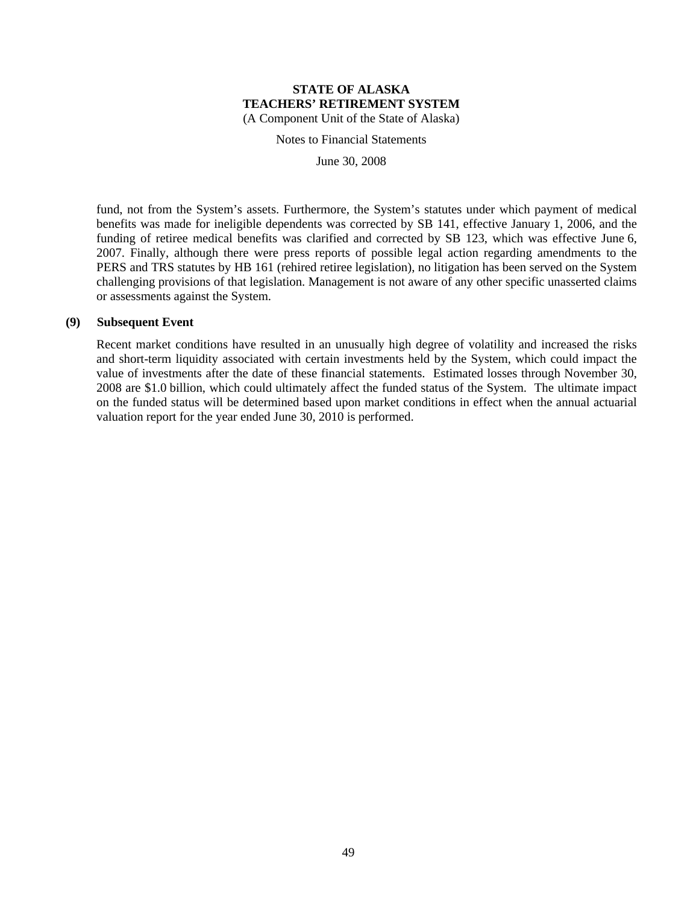fund, not from the System's assets. Furthermore, the System's statutes under which payment of medical benefits was made for ineligible dependents was corrected by SB 141, effective January 1, 2006, and the funding of retiree medical benefits was clarified and corrected by SB 123, which was effective June 6, 2007. Finally, although there were press reports of possible legal action regarding amendments to the PERS and TRS statutes by HB 161 (rehired retiree legislation), no litigation has been served on the System challenging provisions of that legislation. Management is not aware of any other specific unasserted claims or assessments against the System.

## (9) Subsequent Event

Recent market conditions have resulted in an unusually high degree of volatility and increased the risks and short-term liquidity associated with certain investments held by the System, which could impact the value of investments after the date of these financial statements. Estimated losses through November 30, 2008 are $1.0 billion, which could ultimately affect the funded status of the System. The ultimate impact on the funded status will be determined based upon market conditions in effect when the annual actuarial valuation report for the year ended June 30, 2010 is performed.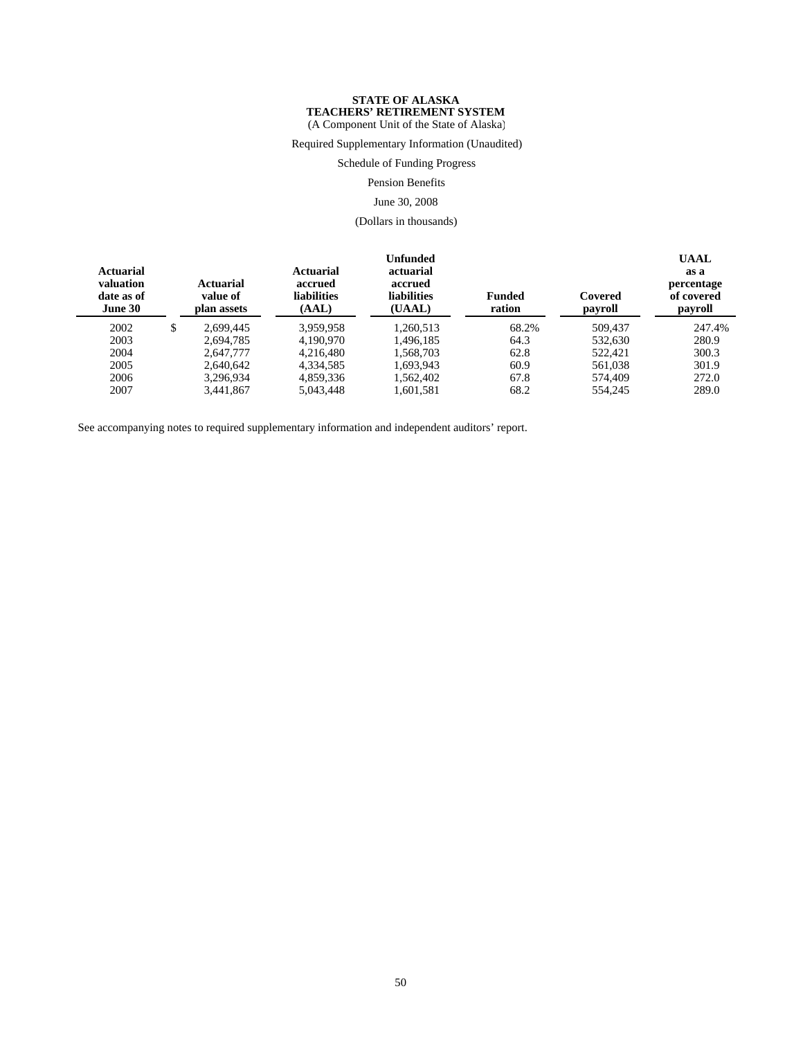**STATE OF ALASKA**
**TEACHERS' RETIREMENT SYSTEM**
(A Component Unit of the State of Alaska)

Required Supplementary Information (Unaudited)

Schedule of Funding Progress

Pension Benefits

June 30, 2008

(Dollars in thousands)

| Actuarial valuation date as of June 30 | Actuarial value of plan assets | Actuarial accrued liabilities (AAL) | Unfunded actuarial accrued liabilities (UAAL) | Funded ration | Covered payroll | UAAL as a percentage of covered payroll |
|---|---|---|---|---|---|---|
| 2002 | $ 2,699,445 | 3,959,958 | 1,260,513 | 68.2% | 509,437 | 247.4% |
| 2003 | 2,694,785 | 4,190,970 | 1,496,185 | 64.3 | 532,630 | 280.9 |
| 2004 | 2,647,777 | 4,216,480 | 1,568,703 | 62.8 | 522,421 | 300.3 |
| 2005 | 2,640,642 | 4,334,585 | 1,693,943 | 60.9 | 561,038 | 301.9 |
| 2006 | 3,296,934 | 4,859,336 | 1,562,402 | 67.8 | 574,409 | 272.0 |
| 2007 | 3,441,867 | 5,043,448 | 1,601,581 | 68.2 | 554,245 | 289.0 |

See accompanying notes to required supplementary information and independent auditors' report.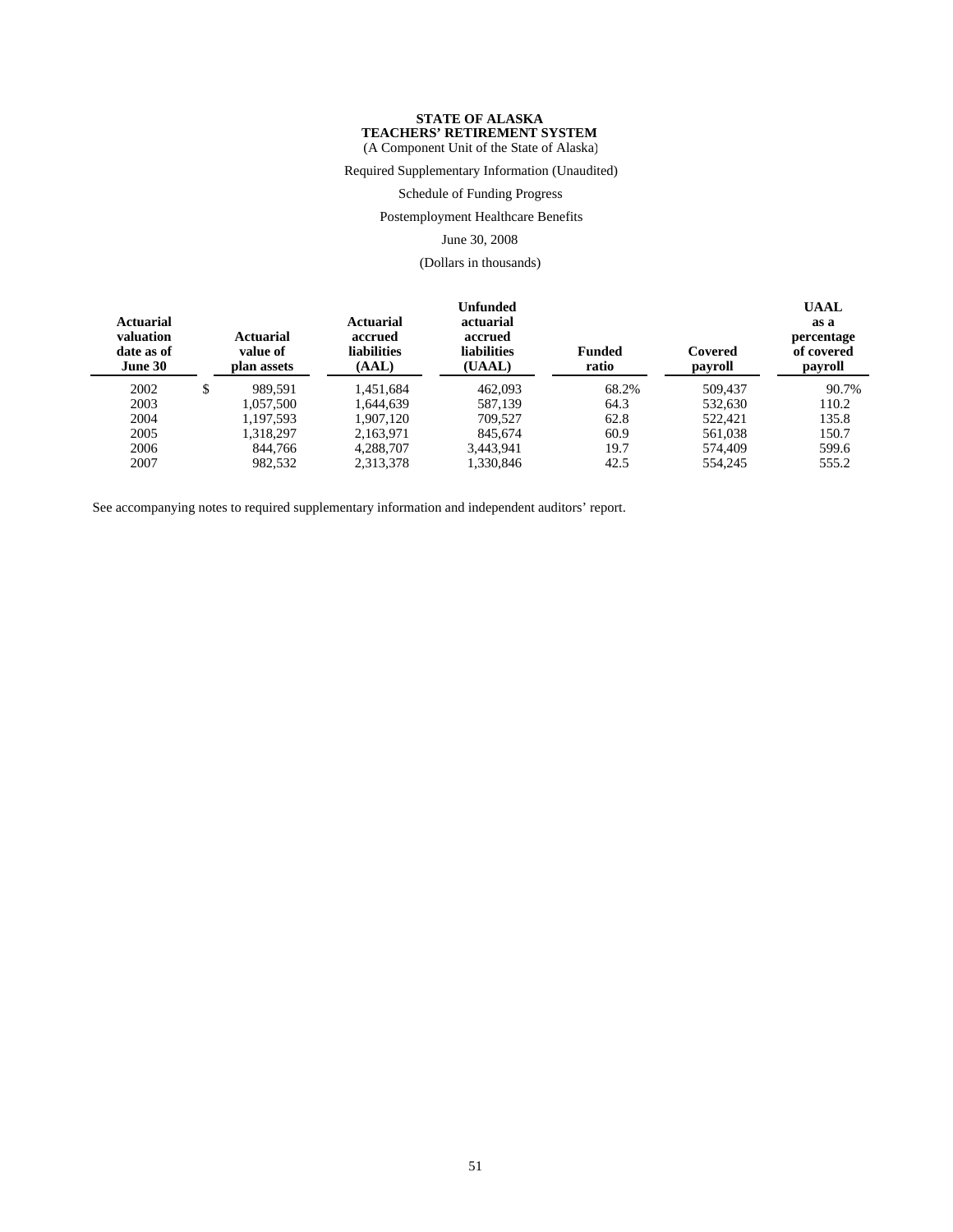**STATE OF ALASKA**
**TEACHERS' RETIREMENT SYSTEM**
(A Component Unit of the State of Alaska)

Required Supplementary Information (Unaudited)

Schedule of Funding Progress

Postemployment Healthcare Benefits

June 30, 2008

(Dollars in thousands)

| Actuarial valuation date as of June 30 | Actuarial value of plan assets | Actuarial accrued liabilities (AAL) | Unfunded actuarial accrued liabilities (UAAL) | Funded ratio | Covered payroll | UAAL as a percentage of covered payroll |
|---|---|---|---|---|---|---|
| 2002 | $ 989,591 | 1,451,684 | 462,093 | 68.2% | 509,437 | 90.7% |
| 2003 | 1,057,500 | 1,644,639 | 587,139 | 64.3 | 532,630 | 110.2 |
| 2004 | 1,197,593 | 1,907,120 | 709,527 | 62.8 | 522,421 | 135.8 |
| 2005 | 1,318,297 | 2,163,971 | 845,674 | 60.9 | 561,038 | 150.7 |
| 2006 | 844,766 | 4,288,707 | 3,443,941 | 19.7 | 574,409 | 599.6 |
| 2007 | 982,532 | 2,313,378 | 1,330,846 | 42.5 | 554,245 | 555.2 |

See accompanying notes to required supplementary information and independent auditors' report.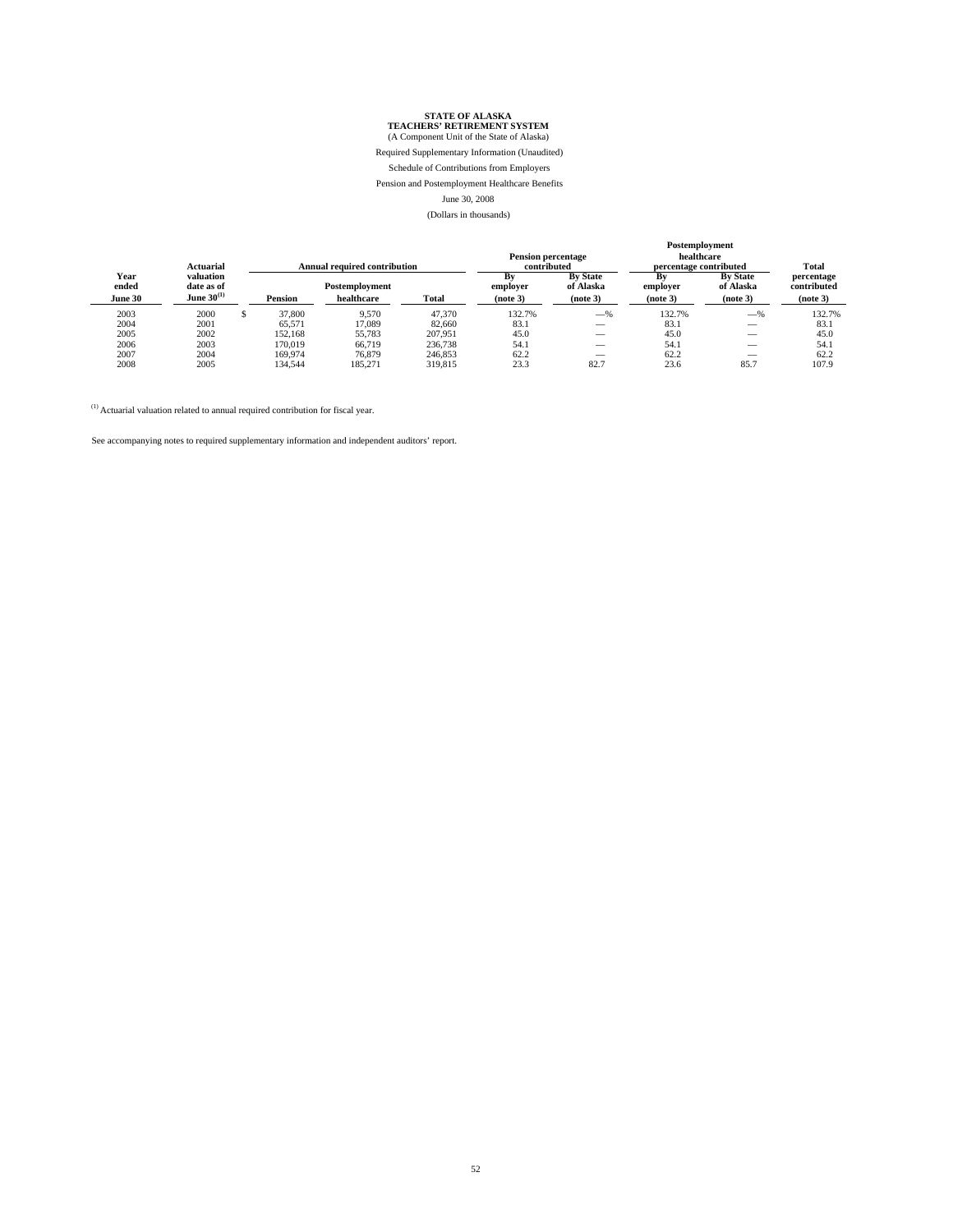**STATE OF ALASKA**
**TEACHERS' RETIREMENT SYSTEM**
(A Component Unit of the State of Alaska)

Required Supplementary Information (Unaudited)

Schedule of Contributions from Employers

Pension and Postemployment Healthcare Benefits

June 30, 2008

(Dollars in thousands)

| Year ended June 30 | Actuarial valuation date as of June 30(1) | Annual required contribution | | | Pension percentage contributed | | Postemployment healthcare percentage contributed | | Total percentage contributed (note 3) |
|---|---|---|---|---|---|---|---|---|---|
| | | Pension | Postemployment healthcare | Total | By employer (note 3) | By State of Alaska (note 3) | By employer (note 3) | By State of Alaska (note 3) | |
| 2003 | 2000 | $ 37,800 | 9,570 | 47,370 | 132.7% | —% | 132.7% | —% | 132.7% |
| 2004 | 2001 | 65,571 | 17,089 | 82,660 | 83.1 | — | 83.1 | — | 83.1 |
| 2005 | 2002 | 152,168 | 55,783 | 207,951 | 45.0 | — | 45.0 | — | 45.0 |
| 2006 | 2003 | 170,019 | 66,719 | 236,738 | 54.1 | — | 54.1 | — | 54.1 |
| 2007 | 2004 | 169,974 | 76,879 | 246,853 | 62.2 | — | 62.2 | — | 62.2 |
| 2008 | 2005 | 134,544 | 185,271 | 319,815 | 23.3 | 82.7 | 23.6 | 85.7 | 107.9 |

(1) Actuarial valuation related to annual required contribution for fiscal year.

See accompanying notes to required supplementary information and independent auditors' report.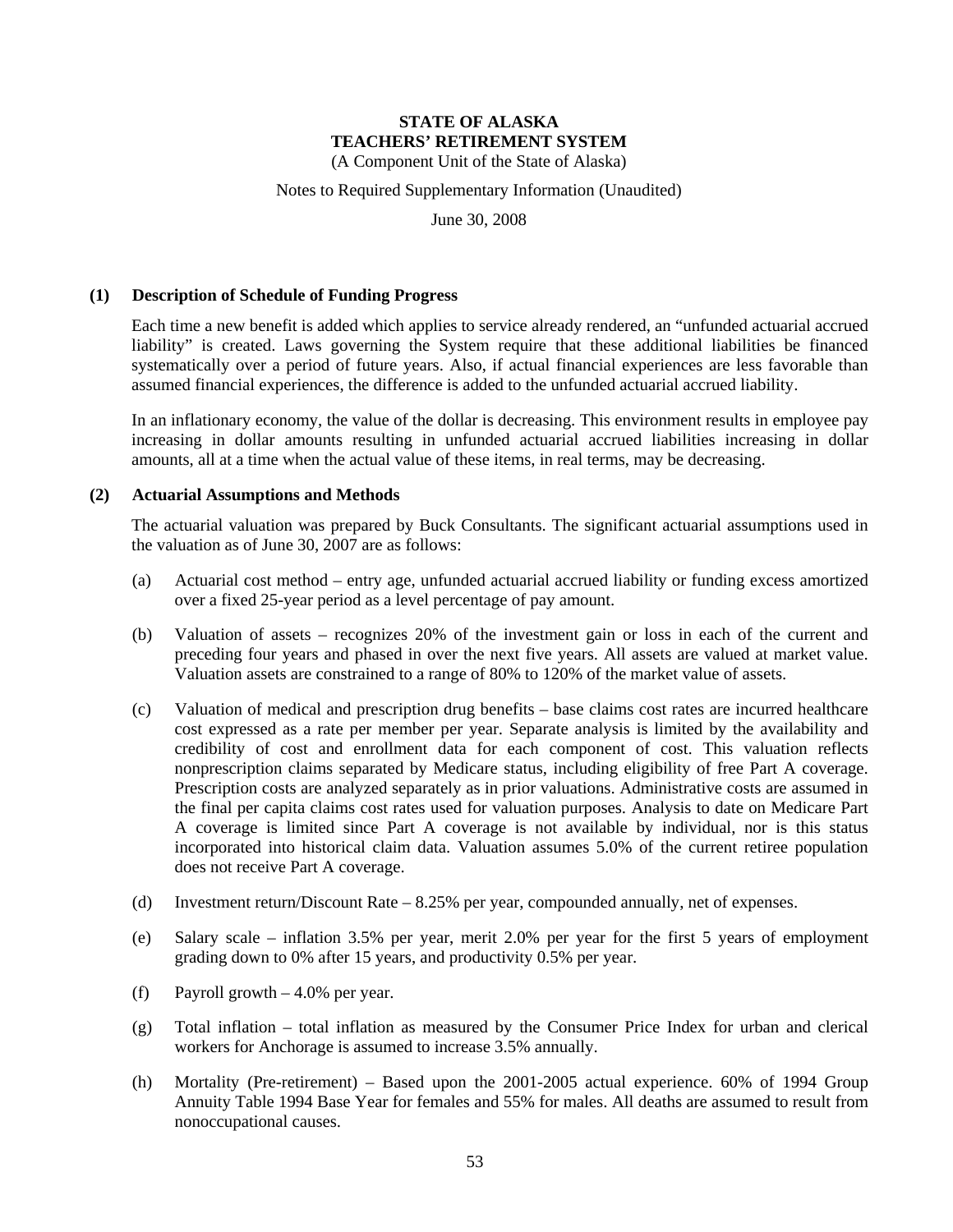# STATE OF ALASKA
# TEACHERS' RETIREMENT SYSTEM

(A Component Unit of the State of Alaska)

Notes to Required Supplementary Information (Unaudited)

June 30, 2008

## (1) Description of Schedule of Funding Progress

Each time a new benefit is added which applies to service already rendered, an "unfunded actuarial accrued liability" is created. Laws governing the System require that these additional liabilities be financed systematically over a period of future years. Also, if actual financial experiences are less favorable than assumed financial experiences, the difference is added to the unfunded actuarial accrued liability.

In an inflationary economy, the value of the dollar is decreasing. This environment results in employee pay increasing in dollar amounts resulting in unfunded actuarial accrued liabilities increasing in dollar amounts, all at a time when the actual value of these items, in real terms, may be decreasing.

## (2) Actuarial Assumptions and Methods

The actuarial valuation was prepared by Buck Consultants. The significant actuarial assumptions used in the valuation as of June 30, 2007 are as follows:

(a) Actuarial cost method – entry age, unfunded actuarial accrued liability or funding excess amortized over a fixed 25-year period as a level percentage of pay amount.

(b) Valuation of assets – recognizes 20% of the investment gain or loss in each of the current and preceding four years and phased in over the next five years. All assets are valued at market value. Valuation assets are constrained to a range of 80% to 120% of the market value of assets.

(c) Valuation of medical and prescription drug benefits – base claims cost rates are incurred healthcare cost expressed as a rate per member per year. Separate analysis is limited by the availability and credibility of cost and enrollment data for each component of cost. This valuation reflects nonprescription claims separated by Medicare status, including eligibility of free Part A coverage. Prescription costs are analyzed separately as in prior valuations. Administrative costs are assumed in the final per capita claims cost rates used for valuation purposes. Analysis to date on Medicare Part A coverage is limited since Part A coverage is not available by individual, nor is this status incorporated into historical claim data. Valuation assumes 5.0% of the current retiree population does not receive Part A coverage.

(d) Investment return/Discount Rate – 8.25% per year, compounded annually, net of expenses.

(e) Salary scale – inflation 3.5% per year, merit 2.0% per year for the first 5 years of employment grading down to 0% after 15 years, and productivity 0.5% per year.

(f) Payroll growth – 4.0% per year.

(g) Total inflation – total inflation as measured by the Consumer Price Index for urban and clerical workers for Anchorage is assumed to increase 3.5% annually.

(h) Mortality (Pre-retirement) – Based upon the 2001-2005 actual experience. 60% of 1994 Group Annuity Table 1994 Base Year for females and 55% for males. All deaths are assumed to result from nonoccupational causes.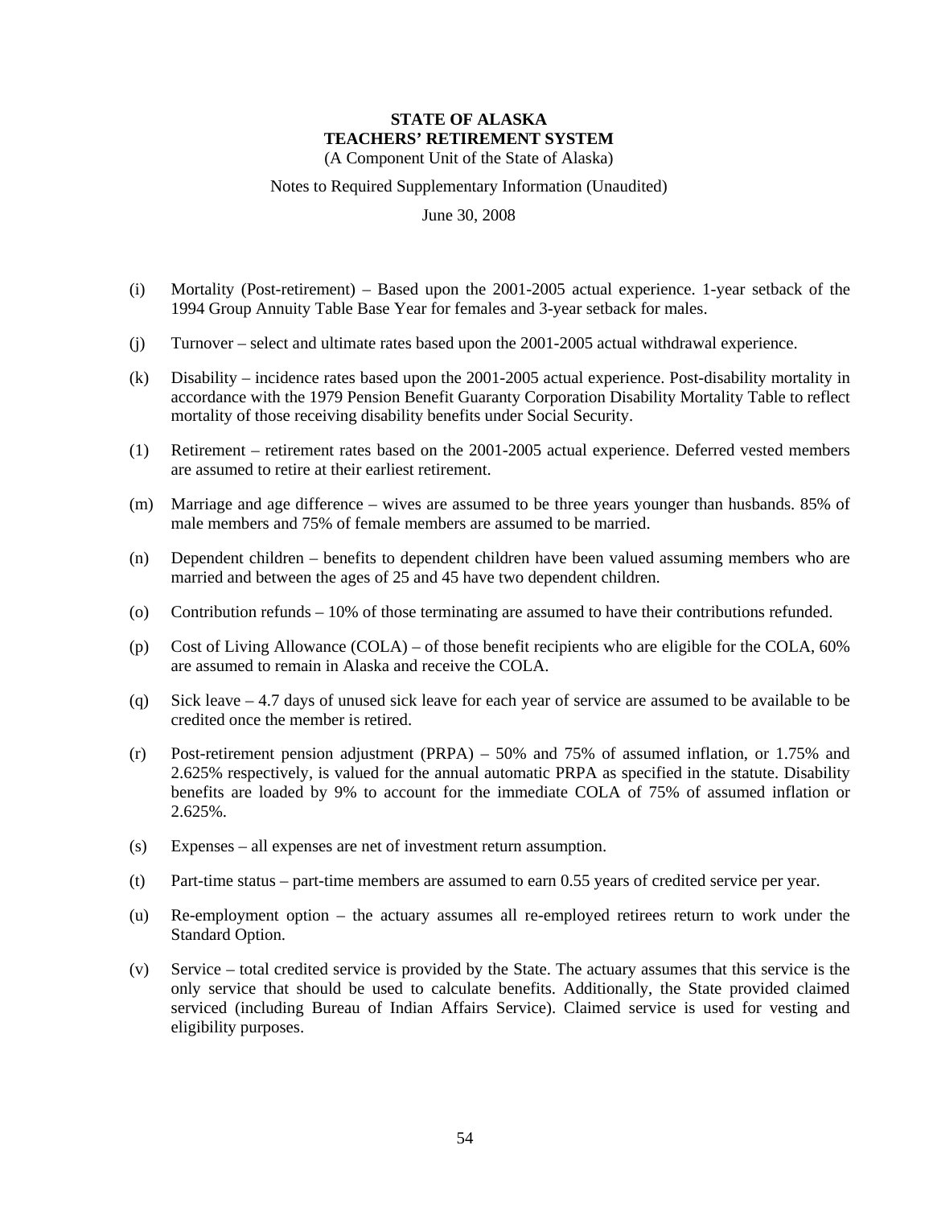**STATE OF ALASKA**
**TEACHERS' RETIREMENT SYSTEM**
(A Component Unit of the State of Alaska)

Notes to Required Supplementary Information (Unaudited)

June 30, 2008

(i) Mortality (Post-retirement) – Based upon the 2001-2005 actual experience. 1-year setback of the 1994 Group Annuity Table Base Year for females and 3-year setback for males.

(j) Turnover – select and ultimate rates based upon the 2001-2005 actual withdrawal experience.

(k) Disability – incidence rates based upon the 2001-2005 actual experience. Post-disability mortality in accordance with the 1979 Pension Benefit Guaranty Corporation Disability Mortality Table to reflect mortality of those receiving disability benefits under Social Security.

(1) Retirement – retirement rates based on the 2001-2005 actual experience. Deferred vested members are assumed to retire at their earliest retirement.

(m) Marriage and age difference – wives are assumed to be three years younger than husbands. 85% of male members and 75% of female members are assumed to be married.

(n) Dependent children – benefits to dependent children have been valued assuming members who are married and between the ages of 25 and 45 have two dependent children.

(o) Contribution refunds – 10% of those terminating are assumed to have their contributions refunded.

(p) Cost of Living Allowance (COLA) – of those benefit recipients who are eligible for the COLA, 60% are assumed to remain in Alaska and receive the COLA.

(q) Sick leave – 4.7 days of unused sick leave for each year of service are assumed to be available to be credited once the member is retired.

(r) Post-retirement pension adjustment (PRPA) – 50% and 75% of assumed inflation, or 1.75% and 2.625% respectively, is valued for the annual automatic PRPA as specified in the statute. Disability benefits are loaded by 9% to account for the immediate COLA of 75% of assumed inflation or 2.625%.

(s) Expenses – all expenses are net of investment return assumption.

(t) Part-time status – part-time members are assumed to earn 0.55 years of credited service per year.

(u) Re-employment option – the actuary assumes all re-employed retirees return to work under the Standard Option.

(v) Service – total credited service is provided by the State. The actuary assumes that this service is the only service that should be used to calculate benefits. Additionally, the State provided claimed serviced (including Bureau of Indian Affairs Service). Claimed service is used for vesting and eligibility purposes.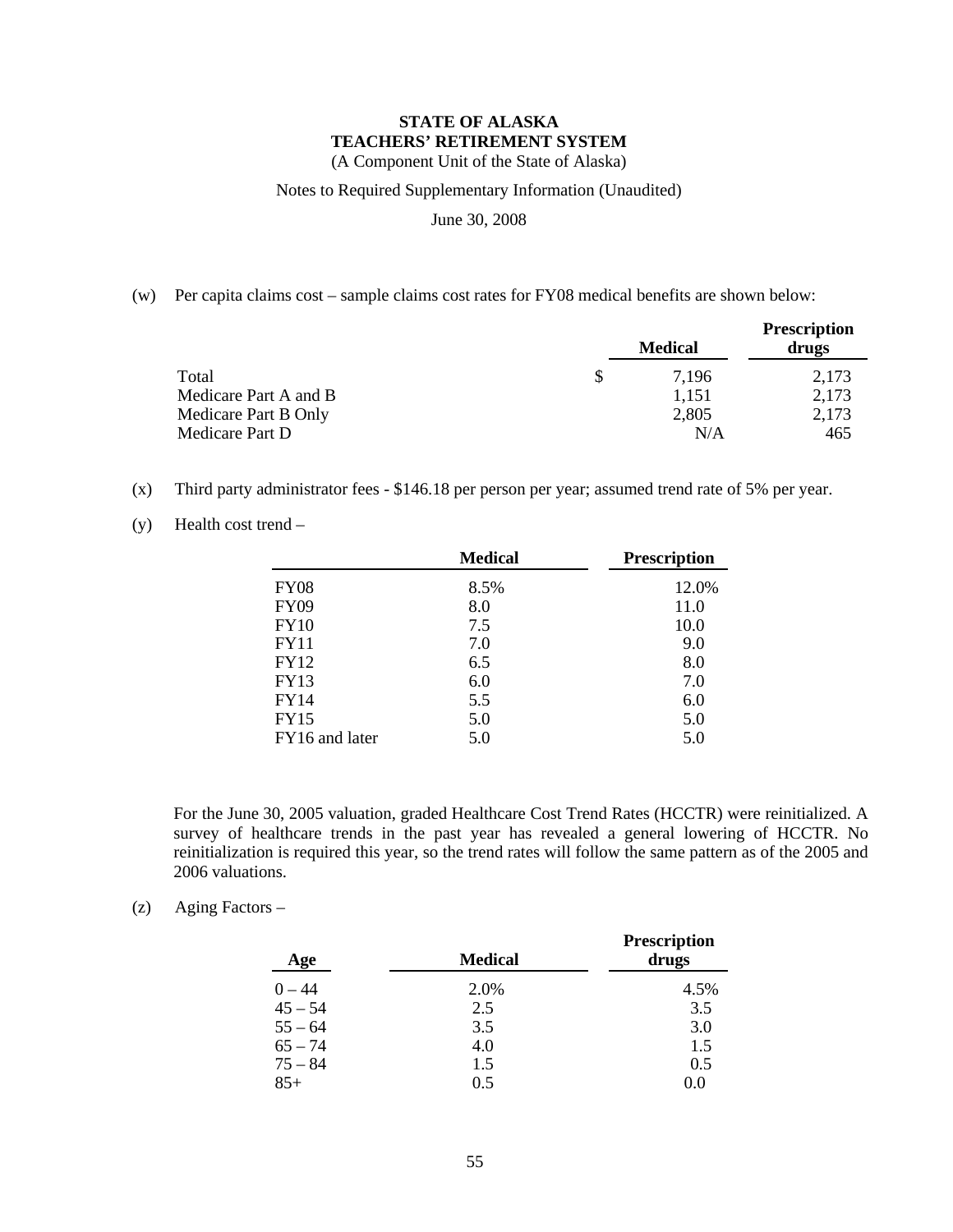**STATE OF ALASKA**
**TEACHERS' RETIREMENT SYSTEM**
(A Component Unit of the State of Alaska)

Notes to Required Supplementary Information (Unaudited)

June 30, 2008

(w) Per capita claims cost – sample claims cost rates for FY08 medical benefits are shown below:

| | Medical | Prescription drugs |
|---|---|---|
| Total | $ 7,196 | 2,173 |
| Medicare Part A and B | 1,151 | 2,173 |
| Medicare Part B Only | 2,805 | 2,173 |
| Medicare Part D | N/A | 465 |

(x) Third party administrator fees - $146.18 per person per year; assumed trend rate of 5% per year.

(y) Health cost trend –

| | Medical | Prescription |
|---|---|---|
| FY08 | 8.5% | 12.0% |
| FY09 | 8.0 | 11.0 |
| FY10 | 7.5 | 10.0 |
| FY11 | 7.0 | 9.0 |
| FY12 | 6.5 | 8.0 |
| FY13 | 6.0 | 7.0 |
| FY14 | 5.5 | 6.0 |
| FY15 | 5.0 | 5.0 |
| FY16 and later | 5.0 | 5.0 |

For the June 30, 2005 valuation, graded Healthcare Cost Trend Rates (HCCTR) were reinitialized. A survey of healthcare trends in the past year has revealed a general lowering of HCCTR. No reinitialization is required this year, so the trend rates will follow the same pattern as of the 2005 and 2006 valuations.

(z) Aging Factors –

| Age | Medical | Prescription drugs |
|---|---|---|
| 0 – 44 | 2.0% | 4.5% |
| 45 – 54 | 2.5 | 3.5 |
| 55 – 64 | 3.5 | 3.0 |
| 65 – 74 | 4.0 | 1.5 |
| 75 – 84 | 1.5 | 0.5 |
| 85+ | 0.5 | 0.0 |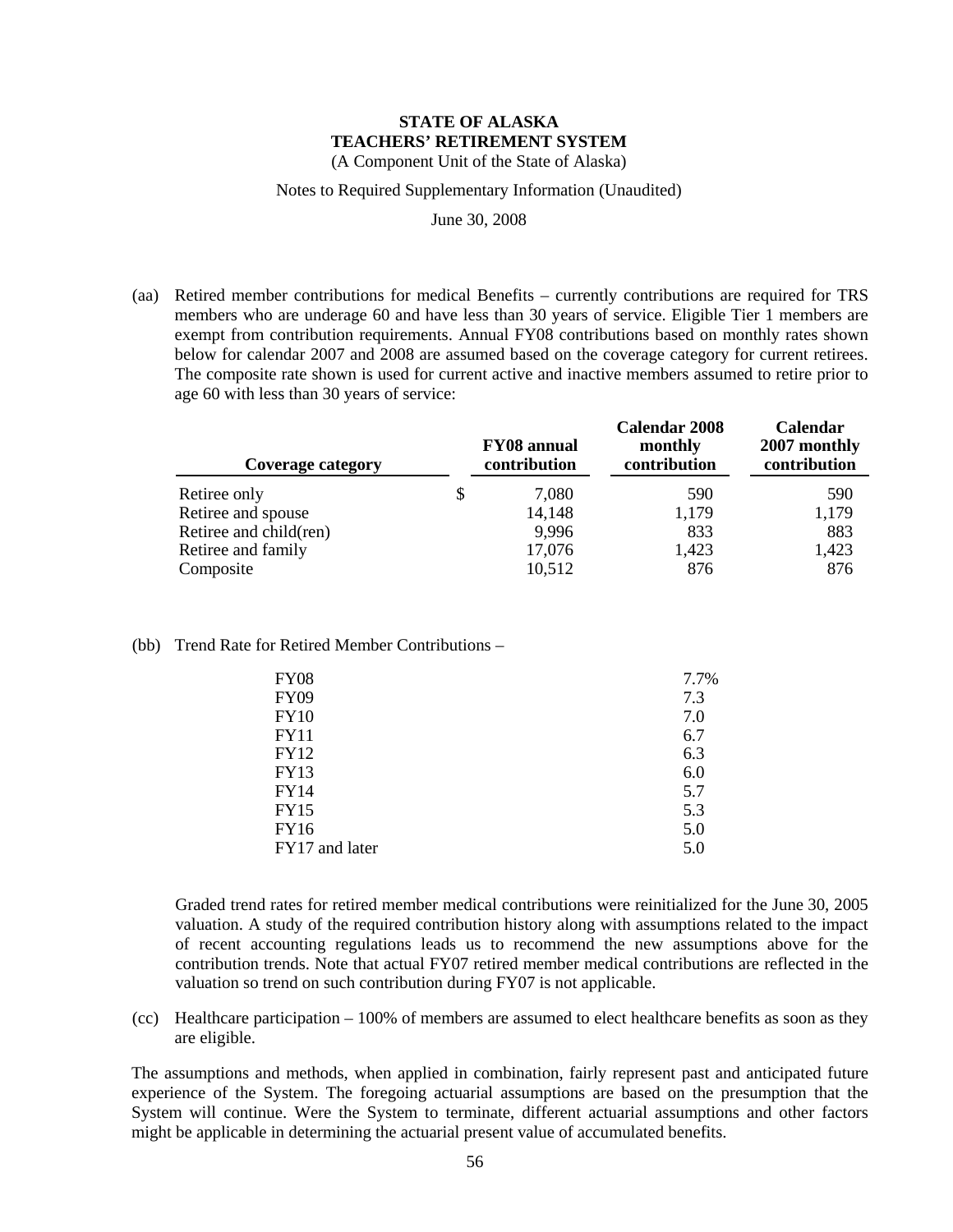**STATE OF ALASKA**
**TEACHERS' RETIREMENT SYSTEM**
(A Component Unit of the State of Alaska)

Notes to Required Supplementary Information (Unaudited)

June 30, 2008

(aa) Retired member contributions for medical Benefits – currently contributions are required for TRS members who are underage 60 and have less than 30 years of service. Eligible Tier 1 members are exempt from contribution requirements. Annual FY08 contributions based on monthly rates shown below for calendar 2007 and 2008 are assumed based on the coverage category for current retirees. The composite rate shown is used for current active and inactive members assumed to retire prior to age 60 with less than 30 years of service:

| Coverage category | FY08 annual contribution | Calendar 2008 monthly contribution | Calendar 2007 monthly contribution |
|---|---|---|---|
| Retiree only | $ 7,080 | 590 | 590 |
| Retiree and spouse | 14,148 | 1,179 | 1,179 |
| Retiree and child(ren) | 9,996 | 833 | 883 |
| Retiree and family | 17,076 | 1,423 | 1,423 |
| Composite | 10,512 | 876 | 876 |

(bb) Trend Rate for Retired Member Contributions –

| | |
|---|---|
| FY08 | 7.7% |
| FY09 | 7.3 |
| FY10 | 7.0 |
| FY11 | 6.7 |
| FY12 | 6.3 |
| FY13 | 6.0 |
| FY14 | 5.7 |
| FY15 | 5.3 |
| FY16 | 5.0 |
| FY17 and later | 5.0 |

Graded trend rates for retired member medical contributions were reinitialized for the June 30, 2005 valuation. A study of the required contribution history along with assumptions related to the impact of recent accounting regulations leads us to recommend the new assumptions above for the contribution trends. Note that actual FY07 retired member medical contributions are reflected in the valuation so trend on such contribution during FY07 is not applicable.

(cc) Healthcare participation – 100% of members are assumed to elect healthcare benefits as soon as they are eligible.

The assumptions and methods, when applied in combination, fairly represent past and anticipated future experience of the System. The foregoing actuarial assumptions are based on the presumption that the System will continue. Were the System to terminate, different actuarial assumptions and other factors might be applicable in determining the actuarial present value of accumulated benefits.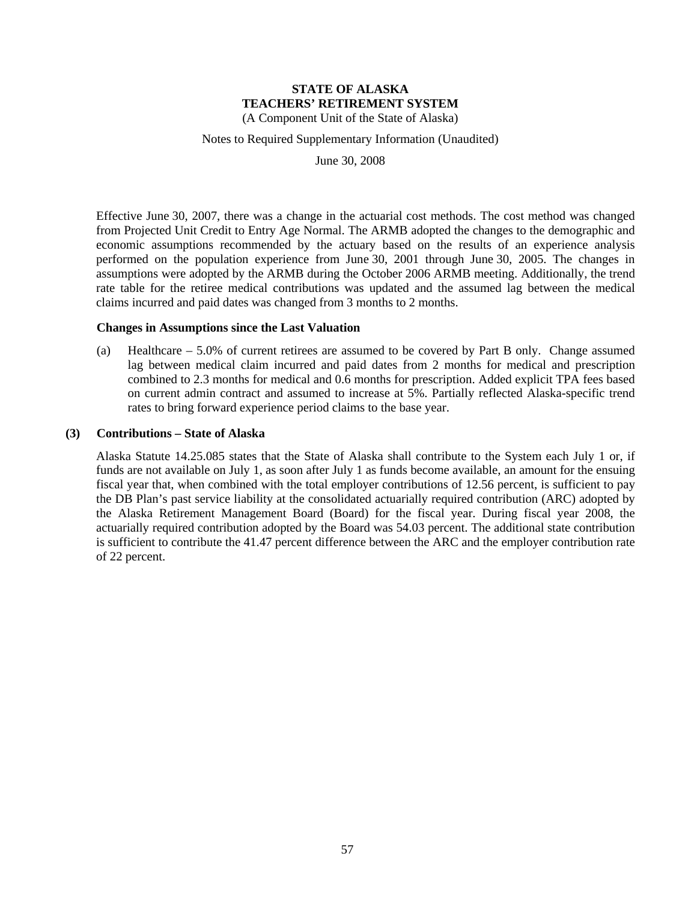**STATE OF ALASKA**
**TEACHERS' RETIREMENT SYSTEM**
(A Component Unit of the State of Alaska)

Notes to Required Supplementary Information (Unaudited)

June 30, 2008

Effective June 30, 2007, there was a change in the actuarial cost methods. The cost method was changed from Projected Unit Credit to Entry Age Normal. The ARMB adopted the changes to the demographic and economic assumptions recommended by the actuary based on the results of an experience analysis performed on the population experience from June 30, 2001 through June 30, 2005. The changes in assumptions were adopted by the ARMB during the October 2006 ARMB meeting. Additionally, the trend rate table for the retiree medical contributions was updated and the assumed lag between the medical claims incurred and paid dates was changed from 3 months to 2 months.

**Changes in Assumptions since the Last Valuation**

(a) Healthcare – 5.0% of current retirees are assumed to be covered by Part B only. Change assumed lag between medical claim incurred and paid dates from 2 months for medical and prescription combined to 2.3 months for medical and 0.6 months for prescription. Added explicit TPA fees based on current admin contract and assumed to increase at 5%. Partially reflected Alaska-specific trend rates to bring forward experience period claims to the base year.

## (3) Contributions – State of Alaska

Alaska Statute 14.25.085 states that the State of Alaska shall contribute to the System each July 1 or, if funds are not available on July 1, as soon after July 1 as funds become available, an amount for the ensuing fiscal year that, when combined with the total employer contributions of 12.56 percent, is sufficient to pay the DB Plan's past service liability at the consolidated actuarially required contribution (ARC) adopted by the Alaska Retirement Management Board (Board) for the fiscal year. During fiscal year 2008, the actuarially required contribution adopted by the Board was 54.03 percent. The additional state contribution is sufficient to contribute the 41.47 percent difference between the ARC and the employer contribution rate of 22 percent.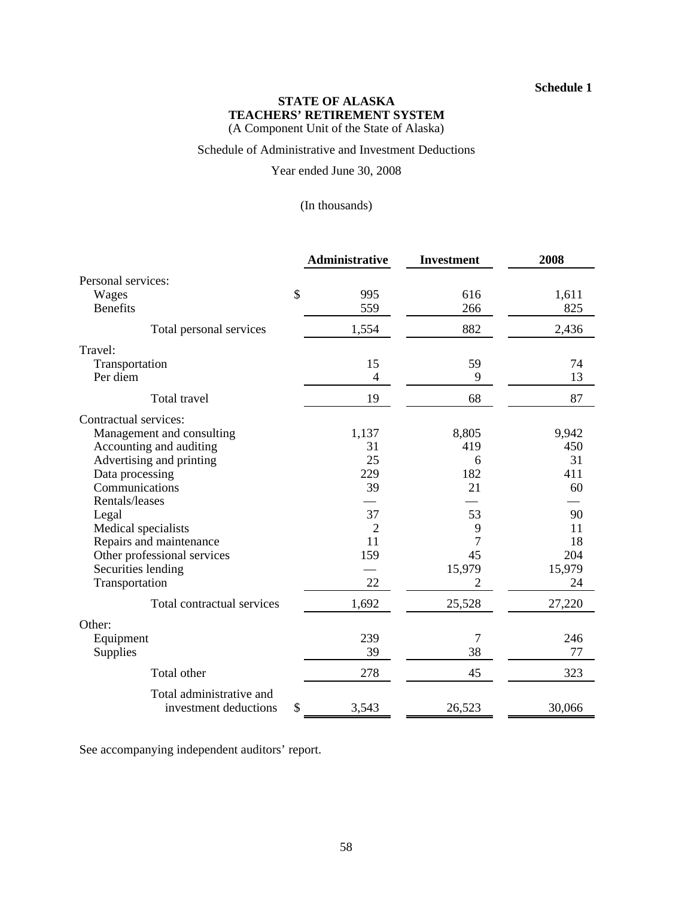**Schedule 1**

# STATE OF ALASKA
# TEACHERS' RETIREMENT SYSTEM

(A Component Unit of the State of Alaska)

Schedule of Administrative and Investment Deductions

Year ended June 30, 2008

(In thousands)

| | Administrative | Investment | 2008 |
|---|---|---|---|
| Personal services: | | | |
| Wages | $ 995 | 616 | 1,611 |
| Benefits | 559 | 266 | 825 |
| Total personal services | 1,554 | 882 | 2,436 |
| Travel: | | | |
| Transportation | 15 | 59 | 74 |
| Per diem | 4 | 9 | 13 |
| Total travel | 19 | 68 | 87 |
| Contractual services: | | | |
| Management and consulting | 1,137 | 8,805 | 9,942 |
| Accounting and auditing | 31 | 419 | 450 |
| Advertising and printing | 25 | 6 | 31 |
| Data processing | 229 | 182 | 411 |
| Communications | 39 | 21 | 60 |
| Rentals/leases | — | — | — |
| Legal | 37 | 53 | 90 |
| Medical specialists | 2 | 9 | 11 |
| Repairs and maintenance | 11 | 7 | 18 |
| Other professional services | 159 | 45 | 204 |
| Securities lending | — | 15,979 | 15,979 |
| Transportation | 22 | 2 | 24 |
| Total contractual services | 1,692 | 25,528 | 27,220 |
| Other: | | | |
| Equipment | 239 | 7 | 246 |
| Supplies | 39 | 38 | 77 |
| Total other | 278 | 45 | 323 |
| Total administrative and investment deductions | $ 3,543 | 26,523 | 30,066 |

See accompanying independent auditors' report.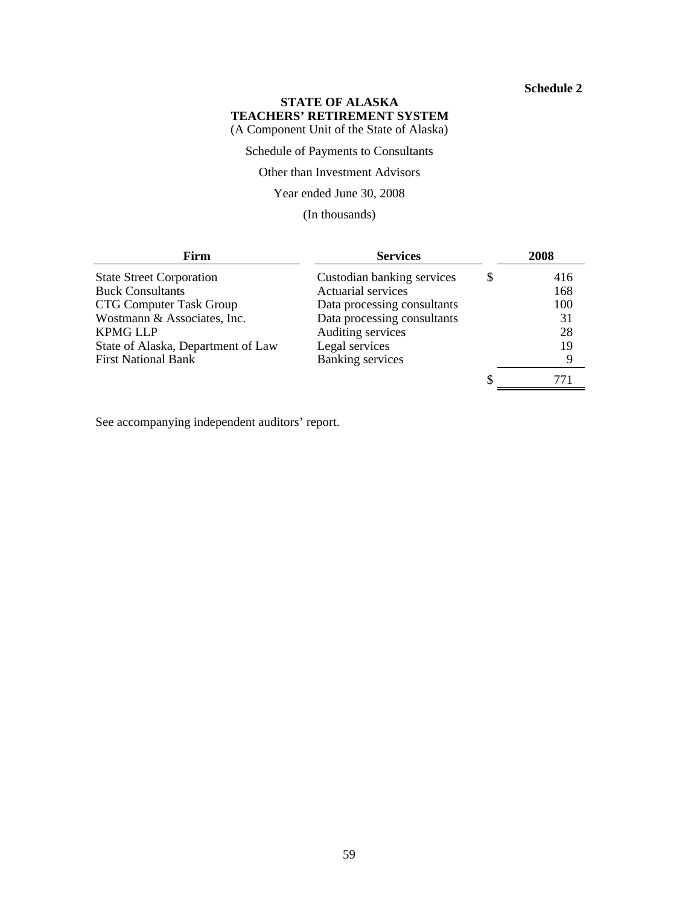**Schedule 2**

**STATE OF ALASKA**
**TEACHERS' RETIREMENT SYSTEM**
(A Component Unit of the State of Alaska)

Schedule of Payments to Consultants

Other than Investment Advisors

Year ended June 30, 2008

(In thousands)

| Firm | Services | 2008 |
|---|---|---|
| State Street Corporation | Custodian banking services | $ 416 |
| Buck Consultants | Actuarial services | 168 |
| CTG Computer Task Group | Data processing consultants | 100 |
| Wostmann & Associates, Inc. | Data processing consultants | 31 |
| KPMG LLP | Auditing services | 28 |
| State of Alaska, Department of Law | Legal services | 19 |
| First National Bank | Banking services | 9 |
| | | $ 771 |

See accompanying independent auditors' report.